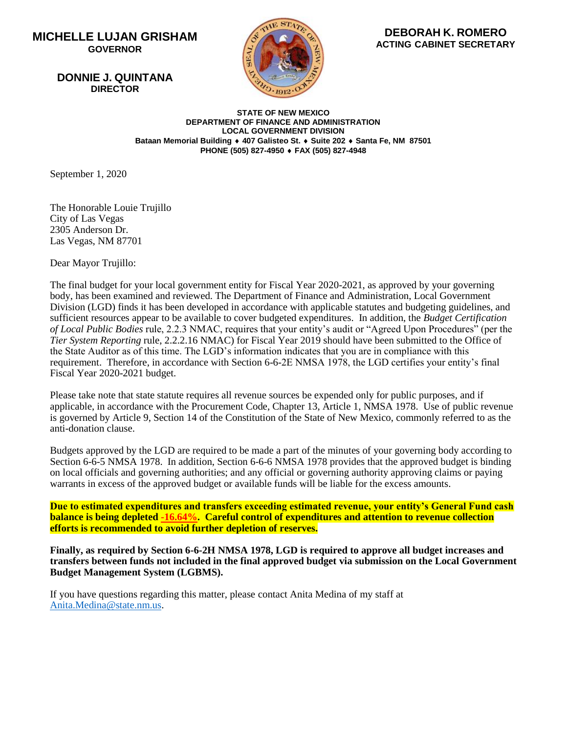**MICHELLE LUJAN GRISHAM**
**GOVERNOR**

**DONNIE J. QUINTANA**
**DIRECTOR**

**DEBORAH K. ROMERO**
**ACTING CABINET SECRETARY**

**STATE OF NEW MEXICO**
**DEPARTMENT OF FINANCE AND ADMINISTRATION**
**LOCAL GOVERNMENT DIVISION**
**Bataan Memorial Building ♦ 407 Galisteo St. ♦ Suite 202 ♦ Santa Fe, NM 87501**
**PHONE (505) 827-4950 ♦ FAX (505) 827-4948**

September 1, 2020

The Honorable Louie Trujillo
City of Las Vegas
2305 Anderson Dr.
Las Vegas, NM 87701

Dear Mayor Trujillo:

The final budget for your local government entity for Fiscal Year 2020-2021, as approved by your governing body, has been examined and reviewed. The Department of Finance and Administration, Local Government Division (LGD) finds it has been developed in accordance with applicable statutes and budgeting guidelines, and sufficient resources appear to be available to cover budgeted expenditures. In addition, the *Budget Certification of Local Public Bodies* rule, 2.2.3 NMAC, requires that your entity's audit or "Agreed Upon Procedures" (per the *Tier System Reporting* rule, 2.2.2.16 NMAC) for Fiscal Year 2019 should have been submitted to the Office of the State Auditor as of this time. The LGD's information indicates that you are in compliance with this requirement. Therefore, in accordance with Section 6-6-2E NMSA 1978, the LGD certifies your entity's final Fiscal Year 2020-2021 budget.

Please take note that state statute requires all revenue sources be expended only for public purposes, and if applicable, in accordance with the Procurement Code, Chapter 13, Article 1, NMSA 1978. Use of public revenue is governed by Article 9, Section 14 of the Constitution of the State of New Mexico, commonly referred to as the anti-donation clause.

Budgets approved by the LGD are required to be made a part of the minutes of your governing body according to Section 6-6-5 NMSA 1978. In addition, Section 6-6-6 NMSA 1978 provides that the approved budget is binding on local officials and governing authorities; and any official or governing authority approving claims or paying warrants in excess of the approved budget or available funds will be liable for the excess amounts.

**Due to estimated expenditures and transfers exceeding estimated revenue, your entity's General Fund cash balance is being depleted -16.64%. Careful control of expenditures and attention to revenue collection efforts is recommended to avoid further depletion of reserves.**

**Finally, as required by Section 6-6-2H NMSA 1978, LGD is required to approve all budget increases and transfers between funds not included in the final approved budget via submission on the Local Government Budget Management System (LGBMS).**

If you have questions regarding this matter, please contact Anita Medina of my staff at Anita.Medina@state.nm.us.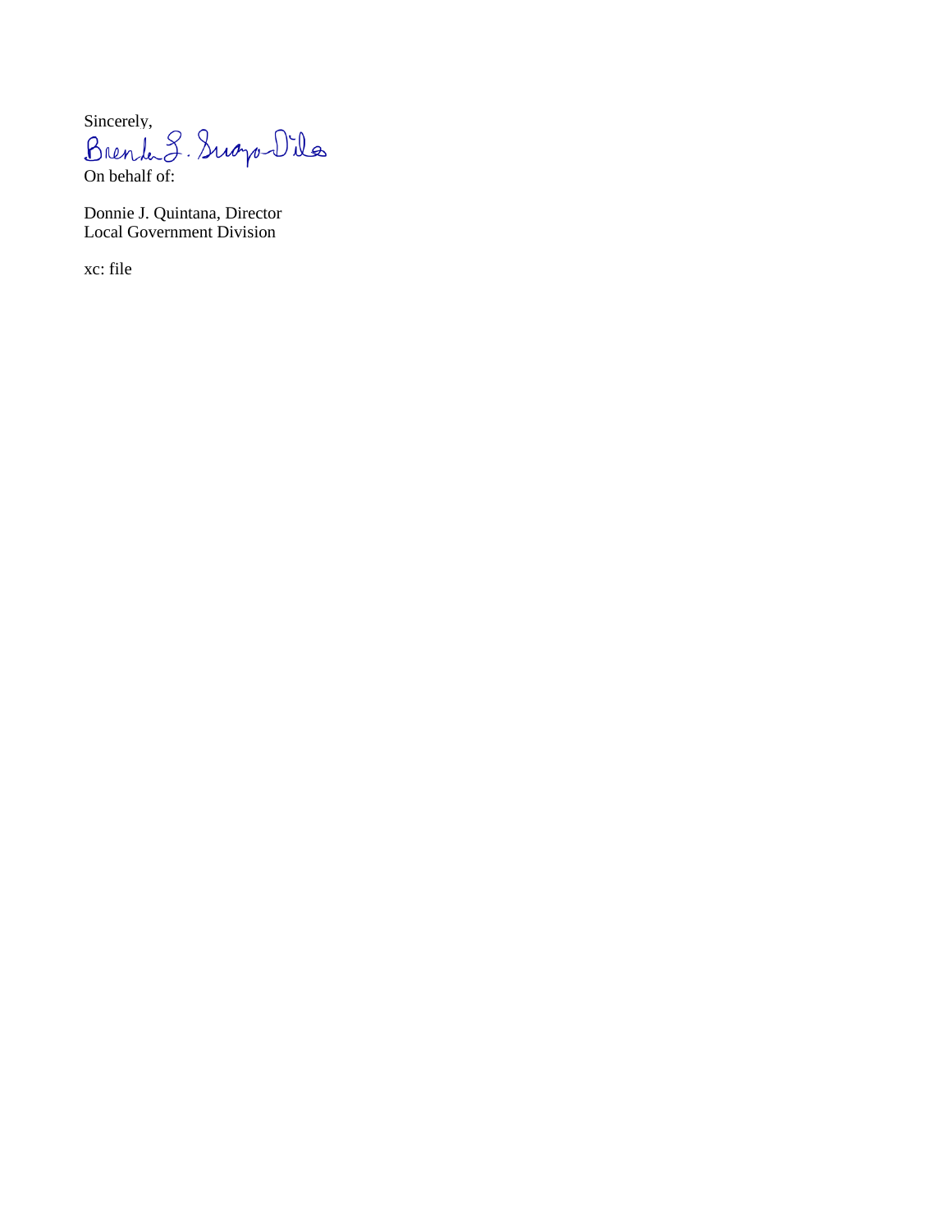Sincerely,

On behalf of:

Donnie J. Quintana, Director
Local Government Division

xc: file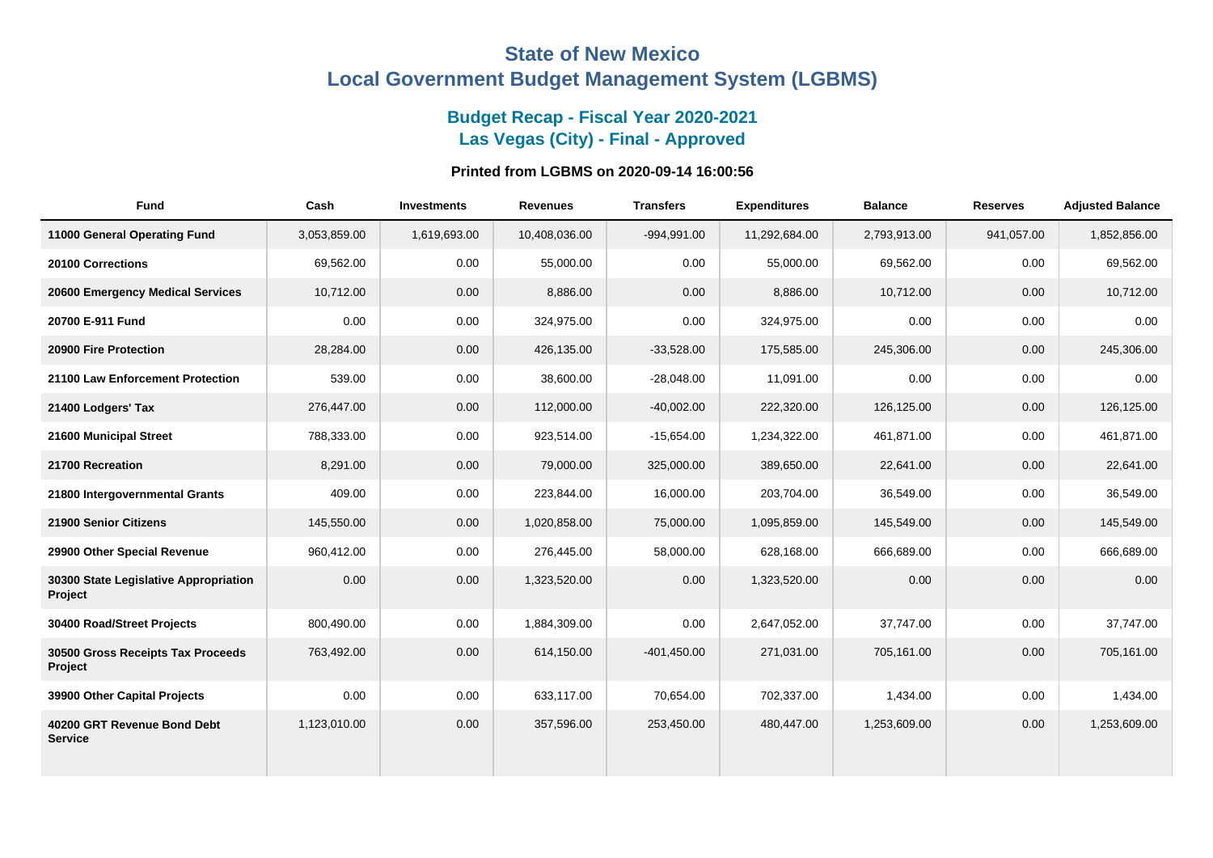# State of New Mexico
# Local Government Budget Management System (LGBMS)

## Budget Recap - Fiscal Year 2020-2021
## Las Vegas (City) - Final - Approved

### Printed from LGBMS on 2020-09-14 16:00:56

| Fund | Cash | Investments | Revenues | Transfers | Expenditures | Balance | Reserves | Adjusted Balance |
|---|---|---|---|---|---|---|---|---|
| **11000 General Operating Fund** | 3,053,859.00 | 1,619,693.00 | 10,408,036.00 | -994,991.00 | 11,292,684.00 | 2,793,913.00 | 941,057.00 | 1,852,856.00 |
| **20100 Corrections** | 69,562.00 | 0.00 | 55,000.00 | 0.00 | 55,000.00 | 69,562.00 | 0.00 | 69,562.00 |
| **20600 Emergency Medical Services** | 10,712.00 | 0.00 | 8,886.00 | 0.00 | 8,886.00 | 10,712.00 | 0.00 | 10,712.00 |
| **20700 E-911 Fund** | 0.00 | 0.00 | 324,975.00 | 0.00 | 324,975.00 | 0.00 | 0.00 | 0.00 |
| **20900 Fire Protection** | 28,284.00 | 0.00 | 426,135.00 | -33,528.00 | 175,585.00 | 245,306.00 | 0.00 | 245,306.00 |
| **21100 Law Enforcement Protection** | 539.00 | 0.00 | 38,600.00 | -28,048.00 | 11,091.00 | 0.00 | 0.00 | 0.00 |
| **21400 Lodgers' Tax** | 276,447.00 | 0.00 | 112,000.00 | -40,002.00 | 222,320.00 | 126,125.00 | 0.00 | 126,125.00 |
| **21600 Municipal Street** | 788,333.00 | 0.00 | 923,514.00 | -15,654.00 | 1,234,322.00 | 461,871.00 | 0.00 | 461,871.00 |
| **21700 Recreation** | 8,291.00 | 0.00 | 79,000.00 | 325,000.00 | 389,650.00 | 22,641.00 | 0.00 | 22,641.00 |
| **21800 Intergovernmental Grants** | 409.00 | 0.00 | 223,844.00 | 16,000.00 | 203,704.00 | 36,549.00 | 0.00 | 36,549.00 |
| **21900 Senior Citizens** | 145,550.00 | 0.00 | 1,020,858.00 | 75,000.00 | 1,095,859.00 | 145,549.00 | 0.00 | 145,549.00 |
| **29900 Other Special Revenue** | 960,412.00 | 0.00 | 276,445.00 | 58,000.00 | 628,168.00 | 666,689.00 | 0.00 | 666,689.00 |
| **30300 State Legislative Appropriation Project** | 0.00 | 0.00 | 1,323,520.00 | 0.00 | 1,323,520.00 | 0.00 | 0.00 | 0.00 |
| **30400 Road/Street Projects** | 800,490.00 | 0.00 | 1,884,309.00 | 0.00 | 2,647,052.00 | 37,747.00 | 0.00 | 37,747.00 |
| **30500 Gross Receipts Tax Proceeds Project** | 763,492.00 | 0.00 | 614,150.00 | -401,450.00 | 271,031.00 | 705,161.00 | 0.00 | 705,161.00 |
| **39900 Other Capital Projects** | 0.00 | 0.00 | 633,117.00 | 70,654.00 | 702,337.00 | 1,434.00 | 0.00 | 1,434.00 |
| **40200 GRT Revenue Bond Debt Service** | 1,123,010.00 | 0.00 | 357,596.00 | 253,450.00 | 480,447.00 | 1,253,609.00 | 0.00 | 1,253,609.00 |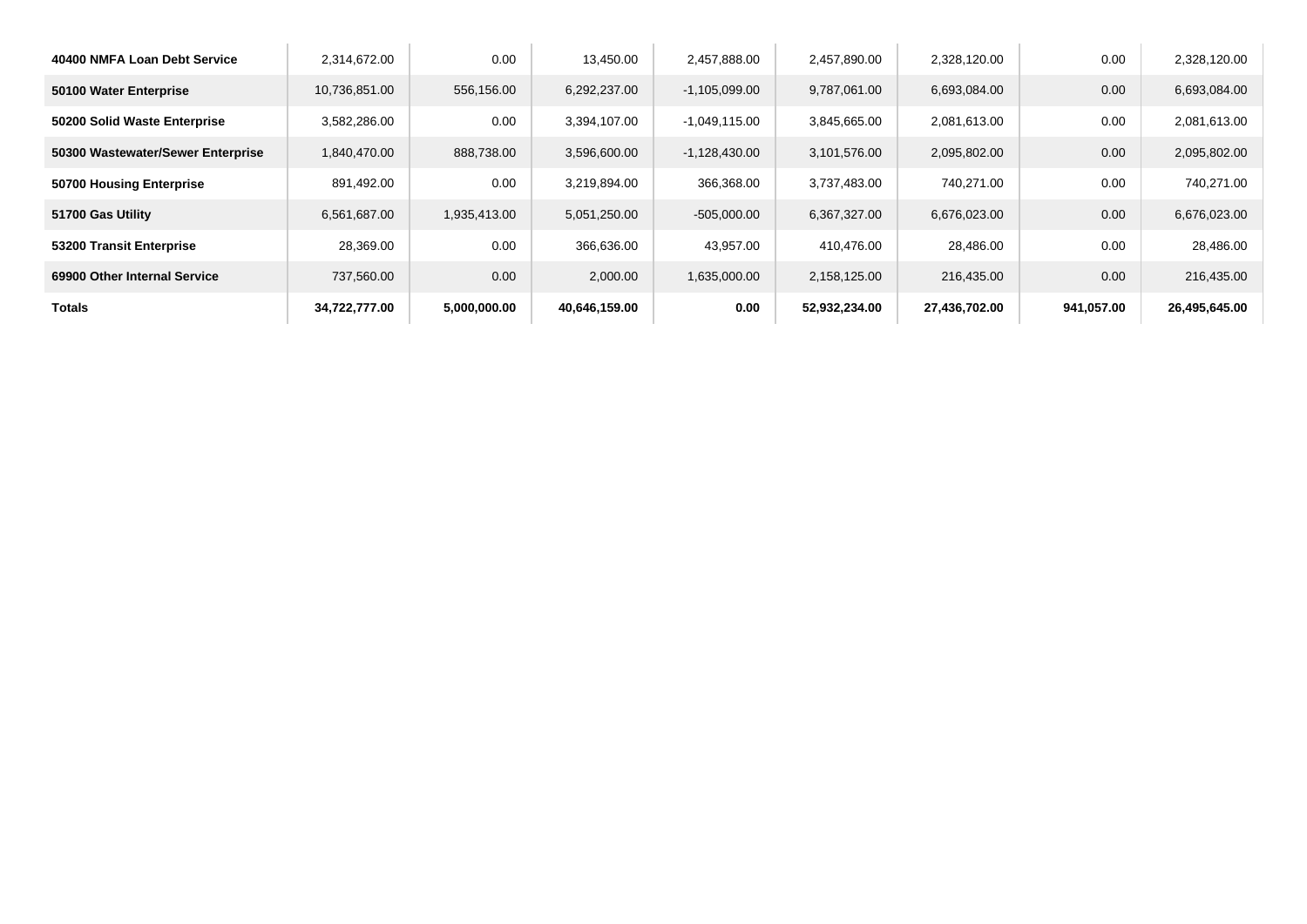| | | | | | | | | |
|---|---|---|---|---|---|---|---|---|
| **40400 NMFA Loan Debt Service** | 2,314,672.00 | 0.00 | 13,450.00 | 2,457,888.00 | 2,457,890.00 | 2,328,120.00 | 0.00 | 2,328,120.00 |
| **50100 Water Enterprise** | 10,736,851.00 | 556,156.00 | 6,292,237.00 | -1,105,099.00 | 9,787,061.00 | 6,693,084.00 | 0.00 | 6,693,084.00 |
| **50200 Solid Waste Enterprise** | 3,582,286.00 | 0.00 | 3,394,107.00 | -1,049,115.00 | 3,845,665.00 | 2,081,613.00 | 0.00 | 2,081,613.00 |
| **50300 Wastewater/Sewer Enterprise** | 1,840,470.00 | 888,738.00 | 3,596,600.00 | -1,128,430.00 | 3,101,576.00 | 2,095,802.00 | 0.00 | 2,095,802.00 |
| **50700 Housing Enterprise** | 891,492.00 | 0.00 | 3,219,894.00 | 366,368.00 | 3,737,483.00 | 740,271.00 | 0.00 | 740,271.00 |
| **51700 Gas Utility** | 6,561,687.00 | 1,935,413.00 | 5,051,250.00 | -505,000.00 | 6,367,327.00 | 6,676,023.00 | 0.00 | 6,676,023.00 |
| **53200 Transit Enterprise** | 28,369.00 | 0.00 | 366,636.00 | 43,957.00 | 410,476.00 | 28,486.00 | 0.00 | 28,486.00 |
| **69900 Other Internal Service** | 737,560.00 | 0.00 | 2,000.00 | 1,635,000.00 | 2,158,125.00 | 216,435.00 | 0.00 | 216,435.00 |
| **Totals** | **34,722,777.00** | **5,000,000.00** | **40,646,159.00** | **0.00** | **52,932,234.00** | **27,436,702.00** | **941,057.00** | **26,495,645.00** |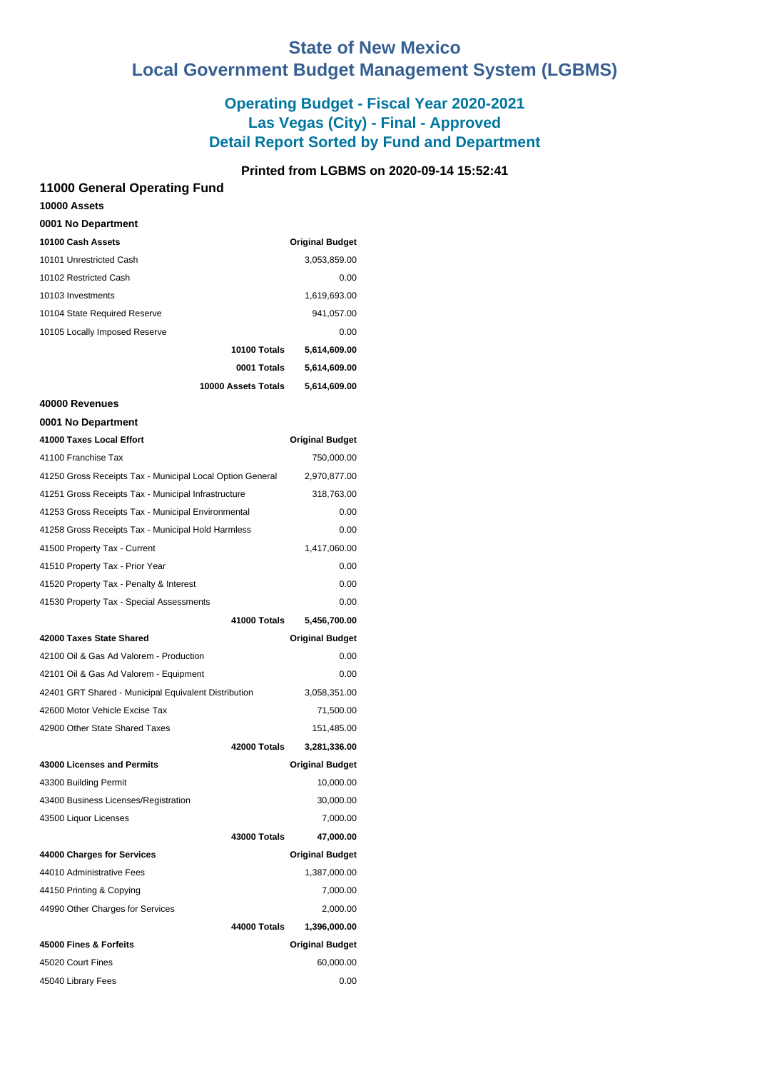# State of New Mexico
# Local Government Budget Management System (LGBMS)

## Operating Budget - Fiscal Year 2020-2021
## Las Vegas (City) - Final - Approved
## Detail Report Sorted by Fund and Department

**Printed from LGBMS on 2020-09-14 15:52:41**

### 11000 General Operating Fund

**10000 Assets**

**0001 No Department**

| 10100 Cash Assets | Original Budget |
|---|---|
| 10101 Unrestricted Cash | 3,053,859.00 |
| 10102 Restricted Cash | 0.00 |
| 10103 Investments | 1,619,693.00 |
| 10104 State Required Reserve | 941,057.00 |
| 10105 Locally Imposed Reserve | 0.00 |
| **10100 Totals** | **5,614,609.00** |
| **0001 Totals** | **5,614,609.00** |
| **10000 Assets Totals** | **5,614,609.00** |

**40000 Revenues**

**0001 No Department**

| 41000 Taxes Local Effort | Original Budget |
|---|---|
| 41100 Franchise Tax | 750,000.00 |
| 41250 Gross Receipts Tax - Municipal Local Option General | 2,970,877.00 |
| 41251 Gross Receipts Tax - Municipal Infrastructure | 318,763.00 |
| 41253 Gross Receipts Tax - Municipal Environmental | 0.00 |
| 41258 Gross Receipts Tax - Municipal Hold Harmless | 0.00 |
| 41500 Property Tax - Current | 1,417,060.00 |
| 41510 Property Tax - Prior Year | 0.00 |
| 41520 Property Tax - Penalty & Interest | 0.00 |
| 41530 Property Tax - Special Assessments | 0.00 |
| **41000 Totals** | **5,456,700.00** |

| 42000 Taxes State Shared | Original Budget |
|---|---|
| 42100 Oil & Gas Ad Valorem - Production | 0.00 |
| 42101 Oil & Gas Ad Valorem - Equipment | 0.00 |
| 42401 GRT Shared - Municipal Equivalent Distribution | 3,058,351.00 |
| 42600 Motor Vehicle Excise Tax | 71,500.00 |
| 42900 Other State Shared Taxes | 151,485.00 |
| **42000 Totals** | **3,281,336.00** |

| 43000 Licenses and Permits | Original Budget |
|---|---|
| 43300 Building Permit | 10,000.00 |
| 43400 Business Licenses/Registration | 30,000.00 |
| 43500 Liquor Licenses | 7,000.00 |
| **43000 Totals** | **47,000.00** |

| 44000 Charges for Services | Original Budget |
|---|---|
| 44010 Administrative Fees | 1,387,000.00 |
| 44150 Printing & Copying | 7,000.00 |
| 44990 Other Charges for Services | 2,000.00 |
| **44000 Totals** | **1,396,000.00** |

| 45000 Fines & Forfeits | Original Budget |
|---|---|
| 45020 Court Fines | 60,000.00 |
| 45040 Library Fees | 0.00 |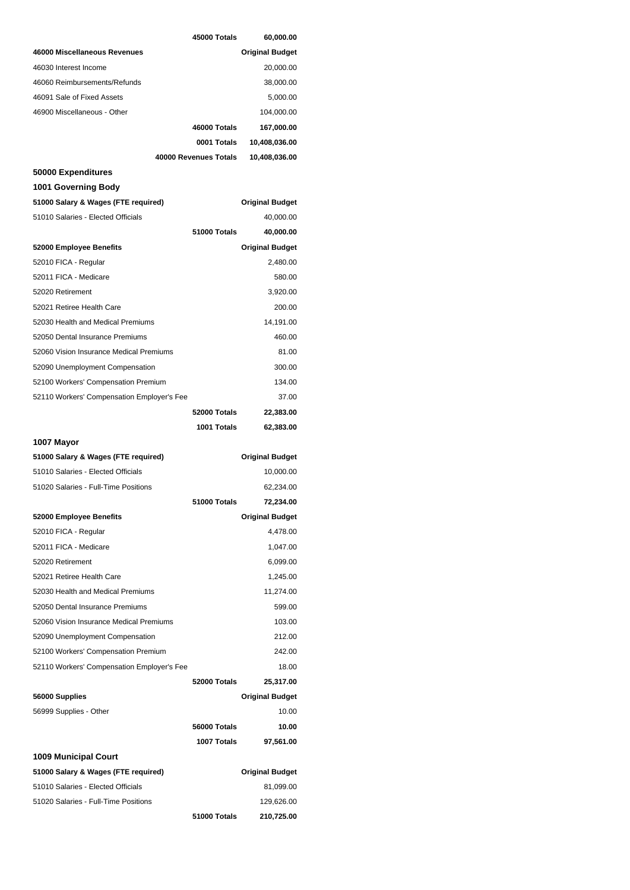| | 45000 Totals | 60,000.00 |
|---|---|---|
| **46000 Miscellaneous Revenues** | | **Original Budget** |
| 46030 Interest Income | | 20,000.00 |
| 46060 Reimbursements/Refunds | | 38,000.00 |
| 46091 Sale of Fixed Assets | | 5,000.00 |
| 46900 Miscellaneous - Other | | 104,000.00 |
| | **46000 Totals** | **167,000.00** |
| | **0001 Totals** | **10,408,036.00** |
| | **40000 Revenues Totals** | **10,408,036.00** |

## 50000 Expenditures

### 1001 Governing Body

| **51000 Salary & Wages (FTE required)** | | **Original Budget** |
|---|---|---|
| 51010 Salaries - Elected Officials | | 40,000.00 |
| | **51000 Totals** | **40,000.00** |
| **52000 Employee Benefits** | | **Original Budget** |
| 52010 FICA - Regular | | 2,480.00 |
| 52011 FICA - Medicare | | 580.00 |
| 52020 Retirement | | 3,920.00 |
| 52021 Retiree Health Care | | 200.00 |
| 52030 Health and Medical Premiums | | 14,191.00 |
| 52050 Dental Insurance Premiums | | 460.00 |
| 52060 Vision Insurance Medical Premiums | | 81.00 |
| 52090 Unemployment Compensation | | 300.00 |
| 52100 Workers' Compensation Premium | | 134.00 |
| 52110 Workers' Compensation Employer's Fee | | 37.00 |
| | **52000 Totals** | **22,383.00** |
| | **1001 Totals** | **62,383.00** |

### 1007 Mayor

| **51000 Salary & Wages (FTE required)** | | **Original Budget** |
|---|---|---|
| 51010 Salaries - Elected Officials | | 10,000.00 |
| 51020 Salaries - Full-Time Positions | | 62,234.00 |
| | **51000 Totals** | **72,234.00** |
| **52000 Employee Benefits** | | **Original Budget** |
| 52010 FICA - Regular | | 4,478.00 |
| 52011 FICA - Medicare | | 1,047.00 |
| 52020 Retirement | | 6,099.00 |
| 52021 Retiree Health Care | | 1,245.00 |
| 52030 Health and Medical Premiums | | 11,274.00 |
| 52050 Dental Insurance Premiums | | 599.00 |
| 52060 Vision Insurance Medical Premiums | | 103.00 |
| 52090 Unemployment Compensation | | 212.00 |
| 52100 Workers' Compensation Premium | | 242.00 |
| 52110 Workers' Compensation Employer's Fee | | 18.00 |
| | **52000 Totals** | **25,317.00** |
| **56000 Supplies** | | **Original Budget** |
| 56999 Supplies - Other | | 10.00 |
| | **56000 Totals** | **10.00** |
| | **1007 Totals** | **97,561.00** |

### 1009 Municipal Court

| **51000 Salary & Wages (FTE required)** | | **Original Budget** |
|---|---|---|
| 51010 Salaries - Elected Officials | | 81,099.00 |
| 51020 Salaries - Full-Time Positions | | 129,626.00 |
| | **51000 Totals** | **210,725.00** |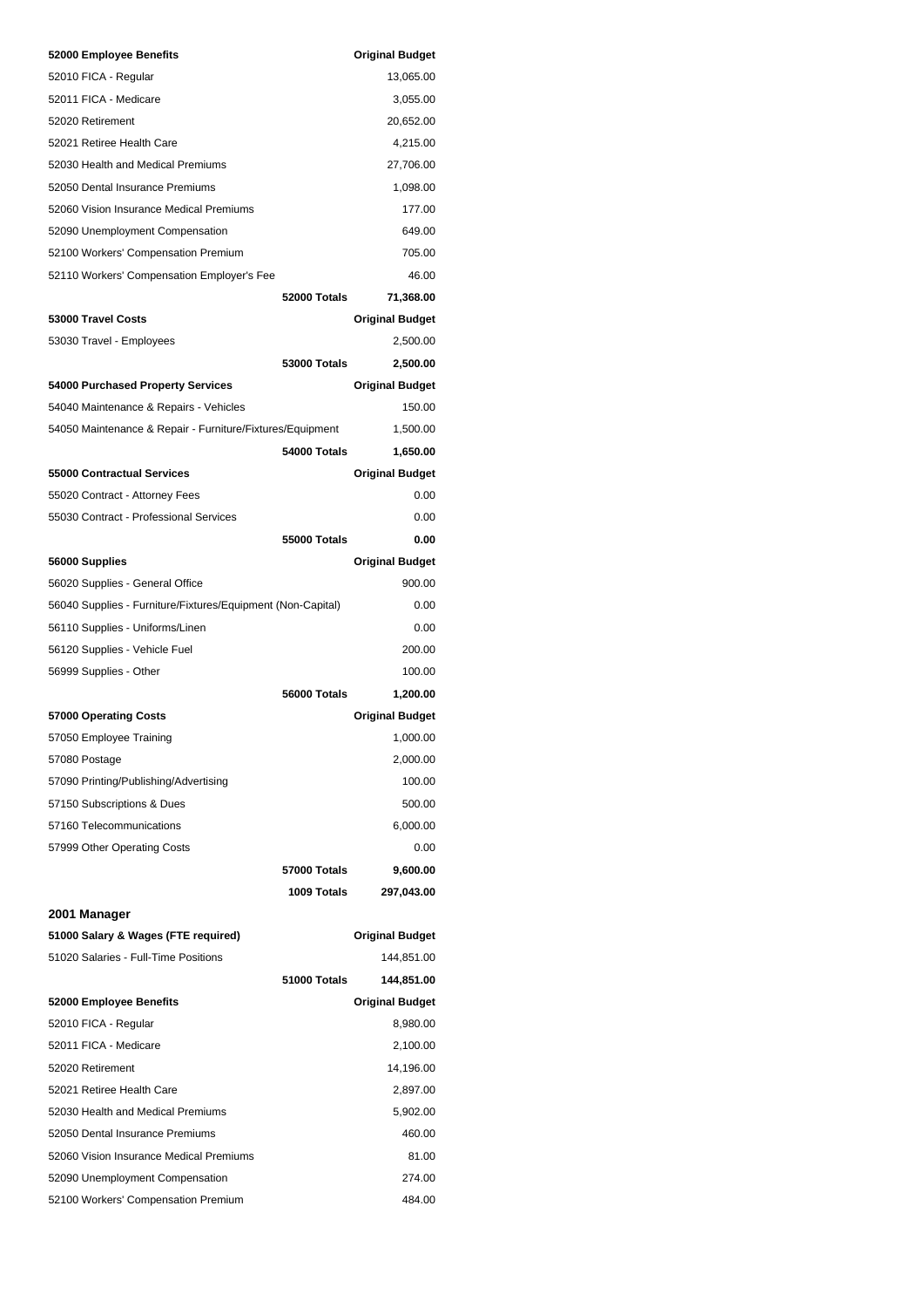| 52000 Employee Benefits | | Original Budget |
|---|---|---|
| 52010 FICA - Regular | | 13,065.00 |
| 52011 FICA - Medicare | | 3,055.00 |
| 52020 Retirement | | 20,652.00 |
| 52021 Retiree Health Care | | 4,215.00 |
| 52030 Health and Medical Premiums | | 27,706.00 |
| 52050 Dental Insurance Premiums | | 1,098.00 |
| 52060 Vision Insurance Medical Premiums | | 177.00 |
| 52090 Unemployment Compensation | | 649.00 |
| 52100 Workers' Compensation Premium | | 705.00 |
| 52110 Workers' Compensation Employer's Fee | | 46.00 |
| | **52000 Totals** | **71,368.00** |
| **53000 Travel Costs** | | **Original Budget** |
| 53030 Travel - Employees | | 2,500.00 |
| | **53000 Totals** | **2,500.00** |
| **54000 Purchased Property Services** | | **Original Budget** |
| 54040 Maintenance & Repairs - Vehicles | | 150.00 |
| 54050 Maintenance & Repair - Furniture/Fixtures/Equipment | | 1,500.00 |
| | **54000 Totals** | **1,650.00** |
| **55000 Contractual Services** | | **Original Budget** |
| 55020 Contract - Attorney Fees | | 0.00 |
| 55030 Contract - Professional Services | | 0.00 |
| | **55000 Totals** | **0.00** |
| **56000 Supplies** | | **Original Budget** |
| 56020 Supplies - General Office | | 900.00 |
| 56040 Supplies - Furniture/Fixtures/Equipment (Non-Capital) | | 0.00 |
| 56110 Supplies - Uniforms/Linen | | 0.00 |
| 56120 Supplies - Vehicle Fuel | | 200.00 |
| 56999 Supplies - Other | | 100.00 |
| | **56000 Totals** | **1,200.00** |
| **57000 Operating Costs** | | **Original Budget** |
| 57050 Employee Training | | 1,000.00 |
| 57080 Postage | | 2,000.00 |
| 57090 Printing/Publishing/Advertising | | 100.00 |
| 57150 Subscriptions & Dues | | 500.00 |
| 57160 Telecommunications | | 6,000.00 |
| 57999 Other Operating Costs | | 0.00 |
| | **57000 Totals** | **9,600.00** |
| | **1009 Totals** | **297,043.00** |

## 2001 Manager

| 51000 Salary & Wages (FTE required) | | Original Budget |
|---|---|---|
| 51020 Salaries - Full-Time Positions | | 144,851.00 |
| | **51000 Totals** | **144,851.00** |
| **52000 Employee Benefits** | | **Original Budget** |
| 52010 FICA - Regular | | 8,980.00 |
| 52011 FICA - Medicare | | 2,100.00 |
| 52020 Retirement | | 14,196.00 |
| 52021 Retiree Health Care | | 2,897.00 |
| 52030 Health and Medical Premiums | | 5,902.00 |
| 52050 Dental Insurance Premiums | | 460.00 |
| 52060 Vision Insurance Medical Premiums | | 81.00 |
| 52090 Unemployment Compensation | | 274.00 |
| 52100 Workers' Compensation Premium | | 484.00 |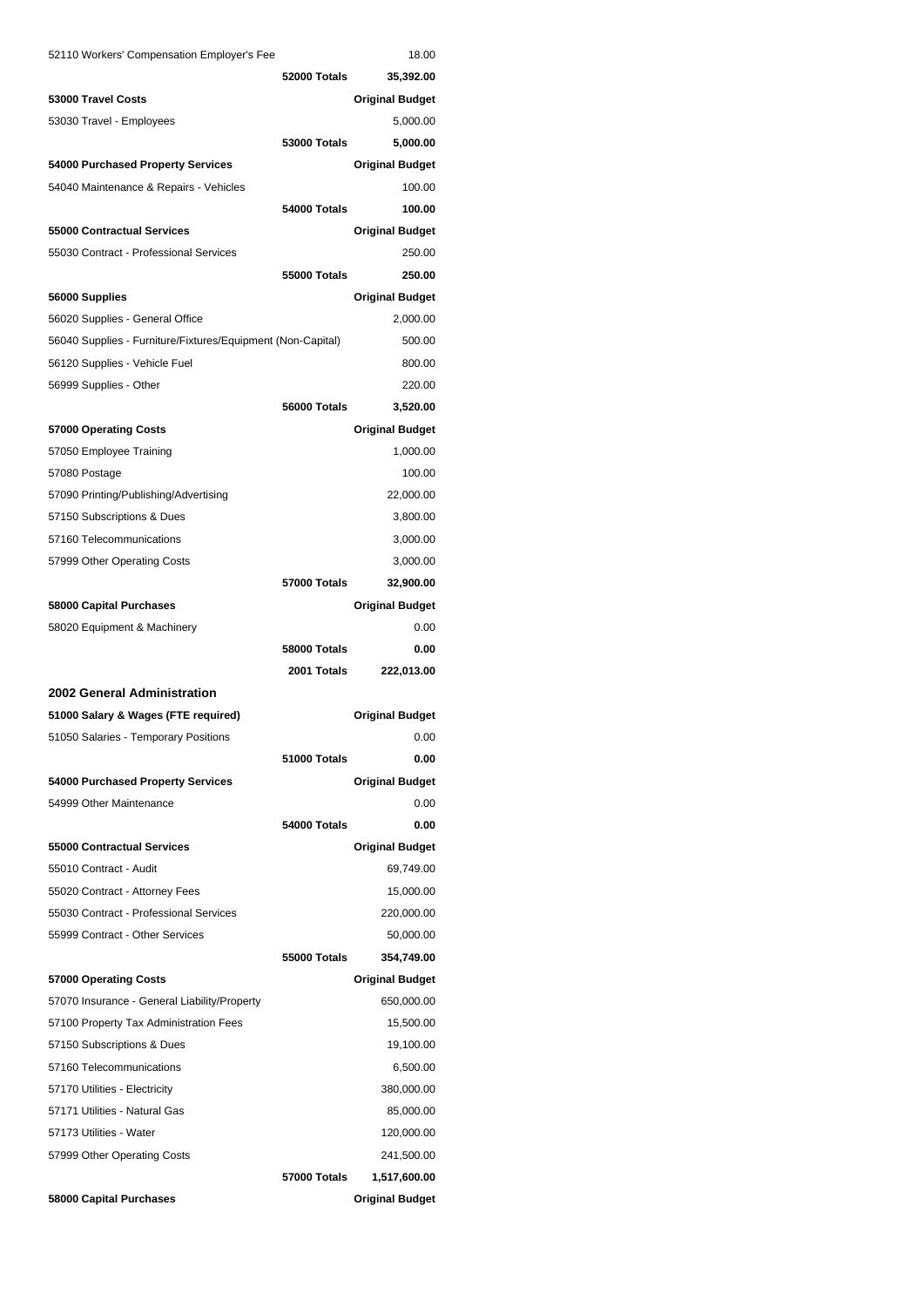| | | |
|---|---|---|
| 52110 Workers' Compensation Employer's Fee | | 18.00 |
| | **52000 Totals** | **35,392.00** |
| **53000 Travel Costs** | | **Original Budget** |
| 53030 Travel - Employees | | 5,000.00 |
| | **53000 Totals** | **5,000.00** |
| **54000 Purchased Property Services** | | **Original Budget** |
| 54040 Maintenance & Repairs - Vehicles | | 100.00 |
| | **54000 Totals** | **100.00** |
| **55000 Contractual Services** | | **Original Budget** |
| 55030 Contract - Professional Services | | 250.00 |
| | **55000 Totals** | **250.00** |
| **56000 Supplies** | | **Original Budget** |
| 56020 Supplies - General Office | | 2,000.00 |
| 56040 Supplies - Furniture/Fixtures/Equipment (Non-Capital) | | 500.00 |
| 56120 Supplies - Vehicle Fuel | | 800.00 |
| 56999 Supplies - Other | | 220.00 |
| | **56000 Totals** | **3,520.00** |
| **57000 Operating Costs** | | **Original Budget** |
| 57050 Employee Training | | 1,000.00 |
| 57080 Postage | | 100.00 |
| 57090 Printing/Publishing/Advertising | | 22,000.00 |
| 57150 Subscriptions & Dues | | 3,800.00 |
| 57160 Telecommunications | | 3,000.00 |
| 57999 Other Operating Costs | | 3,000.00 |
| | **57000 Totals** | **32,900.00** |
| **58000 Capital Purchases** | | **Original Budget** |
| 58020 Equipment & Machinery | | 0.00 |
| | **58000 Totals** | **0.00** |
| | **2001 Totals** | **222,013.00** |

## 2002 General Administration

| | | |
|---|---|---|
| **51000 Salary & Wages (FTE required)** | | **Original Budget** |
| 51050 Salaries - Temporary Positions | | 0.00 |
| | **51000 Totals** | **0.00** |
| **54000 Purchased Property Services** | | **Original Budget** |
| 54999 Other Maintenance | | 0.00 |
| | **54000 Totals** | **0.00** |
| **55000 Contractual Services** | | **Original Budget** |
| 55010 Contract - Audit | | 69,749.00 |
| 55020 Contract - Attorney Fees | | 15,000.00 |
| 55030 Contract - Professional Services | | 220,000.00 |
| 55999 Contract - Other Services | | 50,000.00 |
| | **55000 Totals** | **354,749.00** |
| **57000 Operating Costs** | | **Original Budget** |
| 57070 Insurance - General Liability/Property | | 650,000.00 |
| 57100 Property Tax Administration Fees | | 15,500.00 |
| 57150 Subscriptions & Dues | | 19,100.00 |
| 57160 Telecommunications | | 6,500.00 |
| 57170 Utilities - Electricity | | 380,000.00 |
| 57171 Utilities - Natural Gas | | 85,000.00 |
| 57173 Utilities - Water | | 120,000.00 |
| 57999 Other Operating Costs | | 241,500.00 |
| | **57000 Totals** | **1,517,600.00** |
| **58000 Capital Purchases** | | **Original Budget** |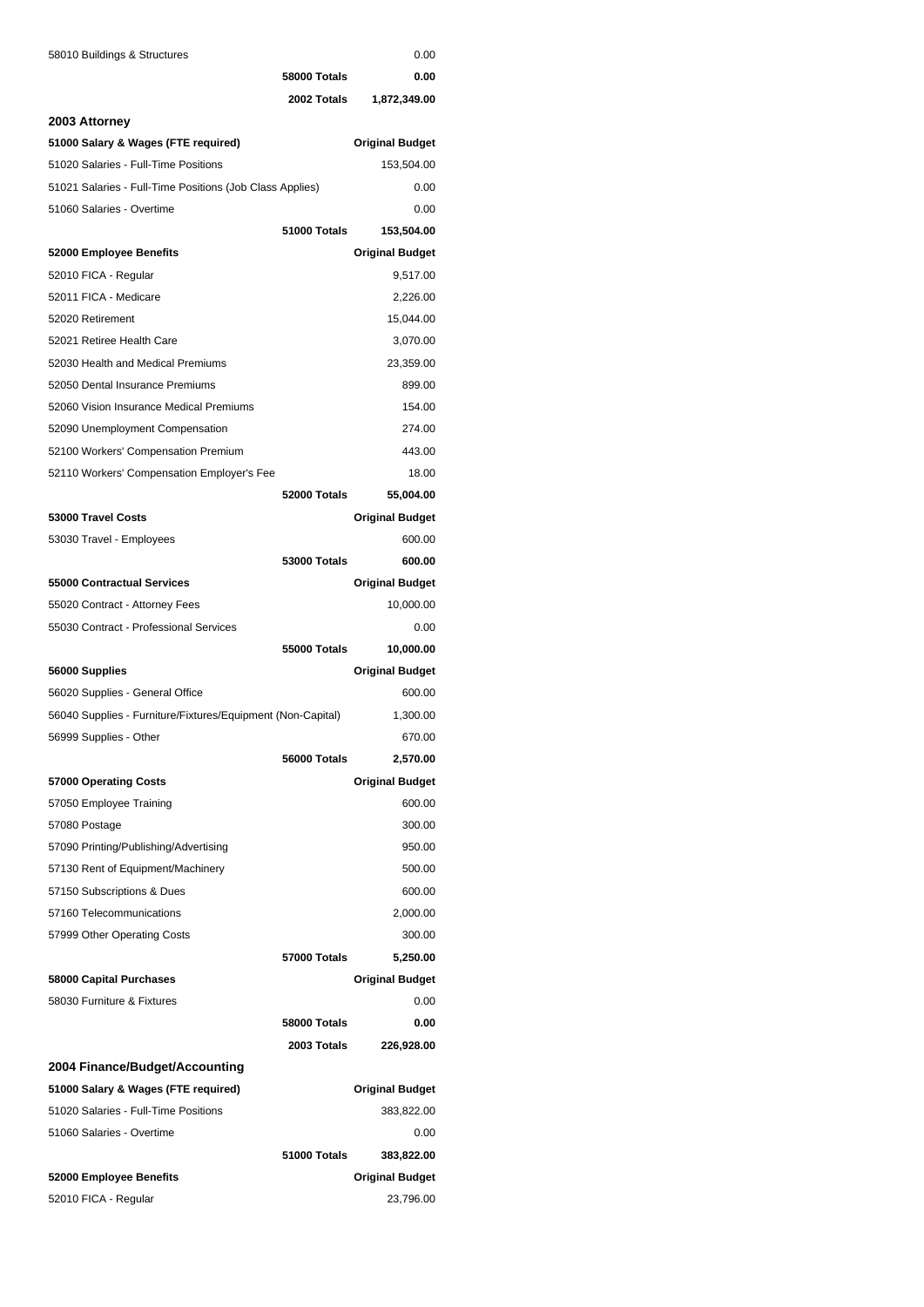| | | |
|---|---|---|
| 58010 Buildings & Structures | | 0.00 |
| | **58000 Totals** | **0.00** |
| | **2002 Totals** | **1,872,349.00** |

## 2003 Attorney

| **51000 Salary & Wages (FTE required)** | | **Original Budget** |
|---|---|---|
| 51020 Salaries - Full-Time Positions | | 153,504.00 |
| 51021 Salaries - Full-Time Positions (Job Class Applies) | | 0.00 |
| 51060 Salaries - Overtime | | 0.00 |
| | **51000 Totals** | **153,504.00** |
| **52000 Employee Benefits** | | **Original Budget** |
| 52010 FICA - Regular | | 9,517.00 |
| 52011 FICA - Medicare | | 2,226.00 |
| 52020 Retirement | | 15,044.00 |
| 52021 Retiree Health Care | | 3,070.00 |
| 52030 Health and Medical Premiums | | 23,359.00 |
| 52050 Dental Insurance Premiums | | 899.00 |
| 52060 Vision Insurance Medical Premiums | | 154.00 |
| 52090 Unemployment Compensation | | 274.00 |
| 52100 Workers' Compensation Premium | | 443.00 |
| 52110 Workers' Compensation Employer's Fee | | 18.00 |
| | **52000 Totals** | **55,004.00** |
| **53000 Travel Costs** | | **Original Budget** |
| 53030 Travel - Employees | | 600.00 |
| | **53000 Totals** | **600.00** |
| **55000 Contractual Services** | | **Original Budget** |
| 55020 Contract - Attorney Fees | | 10,000.00 |
| 55030 Contract - Professional Services | | 0.00 |
| | **55000 Totals** | **10,000.00** |
| **56000 Supplies** | | **Original Budget** |
| 56020 Supplies - General Office | | 600.00 |
| 56040 Supplies - Furniture/Fixtures/Equipment (Non-Capital) | | 1,300.00 |
| 56999 Supplies - Other | | 670.00 |
| | **56000 Totals** | **2,570.00** |
| **57000 Operating Costs** | | **Original Budget** |
| 57050 Employee Training | | 600.00 |
| 57080 Postage | | 300.00 |
| 57090 Printing/Publishing/Advertising | | 950.00 |
| 57130 Rent of Equipment/Machinery | | 500.00 |
| 57150 Subscriptions & Dues | | 600.00 |
| 57160 Telecommunications | | 2,000.00 |
| 57999 Other Operating Costs | | 300.00 |
| | **57000 Totals** | **5,250.00** |
| **58000 Capital Purchases** | | **Original Budget** |
| 58030 Furniture & Fixtures | | 0.00 |
| | **58000 Totals** | **0.00** |
| | **2003 Totals** | **226,928.00** |

## 2004 Finance/Budget/Accounting

| **51000 Salary & Wages (FTE required)** | | **Original Budget** |
|---|---|---|
| 51020 Salaries - Full-Time Positions | | 383,822.00 |
| 51060 Salaries - Overtime | | 0.00 |
| | **51000 Totals** | **383,822.00** |
| **52000 Employee Benefits** | | **Original Budget** |
| 52010 FICA - Regular | | 23,796.00 |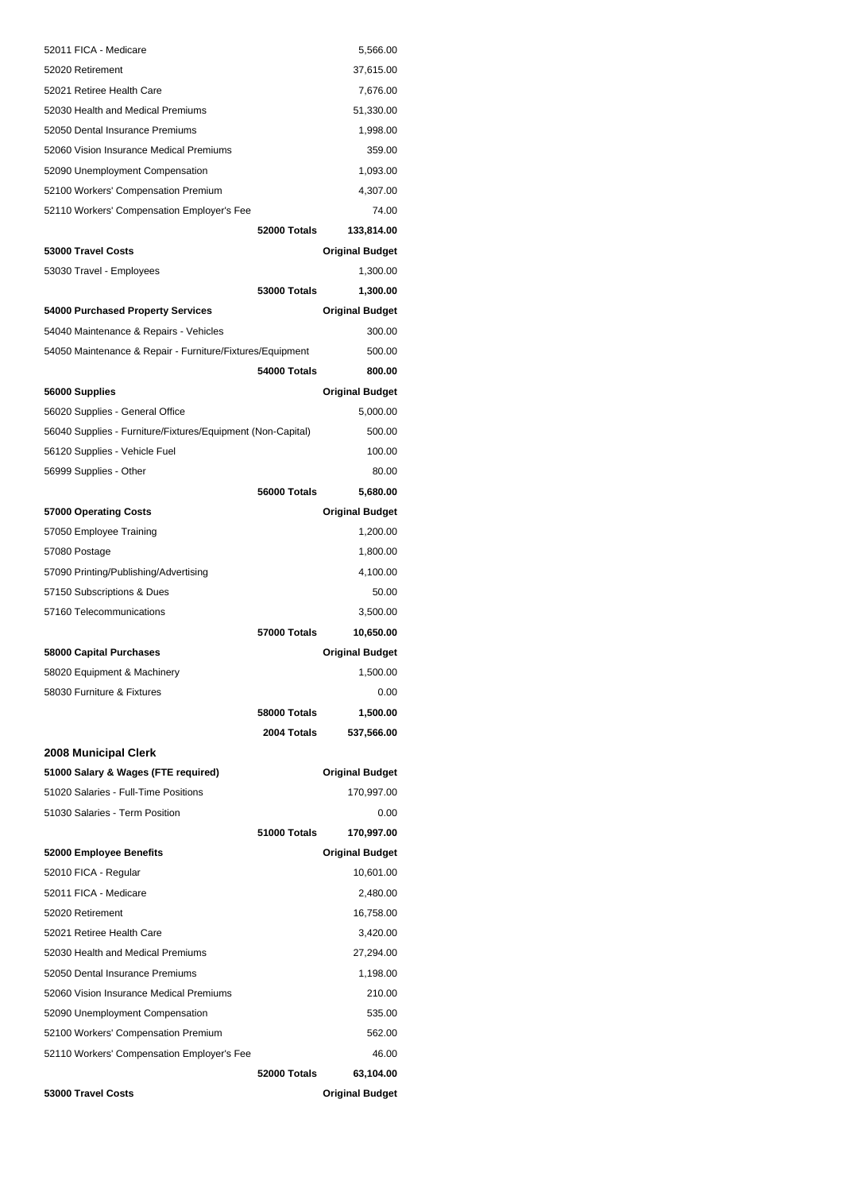| | | |
|---|---|---|
| 52011 FICA - Medicare | | 5,566.00 |
| 52020 Retirement | | 37,615.00 |
| 52021 Retiree Health Care | | 7,676.00 |
| 52030 Health and Medical Premiums | | 51,330.00 |
| 52050 Dental Insurance Premiums | | 1,998.00 |
| 52060 Vision Insurance Medical Premiums | | 359.00 |
| 52090 Unemployment Compensation | | 1,093.00 |
| 52100 Workers' Compensation Premium | | 4,307.00 |
| 52110 Workers' Compensation Employer's Fee | | 74.00 |
| | **52000 Totals** | **133,814.00** |
| **53000 Travel Costs** | | **Original Budget** |
| 53030 Travel - Employees | | 1,300.00 |
| | **53000 Totals** | **1,300.00** |
| **54000 Purchased Property Services** | | **Original Budget** |
| 54040 Maintenance & Repairs - Vehicles | | 300.00 |
| 54050 Maintenance & Repair - Furniture/Fixtures/Equipment | | 500.00 |
| | **54000 Totals** | **800.00** |
| **56000 Supplies** | | **Original Budget** |
| 56020 Supplies - General Office | | 5,000.00 |
| 56040 Supplies - Furniture/Fixtures/Equipment (Non-Capital) | | 500.00 |
| 56120 Supplies - Vehicle Fuel | | 100.00 |
| 56999 Supplies - Other | | 80.00 |
| | **56000 Totals** | **5,680.00** |
| **57000 Operating Costs** | | **Original Budget** |
| 57050 Employee Training | | 1,200.00 |
| 57080 Postage | | 1,800.00 |
| 57090 Printing/Publishing/Advertising | | 4,100.00 |
| 57150 Subscriptions & Dues | | 50.00 |
| 57160 Telecommunications | | 3,500.00 |
| | **57000 Totals** | **10,650.00** |
| **58000 Capital Purchases** | | **Original Budget** |
| 58020 Equipment & Machinery | | 1,500.00 |
| 58030 Furniture & Fixtures | | 0.00 |
| | **58000 Totals** | **1,500.00** |
| | **2004 Totals** | **537,566.00** |

## 2008 Municipal Clerk

| | | |
|---|---|---|
| **51000 Salary & Wages (FTE required)** | | **Original Budget** |
| 51020 Salaries - Full-Time Positions | | 170,997.00 |
| 51030 Salaries - Term Position | | 0.00 |
| | **51000 Totals** | **170,997.00** |
| **52000 Employee Benefits** | | **Original Budget** |
| 52010 FICA - Regular | | 10,601.00 |
| 52011 FICA - Medicare | | 2,480.00 |
| 52020 Retirement | | 16,758.00 |
| 52021 Retiree Health Care | | 3,420.00 |
| 52030 Health and Medical Premiums | | 27,294.00 |
| 52050 Dental Insurance Premiums | | 1,198.00 |
| 52060 Vision Insurance Medical Premiums | | 210.00 |
| 52090 Unemployment Compensation | | 535.00 |
| 52100 Workers' Compensation Premium | | 562.00 |
| 52110 Workers' Compensation Employer's Fee | | 46.00 |
| | **52000 Totals** | **63,104.00** |
| **53000 Travel Costs** | | **Original Budget** |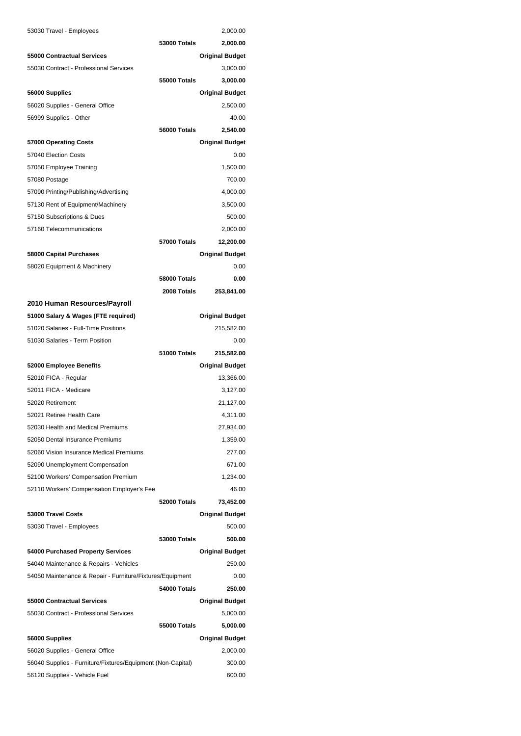| | | |
|---|---|---|
| 53030 Travel - Employees | | 2,000.00 |
| | **53000 Totals** | **2,000.00** |
| **55000 Contractual Services** | | **Original Budget** |
| 55030 Contract - Professional Services | | 3,000.00 |
| | **55000 Totals** | **3,000.00** |
| **56000 Supplies** | | **Original Budget** |
| 56020 Supplies - General Office | | 2,500.00 |
| 56999 Supplies - Other | | 40.00 |
| | **56000 Totals** | **2,540.00** |
| **57000 Operating Costs** | | **Original Budget** |
| 57040 Election Costs | | 0.00 |
| 57050 Employee Training | | 1,500.00 |
| 57080 Postage | | 700.00 |
| 57090 Printing/Publishing/Advertising | | 4,000.00 |
| 57130 Rent of Equipment/Machinery | | 3,500.00 |
| 57150 Subscriptions & Dues | | 500.00 |
| 57160 Telecommunications | | 2,000.00 |
| | **57000 Totals** | **12,200.00** |
| **58000 Capital Purchases** | | **Original Budget** |
| 58020 Equipment & Machinery | | 0.00 |
| | **58000 Totals** | **0.00** |
| | **2008 Totals** | **253,841.00** |

## 2010 Human Resources/Payroll

| | | |
|---|---|---|
| **51000 Salary & Wages (FTE required)** | | **Original Budget** |
| 51020 Salaries - Full-Time Positions | | 215,582.00 |
| 51030 Salaries - Term Position | | 0.00 |
| | **51000 Totals** | **215,582.00** |
| **52000 Employee Benefits** | | **Original Budget** |
| 52010 FICA - Regular | | 13,366.00 |
| 52011 FICA - Medicare | | 3,127.00 |
| 52020 Retirement | | 21,127.00 |
| 52021 Retiree Health Care | | 4,311.00 |
| 52030 Health and Medical Premiums | | 27,934.00 |
| 52050 Dental Insurance Premiums | | 1,359.00 |
| 52060 Vision Insurance Medical Premiums | | 277.00 |
| 52090 Unemployment Compensation | | 671.00 |
| 52100 Workers' Compensation Premium | | 1,234.00 |
| 52110 Workers' Compensation Employer's Fee | | 46.00 |
| | **52000 Totals** | **73,452.00** |
| **53000 Travel Costs** | | **Original Budget** |
| 53030 Travel - Employees | | 500.00 |
| | **53000 Totals** | **500.00** |
| **54000 Purchased Property Services** | | **Original Budget** |
| 54040 Maintenance & Repairs - Vehicles | | 250.00 |
| 54050 Maintenance & Repair - Furniture/Fixtures/Equipment | | 0.00 |
| | **54000 Totals** | **250.00** |
| **55000 Contractual Services** | | **Original Budget** |
| 55030 Contract - Professional Services | | 5,000.00 |
| | **55000 Totals** | **5,000.00** |
| **56000 Supplies** | | **Original Budget** |
| 56020 Supplies - General Office | | 2,000.00 |
| 56040 Supplies - Furniture/Fixtures/Equipment (Non-Capital) | | 300.00 |
| 56120 Supplies - Vehicle Fuel | | 600.00 |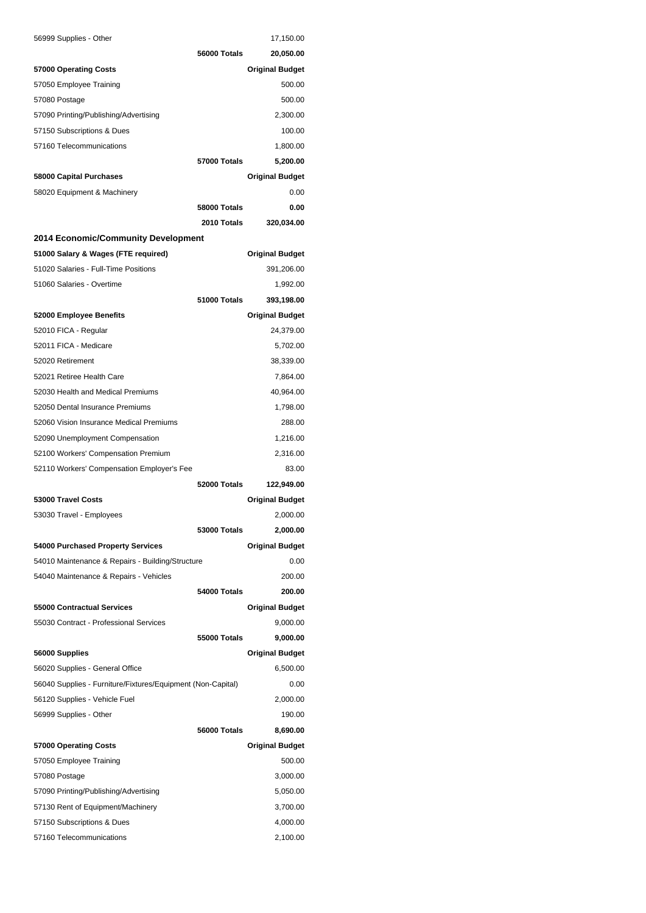| | | |
|---|---|---|
| 56999 Supplies - Other | | 17,150.00 |
| | **56000 Totals** | **20,050.00** |
| **57000 Operating Costs** | | **Original Budget** |
| 57050 Employee Training | | 500.00 |
| 57080 Postage | | 500.00 |
| 57090 Printing/Publishing/Advertising | | 2,300.00 |
| 57150 Subscriptions & Dues | | 100.00 |
| 57160 Telecommunications | | 1,800.00 |
| | **57000 Totals** | **5,200.00** |
| **58000 Capital Purchases** | | **Original Budget** |
| 58020 Equipment & Machinery | | 0.00 |
| | **58000 Totals** | **0.00** |
| | **2010 Totals** | **320,034.00** |

## 2014 Economic/Community Development

| | | |
|---|---|---|
| **51000 Salary & Wages (FTE required)** | | **Original Budget** |
| 51020 Salaries - Full-Time Positions | | 391,206.00 |
| 51060 Salaries - Overtime | | 1,992.00 |
| | **51000 Totals** | **393,198.00** |
| **52000 Employee Benefits** | | **Original Budget** |
| 52010 FICA - Regular | | 24,379.00 |
| 52011 FICA - Medicare | | 5,702.00 |
| 52020 Retirement | | 38,339.00 |
| 52021 Retiree Health Care | | 7,864.00 |
| 52030 Health and Medical Premiums | | 40,964.00 |
| 52050 Dental Insurance Premiums | | 1,798.00 |
| 52060 Vision Insurance Medical Premiums | | 288.00 |
| 52090 Unemployment Compensation | | 1,216.00 |
| 52100 Workers' Compensation Premium | | 2,316.00 |
| 52110 Workers' Compensation Employer's Fee | | 83.00 |
| | **52000 Totals** | **122,949.00** |
| **53000 Travel Costs** | | **Original Budget** |
| 53030 Travel - Employees | | 2,000.00 |
| | **53000 Totals** | **2,000.00** |
| **54000 Purchased Property Services** | | **Original Budget** |
| 54010 Maintenance & Repairs - Building/Structure | | 0.00 |
| 54040 Maintenance & Repairs - Vehicles | | 200.00 |
| | **54000 Totals** | **200.00** |
| **55000 Contractual Services** | | **Original Budget** |
| 55030 Contract - Professional Services | | 9,000.00 |
| | **55000 Totals** | **9,000.00** |
| **56000 Supplies** | | **Original Budget** |
| 56020 Supplies - General Office | | 6,500.00 |
| 56040 Supplies - Furniture/Fixtures/Equipment (Non-Capital) | | 0.00 |
| 56120 Supplies - Vehicle Fuel | | 2,000.00 |
| 56999 Supplies - Other | | 190.00 |
| | **56000 Totals** | **8,690.00** |
| **57000 Operating Costs** | | **Original Budget** |
| 57050 Employee Training | | 500.00 |
| 57080 Postage | | 3,000.00 |
| 57090 Printing/Publishing/Advertising | | 5,050.00 |
| 57130 Rent of Equipment/Machinery | | 3,700.00 |
| 57150 Subscriptions & Dues | | 4,000.00 |
| 57160 Telecommunications | | 2,100.00 |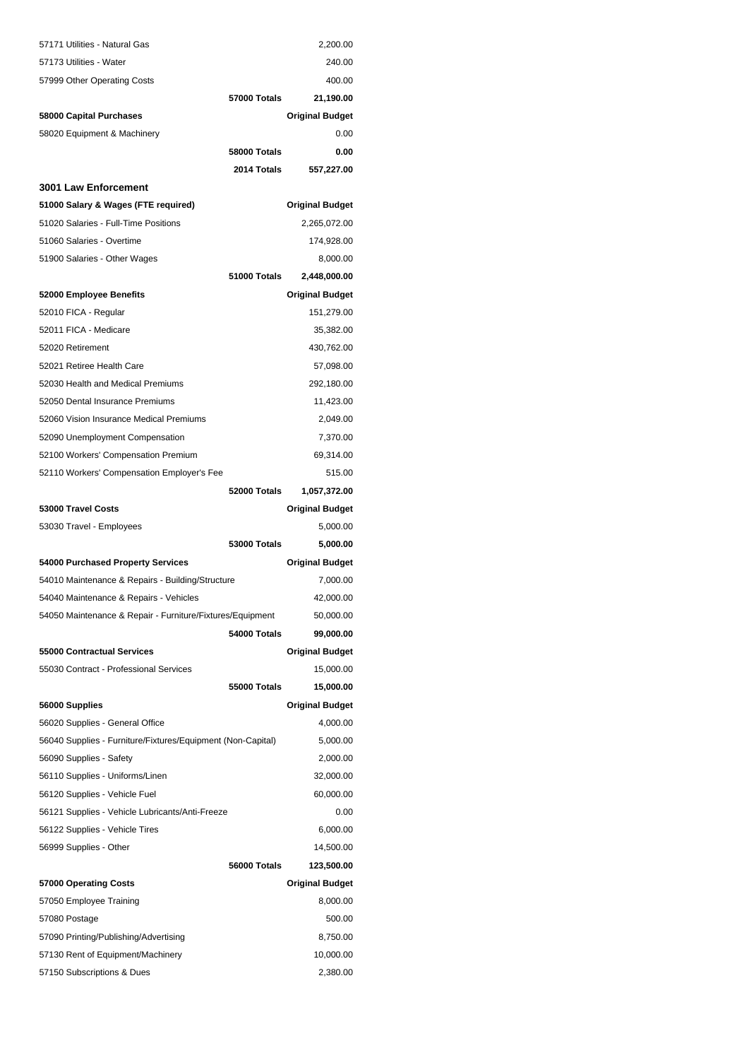| | | |
|---|---|---|
| 57171 Utilities - Natural Gas | | 2,200.00 |
| 57173 Utilities - Water | | 240.00 |
| 57999 Other Operating Costs | | 400.00 |
| | **57000 Totals** | **21,190.00** |
| **58000 Capital Purchases** | | **Original Budget** |
| 58020 Equipment & Machinery | | 0.00 |
| | **58000 Totals** | **0.00** |
| | **2014 Totals** | **557,227.00** |

### 3001 Law Enforcement

| | | |
|---|---|---|
| **51000 Salary & Wages (FTE required)** | | **Original Budget** |
| 51020 Salaries - Full-Time Positions | | 2,265,072.00 |
| 51060 Salaries - Overtime | | 174,928.00 |
| 51900 Salaries - Other Wages | | 8,000.00 |
| | **51000 Totals** | **2,448,000.00** |
| **52000 Employee Benefits** | | **Original Budget** |
| 52010 FICA - Regular | | 151,279.00 |
| 52011 FICA - Medicare | | 35,382.00 |
| 52020 Retirement | | 430,762.00 |
| 52021 Retiree Health Care | | 57,098.00 |
| 52030 Health and Medical Premiums | | 292,180.00 |
| 52050 Dental Insurance Premiums | | 11,423.00 |
| 52060 Vision Insurance Medical Premiums | | 2,049.00 |
| 52090 Unemployment Compensation | | 7,370.00 |
| 52100 Workers' Compensation Premium | | 69,314.00 |
| 52110 Workers' Compensation Employer's Fee | | 515.00 |
| | **52000 Totals** | **1,057,372.00** |
| **53000 Travel Costs** | | **Original Budget** |
| 53030 Travel - Employees | | 5,000.00 |
| | **53000 Totals** | **5,000.00** |
| **54000 Purchased Property Services** | | **Original Budget** |
| 54010 Maintenance & Repairs - Building/Structure | | 7,000.00 |
| 54040 Maintenance & Repairs - Vehicles | | 42,000.00 |
| 54050 Maintenance & Repair - Furniture/Fixtures/Equipment | | 50,000.00 |
| | **54000 Totals** | **99,000.00** |
| **55000 Contractual Services** | | **Original Budget** |
| 55030 Contract - Professional Services | | 15,000.00 |
| | **55000 Totals** | **15,000.00** |
| **56000 Supplies** | | **Original Budget** |
| 56020 Supplies - General Office | | 4,000.00 |
| 56040 Supplies - Furniture/Fixtures/Equipment (Non-Capital) | | 5,000.00 |
| 56090 Supplies - Safety | | 2,000.00 |
| 56110 Supplies - Uniforms/Linen | | 32,000.00 |
| 56120 Supplies - Vehicle Fuel | | 60,000.00 |
| 56121 Supplies - Vehicle Lubricants/Anti-Freeze | | 0.00 |
| 56122 Supplies - Vehicle Tires | | 6,000.00 |
| 56999 Supplies - Other | | 14,500.00 |
| | **56000 Totals** | **123,500.00** |
| **57000 Operating Costs** | | **Original Budget** |
| 57050 Employee Training | | 8,000.00 |
| 57080 Postage | | 500.00 |
| 57090 Printing/Publishing/Advertising | | 8,750.00 |
| 57130 Rent of Equipment/Machinery | | 10,000.00 |
| 57150 Subscriptions & Dues | | 2,380.00 |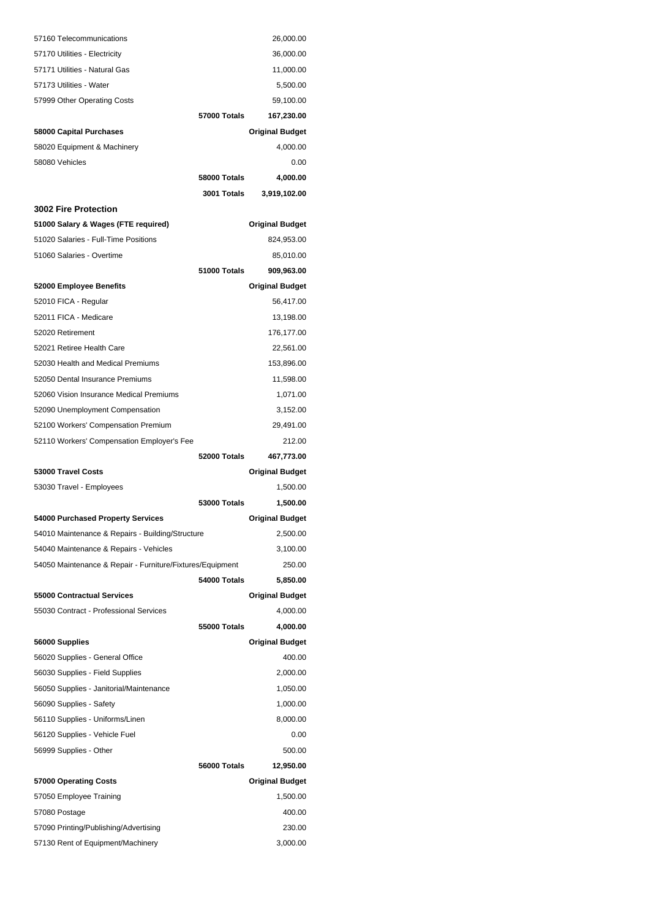| | | |
|---|---|---|
| 57160 Telecommunications | | 26,000.00 |
| 57170 Utilities - Electricity | | 36,000.00 |
| 57171 Utilities - Natural Gas | | 11,000.00 |
| 57173 Utilities - Water | | 5,500.00 |
| 57999 Other Operating Costs | | 59,100.00 |
| | **57000 Totals** | **167,230.00** |
| **58000 Capital Purchases** | | **Original Budget** |
| 58020 Equipment & Machinery | | 4,000.00 |
| 58080 Vehicles | | 0.00 |
| | **58000 Totals** | **4,000.00** |
| | **3001 Totals** | **3,919,102.00** |

### 3002 Fire Protection

| | | |
|---|---|---|
| **51000 Salary & Wages (FTE required)** | | **Original Budget** |
| 51020 Salaries - Full-Time Positions | | 824,953.00 |
| 51060 Salaries - Overtime | | 85,010.00 |
| | **51000 Totals** | **909,963.00** |
| **52000 Employee Benefits** | | **Original Budget** |
| 52010 FICA - Regular | | 56,417.00 |
| 52011 FICA - Medicare | | 13,198.00 |
| 52020 Retirement | | 176,177.00 |
| 52021 Retiree Health Care | | 22,561.00 |
| 52030 Health and Medical Premiums | | 153,896.00 |
| 52050 Dental Insurance Premiums | | 11,598.00 |
| 52060 Vision Insurance Medical Premiums | | 1,071.00 |
| 52090 Unemployment Compensation | | 3,152.00 |
| 52100 Workers' Compensation Premium | | 29,491.00 |
| 52110 Workers' Compensation Employer's Fee | | 212.00 |
| | **52000 Totals** | **467,773.00** |
| **53000 Travel Costs** | | **Original Budget** |
| 53030 Travel - Employees | | 1,500.00 |
| | **53000 Totals** | **1,500.00** |
| **54000 Purchased Property Services** | | **Original Budget** |
| 54010 Maintenance & Repairs - Building/Structure | | 2,500.00 |
| 54040 Maintenance & Repairs - Vehicles | | 3,100.00 |
| 54050 Maintenance & Repair - Furniture/Fixtures/Equipment | | 250.00 |
| | **54000 Totals** | **5,850.00** |
| **55000 Contractual Services** | | **Original Budget** |
| 55030 Contract - Professional Services | | 4,000.00 |
| | **55000 Totals** | **4,000.00** |
| **56000 Supplies** | | **Original Budget** |
| 56020 Supplies - General Office | | 400.00 |
| 56030 Supplies - Field Supplies | | 2,000.00 |
| 56050 Supplies - Janitorial/Maintenance | | 1,050.00 |
| 56090 Supplies - Safety | | 1,000.00 |
| 56110 Supplies - Uniforms/Linen | | 8,000.00 |
| 56120 Supplies - Vehicle Fuel | | 0.00 |
| 56999 Supplies - Other | | 500.00 |
| | **56000 Totals** | **12,950.00** |
| **57000 Operating Costs** | | **Original Budget** |
| 57050 Employee Training | | 1,500.00 |
| 57080 Postage | | 400.00 |
| 57090 Printing/Publishing/Advertising | | 230.00 |
| 57130 Rent of Equipment/Machinery | | 3,000.00 |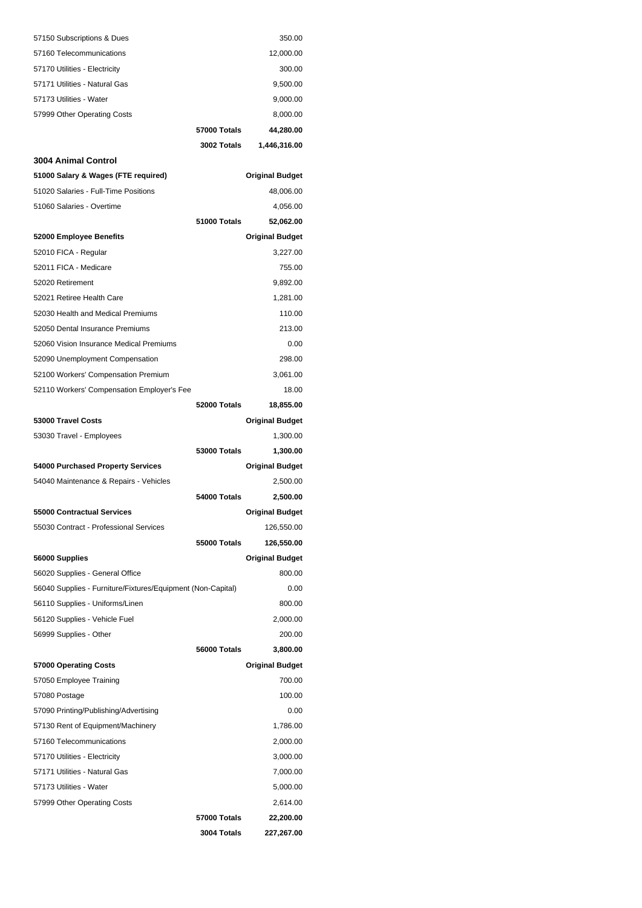| | | |
|---|---|---|
| 57150 Subscriptions & Dues | | 350.00 |
| 57160 Telecommunications | | 12,000.00 |
| 57170 Utilities - Electricity | | 300.00 |
| 57171 Utilities - Natural Gas | | 9,500.00 |
| 57173 Utilities - Water | | 9,000.00 |
| 57999 Other Operating Costs | | 8,000.00 |
| | **57000 Totals** | **44,280.00** |
| | **3002 Totals** | **1,446,316.00** |

### 3004 Animal Control

| **51000 Salary & Wages (FTE required)** | | **Original Budget** |
|---|---|---|
| 51020 Salaries - Full-Time Positions | | 48,006.00 |
| 51060 Salaries - Overtime | | 4,056.00 |
| | **51000 Totals** | **52,062.00** |
| **52000 Employee Benefits** | | **Original Budget** |
| 52010 FICA - Regular | | 3,227.00 |
| 52011 FICA - Medicare | | 755.00 |
| 52020 Retirement | | 9,892.00 |
| 52021 Retiree Health Care | | 1,281.00 |
| 52030 Health and Medical Premiums | | 110.00 |
| 52050 Dental Insurance Premiums | | 213.00 |
| 52060 Vision Insurance Medical Premiums | | 0.00 |
| 52090 Unemployment Compensation | | 298.00 |
| 52100 Workers' Compensation Premium | | 3,061.00 |
| 52110 Workers' Compensation Employer's Fee | | 18.00 |
| | **52000 Totals** | **18,855.00** |
| **53000 Travel Costs** | | **Original Budget** |
| 53030 Travel - Employees | | 1,300.00 |
| | **53000 Totals** | **1,300.00** |
| **54000 Purchased Property Services** | | **Original Budget** |
| 54040 Maintenance & Repairs - Vehicles | | 2,500.00 |
| | **54000 Totals** | **2,500.00** |
| **55000 Contractual Services** | | **Original Budget** |
| 55030 Contract - Professional Services | | 126,550.00 |
| | **55000 Totals** | **126,550.00** |
| **56000 Supplies** | | **Original Budget** |
| 56020 Supplies - General Office | | 800.00 |
| 56040 Supplies - Furniture/Fixtures/Equipment (Non-Capital) | | 0.00 |
| 56110 Supplies - Uniforms/Linen | | 800.00 |
| 56120 Supplies - Vehicle Fuel | | 2,000.00 |
| 56999 Supplies - Other | | 200.00 |
| | **56000 Totals** | **3,800.00** |
| **57000 Operating Costs** | | **Original Budget** |
| 57050 Employee Training | | 700.00 |
| 57080 Postage | | 100.00 |
| 57090 Printing/Publishing/Advertising | | 0.00 |
| 57130 Rent of Equipment/Machinery | | 1,786.00 |
| 57160 Telecommunications | | 2,000.00 |
| 57170 Utilities - Electricity | | 3,000.00 |
| 57171 Utilities - Natural Gas | | 7,000.00 |
| 57173 Utilities - Water | | 5,000.00 |
| 57999 Other Operating Costs | | 2,614.00 |
| | **57000 Totals** | **22,200.00** |
| | **3004 Totals** | **227,267.00** |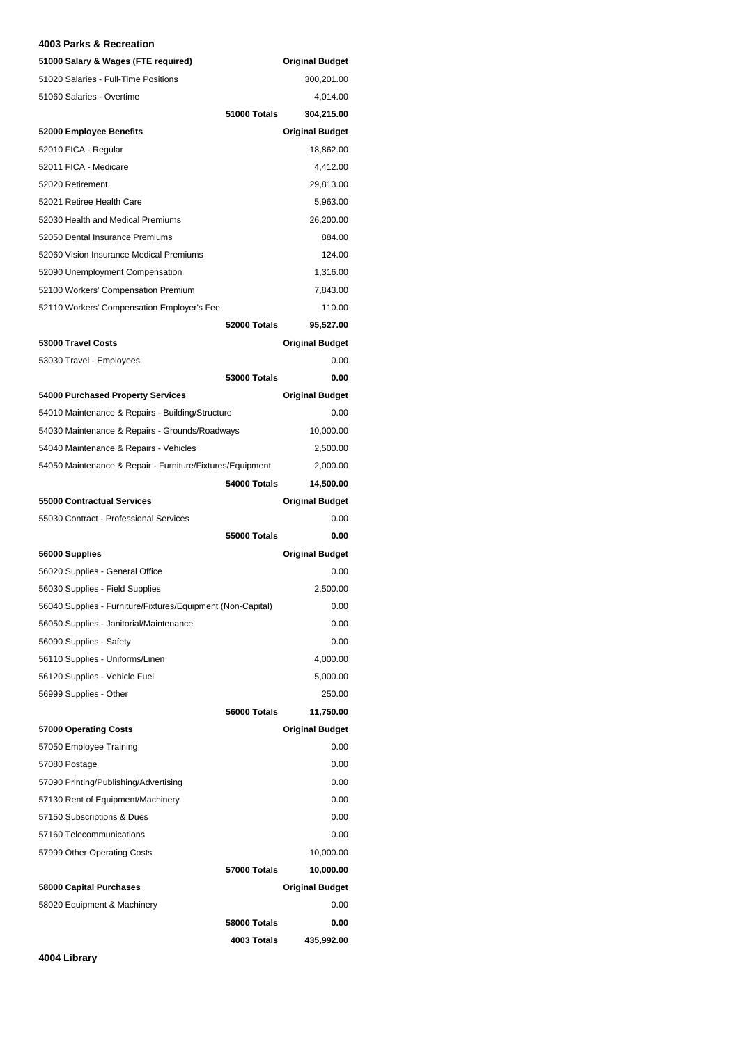**4003 Parks & Recreation**

| 51000 Salary & Wages (FTE required) | | Original Budget |
|---|---|---|
| 51020 Salaries - Full-Time Positions | | 300,201.00 |
| 51060 Salaries - Overtime | | 4,014.00 |
| | **51000 Totals** | **304,215.00** |
| **52000 Employee Benefits** | | **Original Budget** |
| 52010 FICA - Regular | | 18,862.00 |
| 52011 FICA - Medicare | | 4,412.00 |
| 52020 Retirement | | 29,813.00 |
| 52021 Retiree Health Care | | 5,963.00 |
| 52030 Health and Medical Premiums | | 26,200.00 |
| 52050 Dental Insurance Premiums | | 884.00 |
| 52060 Vision Insurance Medical Premiums | | 124.00 |
| 52090 Unemployment Compensation | | 1,316.00 |
| 52100 Workers' Compensation Premium | | 7,843.00 |
| 52110 Workers' Compensation Employer's Fee | | 110.00 |
| | **52000 Totals** | **95,527.00** |
| **53000 Travel Costs** | | **Original Budget** |
| 53030 Travel - Employees | | 0.00 |
| | **53000 Totals** | **0.00** |
| **54000 Purchased Property Services** | | **Original Budget** |
| 54010 Maintenance & Repairs - Building/Structure | | 0.00 |
| 54030 Maintenance & Repairs - Grounds/Roadways | | 10,000.00 |
| 54040 Maintenance & Repairs - Vehicles | | 2,500.00 |
| 54050 Maintenance & Repair - Furniture/Fixtures/Equipment | | 2,000.00 |
| | **54000 Totals** | **14,500.00** |
| **55000 Contractual Services** | | **Original Budget** |
| 55030 Contract - Professional Services | | 0.00 |
| | **55000 Totals** | **0.00** |
| **56000 Supplies** | | **Original Budget** |
| 56020 Supplies - General Office | | 0.00 |
| 56030 Supplies - Field Supplies | | 2,500.00 |
| 56040 Supplies - Furniture/Fixtures/Equipment (Non-Capital) | | 0.00 |
| 56050 Supplies - Janitorial/Maintenance | | 0.00 |
| 56090 Supplies - Safety | | 0.00 |
| 56110 Supplies - Uniforms/Linen | | 4,000.00 |
| 56120 Supplies - Vehicle Fuel | | 5,000.00 |
| 56999 Supplies - Other | | 250.00 |
| | **56000 Totals** | **11,750.00** |
| **57000 Operating Costs** | | **Original Budget** |
| 57050 Employee Training | | 0.00 |
| 57080 Postage | | 0.00 |
| 57090 Printing/Publishing/Advertising | | 0.00 |
| 57130 Rent of Equipment/Machinery | | 0.00 |
| 57150 Subscriptions & Dues | | 0.00 |
| 57160 Telecommunications | | 0.00 |
| 57999 Other Operating Costs | | 10,000.00 |
| | **57000 Totals** | **10,000.00** |
| **58000 Capital Purchases** | | **Original Budget** |
| 58020 Equipment & Machinery | | 0.00 |
| | **58000 Totals** | **0.00** |
| | **4003 Totals** | **435,992.00** |

**4004 Library**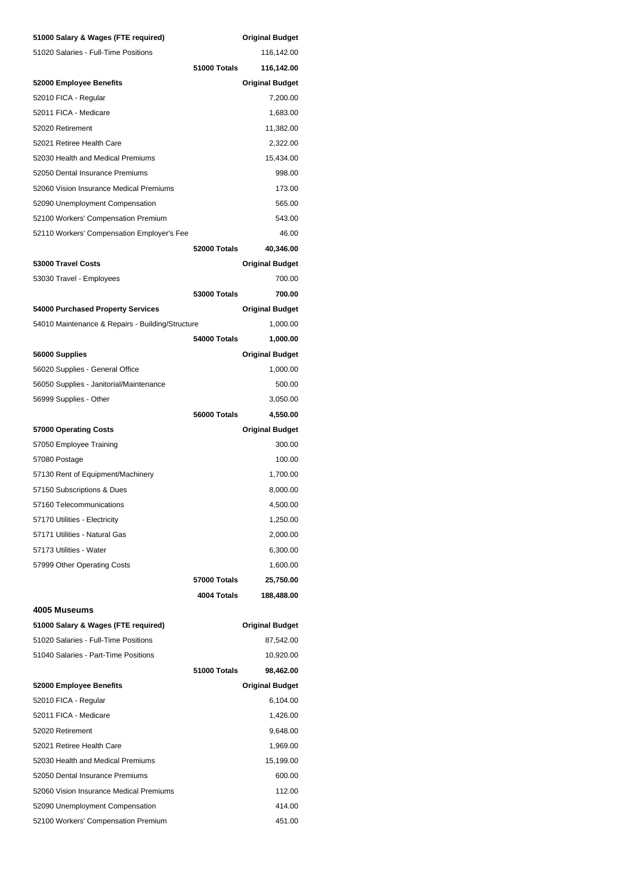| 51000 Salary & Wages (FTE required) | | Original Budget |
|---|---|---|
| 51020 Salaries - Full-Time Positions | | 116,142.00 |
| | 51000 Totals | 116,142.00 |
| **52000 Employee Benefits** | | **Original Budget** |
| 52010 FICA - Regular | | 7,200.00 |
| 52011 FICA - Medicare | | 1,683.00 |
| 52020 Retirement | | 11,382.00 |
| 52021 Retiree Health Care | | 2,322.00 |
| 52030 Health and Medical Premiums | | 15,434.00 |
| 52050 Dental Insurance Premiums | | 998.00 |
| 52060 Vision Insurance Medical Premiums | | 173.00 |
| 52090 Unemployment Compensation | | 565.00 |
| 52100 Workers' Compensation Premium | | 543.00 |
| 52110 Workers' Compensation Employer's Fee | | 46.00 |
| | **52000 Totals** | **40,346.00** |
| **53000 Travel Costs** | | **Original Budget** |
| 53030 Travel - Employees | | 700.00 |
| | **53000 Totals** | **700.00** |
| **54000 Purchased Property Services** | | **Original Budget** |
| 54010 Maintenance & Repairs - Building/Structure | | 1,000.00 |
| | **54000 Totals** | **1,000.00** |
| **56000 Supplies** | | **Original Budget** |
| 56020 Supplies - General Office | | 1,000.00 |
| 56050 Supplies - Janitorial/Maintenance | | 500.00 |
| 56999 Supplies - Other | | 3,050.00 |
| | **56000 Totals** | **4,550.00** |
| **57000 Operating Costs** | | **Original Budget** |
| 57050 Employee Training | | 300.00 |
| 57080 Postage | | 100.00 |
| 57130 Rent of Equipment/Machinery | | 1,700.00 |
| 57150 Subscriptions & Dues | | 8,000.00 |
| 57160 Telecommunications | | 4,500.00 |
| 57170 Utilities - Electricity | | 1,250.00 |
| 57171 Utilities - Natural Gas | | 2,000.00 |
| 57173 Utilities - Water | | 6,300.00 |
| 57999 Other Operating Costs | | 1,600.00 |
| | **57000 Totals** | **25,750.00** |
| | **4004 Totals** | **188,488.00** |

### 4005 Museums

| 51000 Salary & Wages (FTE required) | | Original Budget |
|---|---|---|
| 51020 Salaries - Full-Time Positions | | 87,542.00 |
| 51040 Salaries - Part-Time Positions | | 10,920.00 |
| | **51000 Totals** | **98,462.00** |
| **52000 Employee Benefits** | | **Original Budget** |
| 52010 FICA - Regular | | 6,104.00 |
| 52011 FICA - Medicare | | 1,426.00 |
| 52020 Retirement | | 9,648.00 |
| 52021 Retiree Health Care | | 1,969.00 |
| 52030 Health and Medical Premiums | | 15,199.00 |
| 52050 Dental Insurance Premiums | | 600.00 |
| 52060 Vision Insurance Medical Premiums | | 112.00 |
| 52090 Unemployment Compensation | | 414.00 |
| 52100 Workers' Compensation Premium | | 451.00 |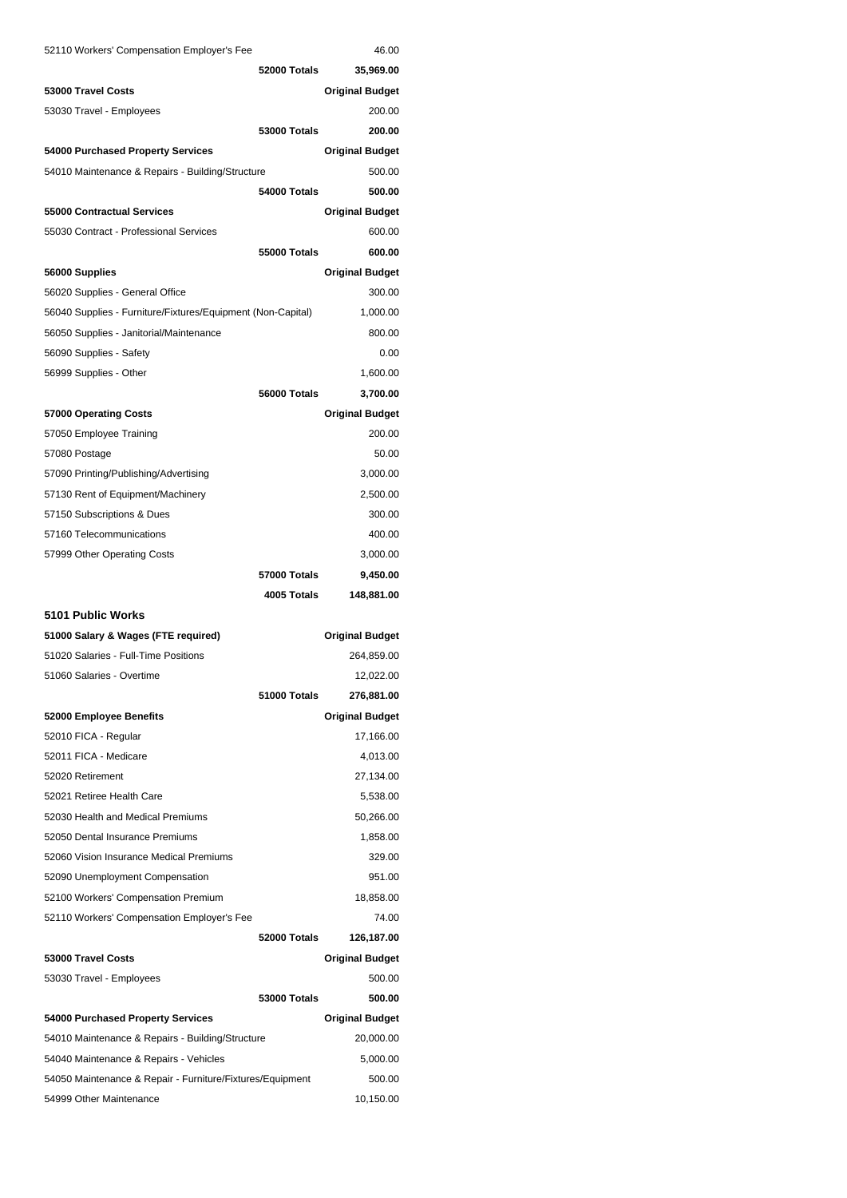| | | |
|---|---|---|
| 52110 Workers' Compensation Employer's Fee | | 46.00 |
| | **52000 Totals** | **35,969.00** |
| **53000 Travel Costs** | | **Original Budget** |
| 53030 Travel - Employees | | 200.00 |
| | **53000 Totals** | **200.00** |
| **54000 Purchased Property Services** | | **Original Budget** |
| 54010 Maintenance & Repairs - Building/Structure | | 500.00 |
| | **54000 Totals** | **500.00** |
| **55000 Contractual Services** | | **Original Budget** |
| 55030 Contract - Professional Services | | 600.00 |
| | **55000 Totals** | **600.00** |
| **56000 Supplies** | | **Original Budget** |
| 56020 Supplies - General Office | | 300.00 |
| 56040 Supplies - Furniture/Fixtures/Equipment (Non-Capital) | | 1,000.00 |
| 56050 Supplies - Janitorial/Maintenance | | 800.00 |
| 56090 Supplies - Safety | | 0.00 |
| 56999 Supplies - Other | | 1,600.00 |
| | **56000 Totals** | **3,700.00** |
| **57000 Operating Costs** | | **Original Budget** |
| 57050 Employee Training | | 200.00 |
| 57080 Postage | | 50.00 |
| 57090 Printing/Publishing/Advertising | | 3,000.00 |
| 57130 Rent of Equipment/Machinery | | 2,500.00 |
| 57150 Subscriptions & Dues | | 300.00 |
| 57160 Telecommunications | | 400.00 |
| 57999 Other Operating Costs | | 3,000.00 |
| | **57000 Totals** | **9,450.00** |
| | **4005 Totals** | **148,881.00** |

### 5101 Public Works

| | | |
|---|---|---|
| **51000 Salary & Wages (FTE required)** | | **Original Budget** |
| 51020 Salaries - Full-Time Positions | | 264,859.00 |
| 51060 Salaries - Overtime | | 12,022.00 |
| | **51000 Totals** | **276,881.00** |
| **52000 Employee Benefits** | | **Original Budget** |
| 52010 FICA - Regular | | 17,166.00 |
| 52011 FICA - Medicare | | 4,013.00 |
| 52020 Retirement | | 27,134.00 |
| 52021 Retiree Health Care | | 5,538.00 |
| 52030 Health and Medical Premiums | | 50,266.00 |
| 52050 Dental Insurance Premiums | | 1,858.00 |
| 52060 Vision Insurance Medical Premiums | | 329.00 |
| 52090 Unemployment Compensation | | 951.00 |
| 52100 Workers' Compensation Premium | | 18,858.00 |
| 52110 Workers' Compensation Employer's Fee | | 74.00 |
| | **52000 Totals** | **126,187.00** |
| **53000 Travel Costs** | | **Original Budget** |
| 53030 Travel - Employees | | 500.00 |
| | **53000 Totals** | **500.00** |
| **54000 Purchased Property Services** | | **Original Budget** |
| 54010 Maintenance & Repairs - Building/Structure | | 20,000.00 |
| 54040 Maintenance & Repairs - Vehicles | | 5,000.00 |
| 54050 Maintenance & Repair - Furniture/Fixtures/Equipment | | 500.00 |
| 54999 Other Maintenance | | 10,150.00 |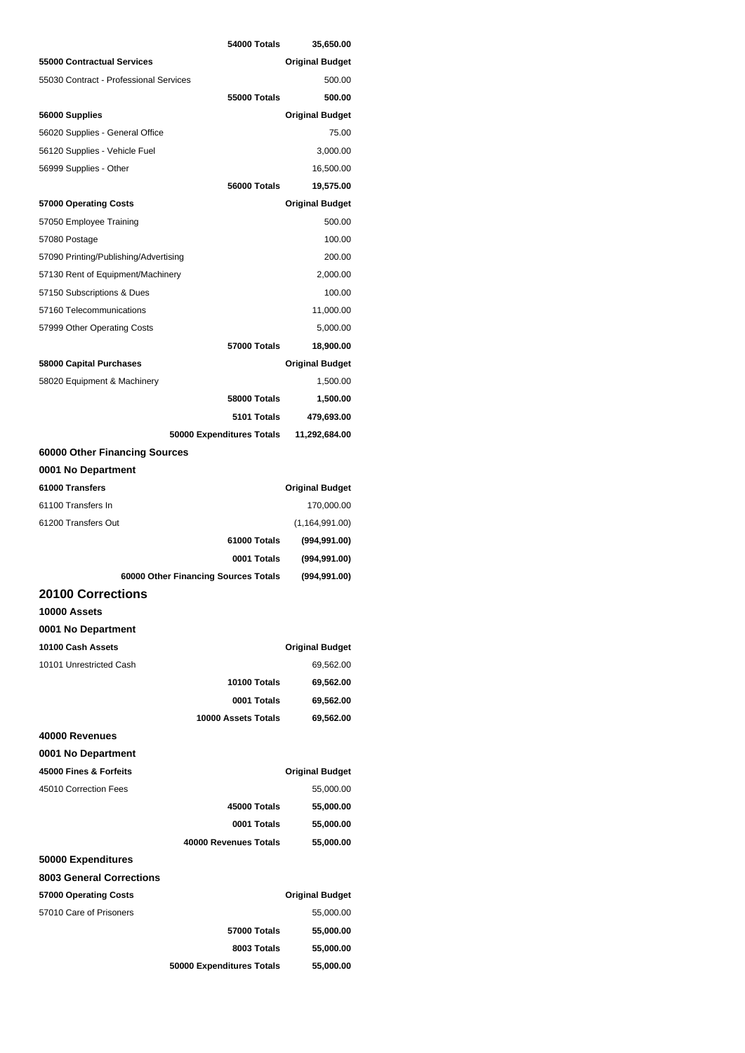| | |
|---|---|
| **54000 Totals** | **35,650.00** |
| **55000 Contractual Services** | **Original Budget** |
| 55030 Contract - Professional Services | 500.00 |
| **55000 Totals** | **500.00** |
| **56000 Supplies** | **Original Budget** |
| 56020 Supplies - General Office | 75.00 |
| 56120 Supplies - Vehicle Fuel | 3,000.00 |
| 56999 Supplies - Other | 16,500.00 |
| **56000 Totals** | **19,575.00** |
| **57000 Operating Costs** | **Original Budget** |
| 57050 Employee Training | 500.00 |
| 57080 Postage | 100.00 |
| 57090 Printing/Publishing/Advertising | 200.00 |
| 57130 Rent of Equipment/Machinery | 2,000.00 |
| 57150 Subscriptions & Dues | 100.00 |
| 57160 Telecommunications | 11,000.00 |
| 57999 Other Operating Costs | 5,000.00 |
| **57000 Totals** | **18,900.00** |
| **58000 Capital Purchases** | **Original Budget** |
| 58020 Equipment & Machinery | 1,500.00 |
| **58000 Totals** | **1,500.00** |
| **5101 Totals** | **479,693.00** |
| **50000 Expenditures Totals** | **11,292,684.00** |

### 60000 Other Financing Sources

### 0001 No Department

| | |
|---|---|
| **61000 Transfers** | **Original Budget** |
| 61100 Transfers In | 170,000.00 |
| 61200 Transfers Out | (1,164,991.00) |
| **61000 Totals** | **(994,991.00)** |
| **0001 Totals** | **(994,991.00)** |
| **60000 Other Financing Sources Totals** | **(994,991.00)** |

## 20100 Corrections

### 10000 Assets

### 0001 No Department

| | |
|---|---|
| **10100 Cash Assets** | **Original Budget** |
| 10101 Unrestricted Cash | 69,562.00 |
| **10100 Totals** | **69,562.00** |
| **0001 Totals** | **69,562.00** |
| **10000 Assets Totals** | **69,562.00** |

### 40000 Revenues

### 0001 No Department

| | |
|---|---|
| **45000 Fines & Forfeits** | **Original Budget** |
| 45010 Correction Fees | 55,000.00 |
| **45000 Totals** | **55,000.00** |
| **0001 Totals** | **55,000.00** |
| **40000 Revenues Totals** | **55,000.00** |

### 50000 Expenditures

### 8003 General Corrections

| | |
|---|---|
| **57000 Operating Costs** | **Original Budget** |
| 57010 Care of Prisoners | 55,000.00 |
| **57000 Totals** | **55,000.00** |
| **8003 Totals** | **55,000.00** |
| **50000 Expenditures Totals** | **55,000.00** |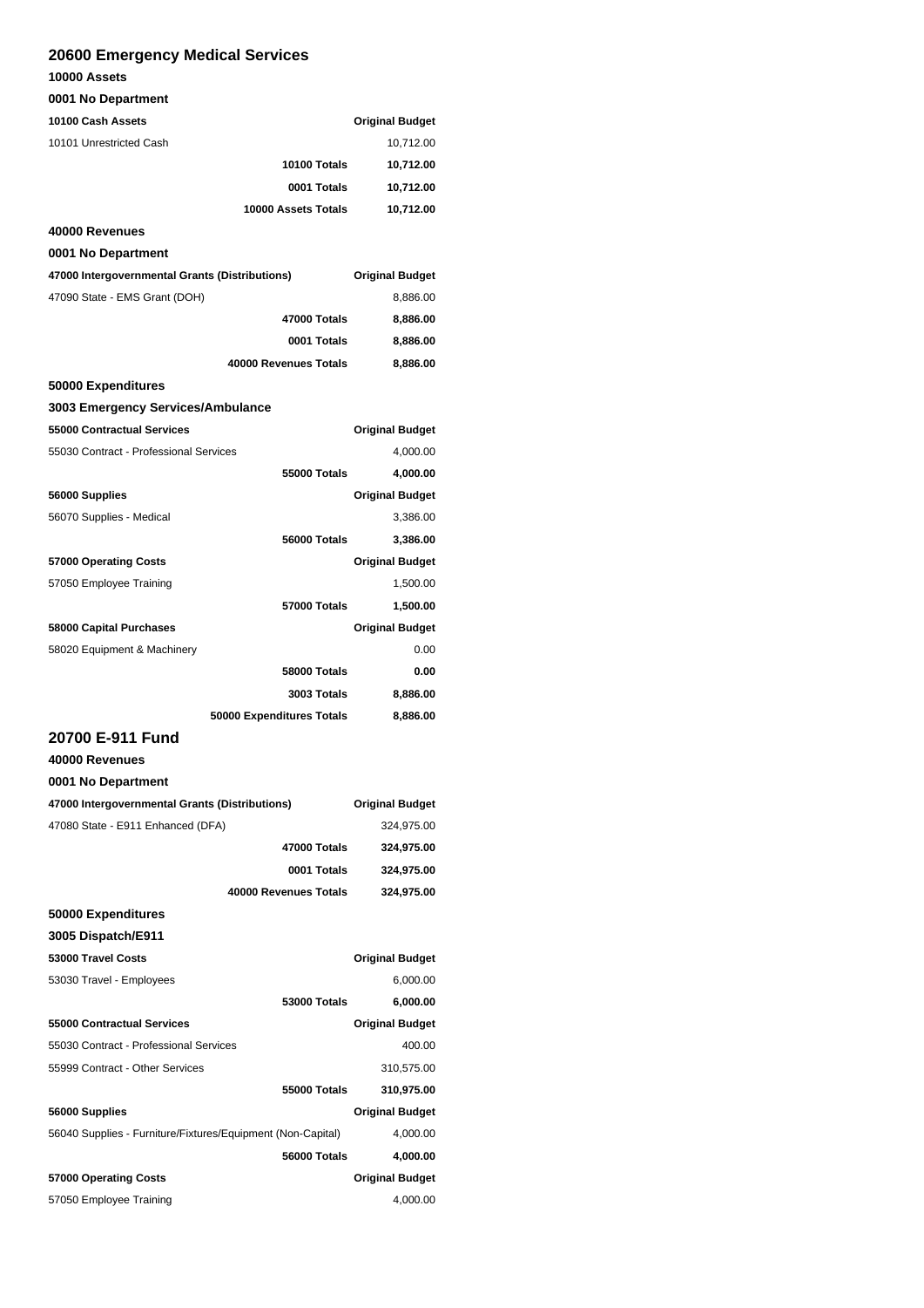## 20600 Emergency Medical Services

### 10000 Assets

#### 0001 No Department

| 10100 Cash Assets | Original Budget |
|---|---|
| 10101 Unrestricted Cash | 10,712.00 |
| **10100 Totals** | **10,712.00** |
| **0001 Totals** | **10,712.00** |
| **10000 Assets Totals** | **10,712.00** |

### 40000 Revenues

#### 0001 No Department

| 47000 Intergovernmental Grants (Distributions) | Original Budget |
|---|---|
| 47090 State - EMS Grant (DOH) | 8,886.00 |
| **47000 Totals** | **8,886.00** |
| **0001 Totals** | **8,886.00** |
| **40000 Revenues Totals** | **8,886.00** |

### 50000 Expenditures

#### 3003 Emergency Services/Ambulance

| 55000 Contractual Services | Original Budget |
|---|---|
| 55030 Contract - Professional Services | 4,000.00 |
| **55000 Totals** | **4,000.00** |

| 56000 Supplies | Original Budget |
|---|---|
| 56070 Supplies - Medical | 3,386.00 |
| **56000 Totals** | **3,386.00** |

| 57000 Operating Costs | Original Budget |
|---|---|
| 57050 Employee Training | 1,500.00 |
| **57000 Totals** | **1,500.00** |

| 58000 Capital Purchases | Original Budget |
|---|---|
| 58020 Equipment & Machinery | 0.00 |
| **58000 Totals** | **0.00** |
| **3003 Totals** | **8,886.00** |
| **50000 Expenditures Totals** | **8,886.00** |

## 20700 E-911 Fund

### 40000 Revenues

#### 0001 No Department

| 47000 Intergovernmental Grants (Distributions) | Original Budget |
|---|---|
| 47080 State - E911 Enhanced (DFA) | 324,975.00 |
| **47000 Totals** | **324,975.00** |
| **0001 Totals** | **324,975.00** |
| **40000 Revenues Totals** | **324,975.00** |

### 50000 Expenditures

#### 3005 Dispatch/E911

| 53000 Travel Costs | Original Budget |
|---|---|
| 53030 Travel - Employees | 6,000.00 |
| **53000 Totals** | **6,000.00** |

| 55000 Contractual Services | Original Budget |
|---|---|
| 55030 Contract - Professional Services | 400.00 |
| 55999 Contract - Other Services | 310,575.00 |
| **55000 Totals** | **310,975.00** |

| 56000 Supplies | Original Budget |
|---|---|
| 56040 Supplies - Furniture/Fixtures/Equipment (Non-Capital) | 4,000.00 |
| **56000 Totals** | **4,000.00** |

| 57000 Operating Costs | Original Budget |
|---|---|
| 57050 Employee Training | 4,000.00 |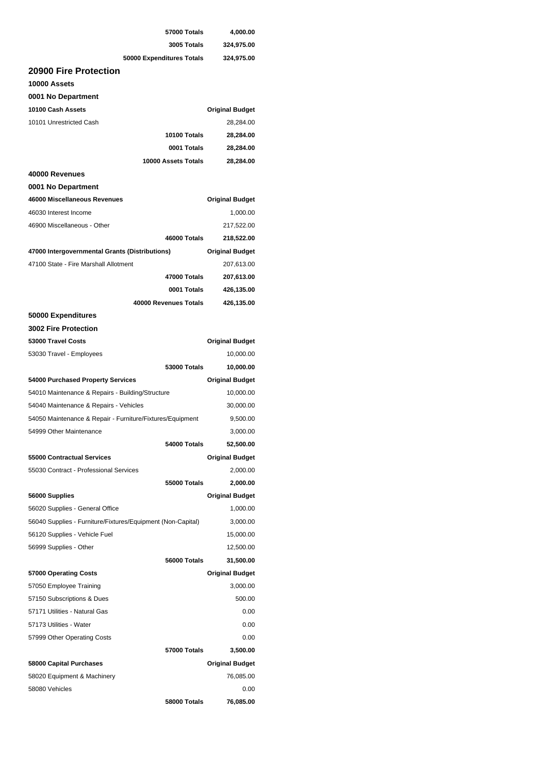| | |
|---|---|
| **57000 Totals** | **4,000.00** |
| **3005 Totals** | **324,975.00** |
| **50000 Expenditures Totals** | **324,975.00** |

## 20900 Fire Protection

### 10000 Assets

### 0001 No Department

| **10100 Cash Assets** | **Original Budget** |
|---|---|
| 10101 Unrestricted Cash | 28,284.00 |
| **10100 Totals** | **28,284.00** |
| **0001 Totals** | **28,284.00** |
| **10000 Assets Totals** | **28,284.00** |

### 40000 Revenues

### 0001 No Department

| **46000 Miscellaneous Revenues** | **Original Budget** |
|---|---|
| 46030 Interest Income | 1,000.00 |
| 46900 Miscellaneous - Other | 217,522.00 |
| **46000 Totals** | **218,522.00** |

| **47000 Intergovernmental Grants (Distributions)** | **Original Budget** |
|---|---|
| 47100 State - Fire Marshall Allotment | 207,613.00 |
| **47000 Totals** | **207,613.00** |
| **0001 Totals** | **426,135.00** |
| **40000 Revenues Totals** | **426,135.00** |

### 50000 Expenditures

### 3002 Fire Protection

| **53000 Travel Costs** | **Original Budget** |
|---|---|
| 53030 Travel - Employees | 10,000.00 |
| **53000 Totals** | **10,000.00** |

| **54000 Purchased Property Services** | **Original Budget** |
|---|---|
| 54010 Maintenance & Repairs - Building/Structure | 10,000.00 |
| 54040 Maintenance & Repairs - Vehicles | 30,000.00 |
| 54050 Maintenance & Repair - Furniture/Fixtures/Equipment | 9,500.00 |
| 54999 Other Maintenance | 3,000.00 |
| **54000 Totals** | **52,500.00** |

| **55000 Contractual Services** | **Original Budget** |
|---|---|
| 55030 Contract - Professional Services | 2,000.00 |
| **55000 Totals** | **2,000.00** |

| **56000 Supplies** | **Original Budget** |
|---|---|
| 56020 Supplies - General Office | 1,000.00 |
| 56040 Supplies - Furniture/Fixtures/Equipment (Non-Capital) | 3,000.00 |
| 56120 Supplies - Vehicle Fuel | 15,000.00 |
| 56999 Supplies - Other | 12,500.00 |
| **56000 Totals** | **31,500.00** |

| **57000 Operating Costs** | **Original Budget** |
|---|---|
| 57050 Employee Training | 3,000.00 |
| 57150 Subscriptions & Dues | 500.00 |
| 57171 Utilities - Natural Gas | 0.00 |
| 57173 Utilities - Water | 0.00 |
| 57999 Other Operating Costs | 0.00 |
| **57000 Totals** | **3,500.00** |

| **58000 Capital Purchases** | **Original Budget** |
|---|---|
| 58020 Equipment & Machinery | 76,085.00 |
| 58080 Vehicles | 0.00 |
| **58000 Totals** | **76,085.00** |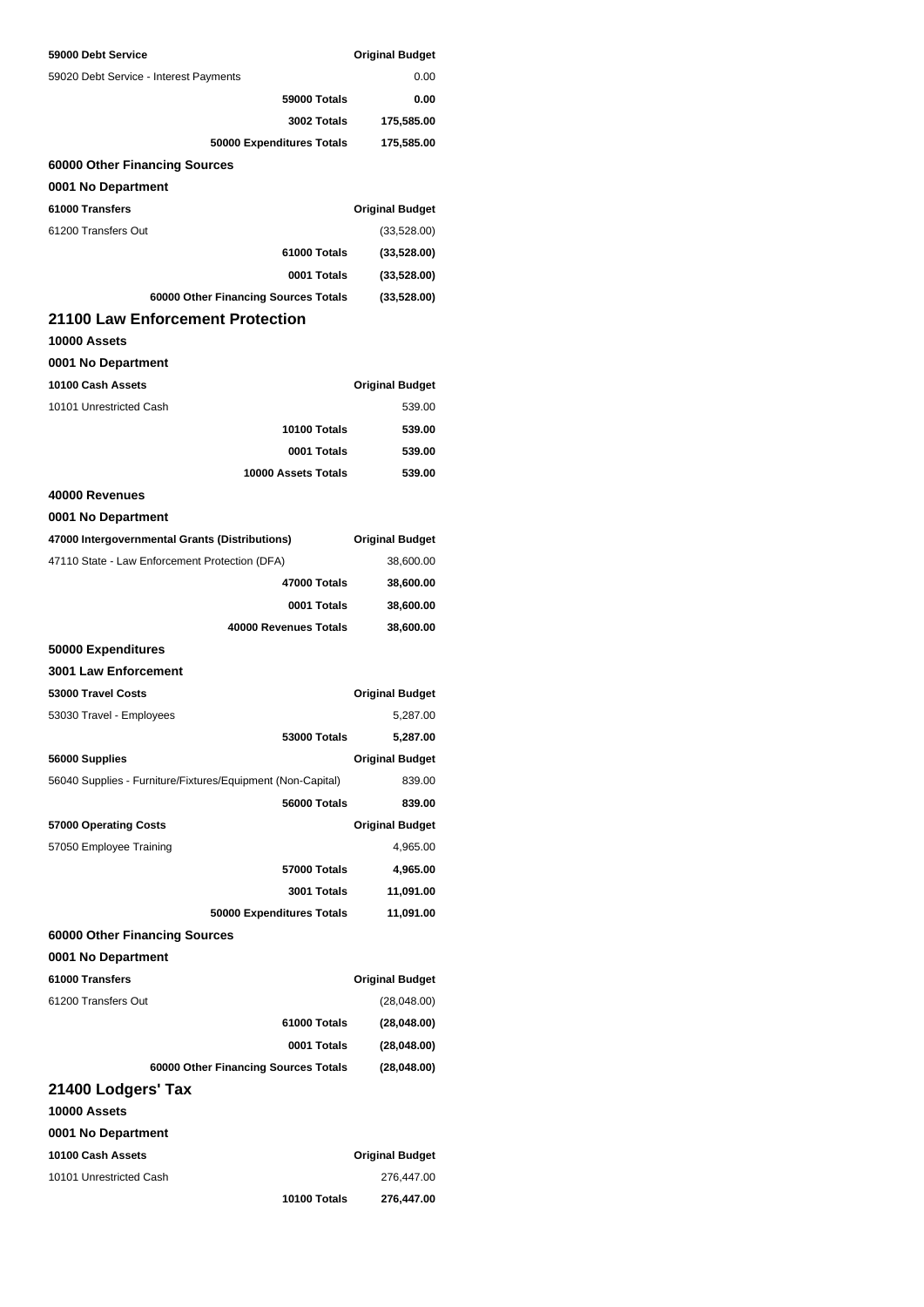| 59000 Debt Service | Original Budget |
|---|---|
| 59020 Debt Service - Interest Payments | 0.00 |
| **59000 Totals** | **0.00** |
| **3002 Totals** | **175,585.00** |
| **50000 Expenditures Totals** | **175,585.00** |

### 60000 Other Financing Sources

### 0001 No Department

| 61000 Transfers | Original Budget |
|---|---|
| 61200 Transfers Out | (33,528.00) |
| **61000 Totals** | **(33,528.00)** |
| **0001 Totals** | **(33,528.00)** |
| **60000 Other Financing Sources Totals** | **(33,528.00)** |

## 21100 Law Enforcement Protection

### 10000 Assets

### 0001 No Department

| 10100 Cash Assets | Original Budget |
|---|---|
| 10101 Unrestricted Cash | 539.00 |
| **10100 Totals** | **539.00** |
| **0001 Totals** | **539.00** |
| **10000 Assets Totals** | **539.00** |

### 40000 Revenues

### 0001 No Department

| 47000 Intergovernmental Grants (Distributions) | Original Budget |
|---|---|
| 47110 State - Law Enforcement Protection (DFA) | 38,600.00 |
| **47000 Totals** | **38,600.00** |
| **0001 Totals** | **38,600.00** |
| **40000 Revenues Totals** | **38,600.00** |

### 50000 Expenditures

### 3001 Law Enforcement

| 53000 Travel Costs | Original Budget |
|---|---|
| 53030 Travel - Employees | 5,287.00 |
| **53000 Totals** | **5,287.00** |

| 56000 Supplies | Original Budget |
|---|---|
| 56040 Supplies - Furniture/Fixtures/Equipment (Non-Capital) | 839.00 |
| **56000 Totals** | **839.00** |

| 57000 Operating Costs | Original Budget |
|---|---|
| 57050 Employee Training | 4,965.00 |
| **57000 Totals** | **4,965.00** |
| **3001 Totals** | **11,091.00** |
| **50000 Expenditures Totals** | **11,091.00** |

### 60000 Other Financing Sources

### 0001 No Department

| 61000 Transfers | Original Budget |
|---|---|
| 61200 Transfers Out | (28,048.00) |
| **61000 Totals** | **(28,048.00)** |
| **0001 Totals** | **(28,048.00)** |
| **60000 Other Financing Sources Totals** | **(28,048.00)** |

## 21400 Lodgers' Tax

### 10000 Assets

### 0001 No Department

| 10100 Cash Assets | Original Budget |
|---|---|
| 10101 Unrestricted Cash | 276,447.00 |
| **10100 Totals** | **276,447.00** |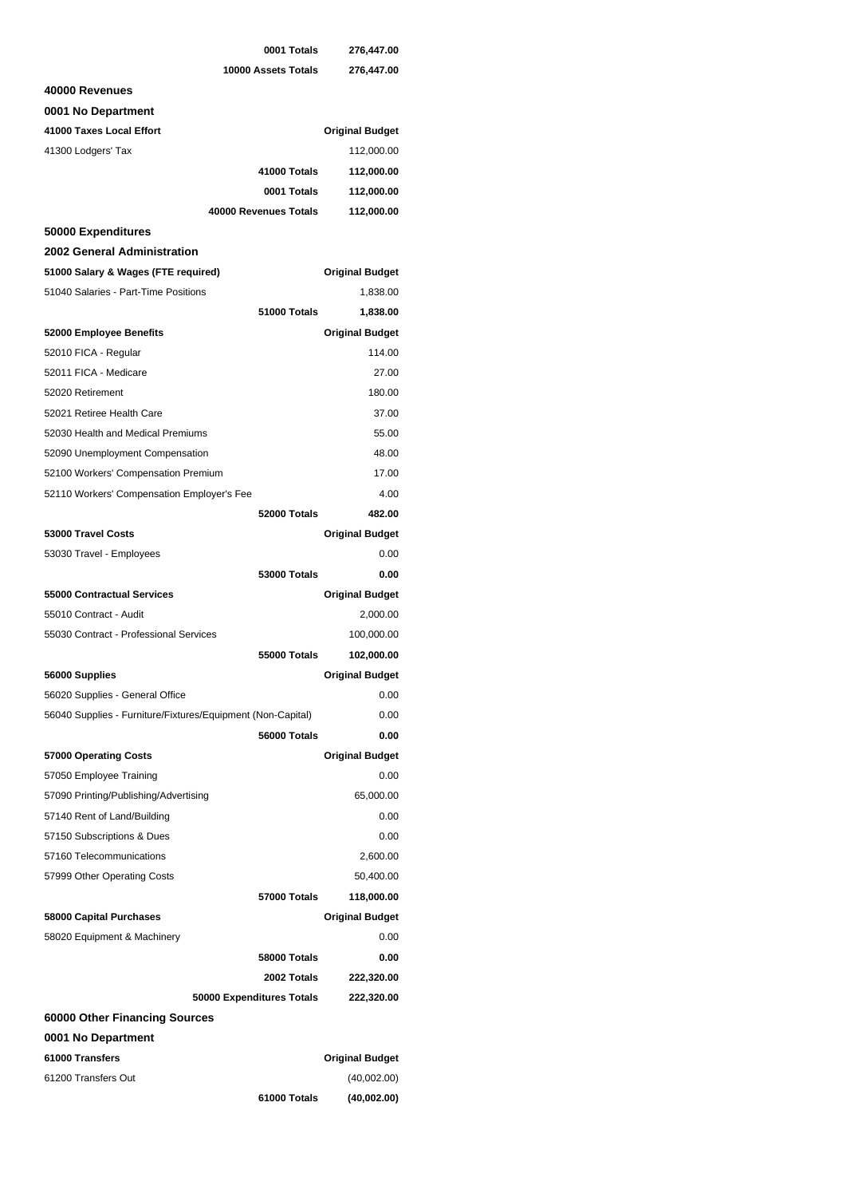| | |
|---|---|
| **0001 Totals** | **276,447.00** |
| **10000 Assets Totals** | **276,447.00** |

**40000 Revenues**

**0001 No Department**

| **41000 Taxes Local Effort** | **Original Budget** |
|---|---|
| 41300 Lodgers' Tax | 112,000.00 |
| **41000 Totals** | **112,000.00** |
| **0001 Totals** | **112,000.00** |
| **40000 Revenues Totals** | **112,000.00** |

**50000 Expenditures**

**2002 General Administration**

| **51000 Salary & Wages (FTE required)** | **Original Budget** |
|---|---|
| 51040 Salaries - Part-Time Positions | 1,838.00 |
| **51000 Totals** | **1,838.00** |

| **52000 Employee Benefits** | **Original Budget** |
|---|---|
| 52010 FICA - Regular | 114.00 |
| 52011 FICA - Medicare | 27.00 |
| 52020 Retirement | 180.00 |
| 52021 Retiree Health Care | 37.00 |
| 52030 Health and Medical Premiums | 55.00 |
| 52090 Unemployment Compensation | 48.00 |
| 52100 Workers' Compensation Premium | 17.00 |
| 52110 Workers' Compensation Employer's Fee | 4.00 |
| **52000 Totals** | **482.00** |

| **53000 Travel Costs** | **Original Budget** |
|---|---|
| 53030 Travel - Employees | 0.00 |
| **53000 Totals** | **0.00** |

| **55000 Contractual Services** | **Original Budget** |
|---|---|
| 55010 Contract - Audit | 2,000.00 |
| 55030 Contract - Professional Services | 100,000.00 |
| **55000 Totals** | **102,000.00** |

| **56000 Supplies** | **Original Budget** |
|---|---|
| 56020 Supplies - General Office | 0.00 |
| 56040 Supplies - Furniture/Fixtures/Equipment (Non-Capital) | 0.00 |
| **56000 Totals** | **0.00** |

| **57000 Operating Costs** | **Original Budget** |
|---|---|
| 57050 Employee Training | 0.00 |
| 57090 Printing/Publishing/Advertising | 65,000.00 |
| 57140 Rent of Land/Building | 0.00 |
| 57150 Subscriptions & Dues | 0.00 |
| 57160 Telecommunications | 2,600.00 |
| 57999 Other Operating Costs | 50,400.00 |
| **57000 Totals** | **118,000.00** |

| **58000 Capital Purchases** | **Original Budget** |
|---|---|
| 58020 Equipment & Machinery | 0.00 |
| **58000 Totals** | **0.00** |
| **2002 Totals** | **222,320.00** |
| **50000 Expenditures Totals** | **222,320.00** |

**60000 Other Financing Sources**

**0001 No Department**

| **61000 Transfers** | **Original Budget** |
|---|---|
| 61200 Transfers Out | (40,002.00) |
| **61000 Totals** | **(40,002.00)** |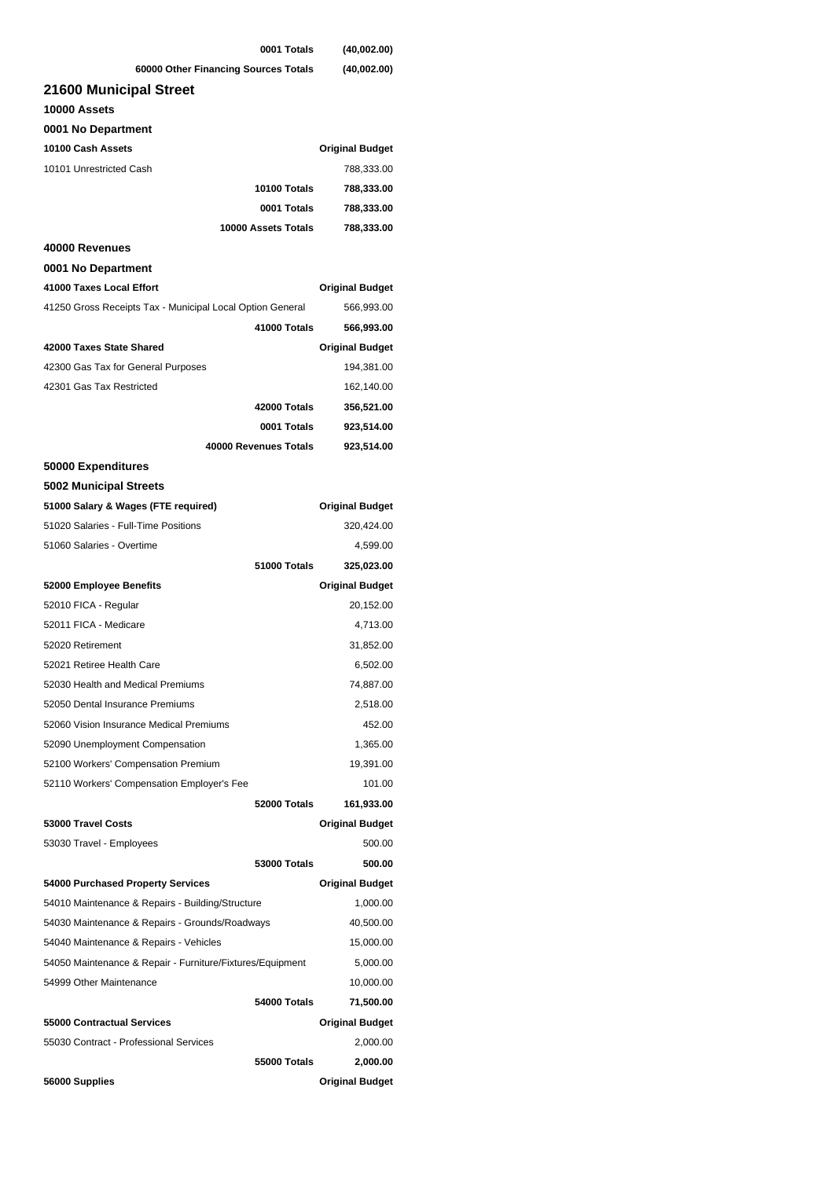| | |
|---|---|
| **0001 Totals** | **(40,002.00)** |
| **60000 Other Financing Sources Totals** | **(40,002.00)** |

## 21600 Municipal Street

### 10000 Assets

### 0001 No Department

| **10100 Cash Assets** | **Original Budget** |
|---|---|
| 10101 Unrestricted Cash | 788,333.00 |
| **10100 Totals** | **788,333.00** |
| **0001 Totals** | **788,333.00** |
| **10000 Assets Totals** | **788,333.00** |

### 40000 Revenues

### 0001 No Department

| **41000 Taxes Local Effort** | **Original Budget** |
|---|---|
| 41250 Gross Receipts Tax - Municipal Local Option General | 566,993.00 |
| **41000 Totals** | **566,993.00** |

| **42000 Taxes State Shared** | **Original Budget** |
|---|---|
| 42300 Gas Tax for General Purposes | 194,381.00 |
| 42301 Gas Tax Restricted | 162,140.00 |
| **42000 Totals** | **356,521.00** |
| **0001 Totals** | **923,514.00** |
| **40000 Revenues Totals** | **923,514.00** |

### 50000 Expenditures

### 5002 Municipal Streets

| **51000 Salary & Wages (FTE required)** | **Original Budget** |
|---|---|
| 51020 Salaries - Full-Time Positions | 320,424.00 |
| 51060 Salaries - Overtime | 4,599.00 |
| **51000 Totals** | **325,023.00** |

| **52000 Employee Benefits** | **Original Budget** |
|---|---|
| 52010 FICA - Regular | 20,152.00 |
| 52011 FICA - Medicare | 4,713.00 |
| 52020 Retirement | 31,852.00 |
| 52021 Retiree Health Care | 6,502.00 |
| 52030 Health and Medical Premiums | 74,887.00 |
| 52050 Dental Insurance Premiums | 2,518.00 |
| 52060 Vision Insurance Medical Premiums | 452.00 |
| 52090 Unemployment Compensation | 1,365.00 |
| 52100 Workers' Compensation Premium | 19,391.00 |
| 52110 Workers' Compensation Employer's Fee | 101.00 |
| **52000 Totals** | **161,933.00** |

| **53000 Travel Costs** | **Original Budget** |
|---|---|
| 53030 Travel - Employees | 500.00 |
| **53000 Totals** | **500.00** |

| **54000 Purchased Property Services** | **Original Budget** |
|---|---|
| 54010 Maintenance & Repairs - Building/Structure | 1,000.00 |
| 54030 Maintenance & Repairs - Grounds/Roadways | 40,500.00 |
| 54040 Maintenance & Repairs - Vehicles | 15,000.00 |
| 54050 Maintenance & Repair - Furniture/Fixtures/Equipment | 5,000.00 |
| 54999 Other Maintenance | 10,000.00 |
| **54000 Totals** | **71,500.00** |

| **55000 Contractual Services** | **Original Budget** |
|---|---|
| 55030 Contract - Professional Services | 2,000.00 |
| **55000 Totals** | **2,000.00** |

| **56000 Supplies** | **Original Budget** |
|---|---|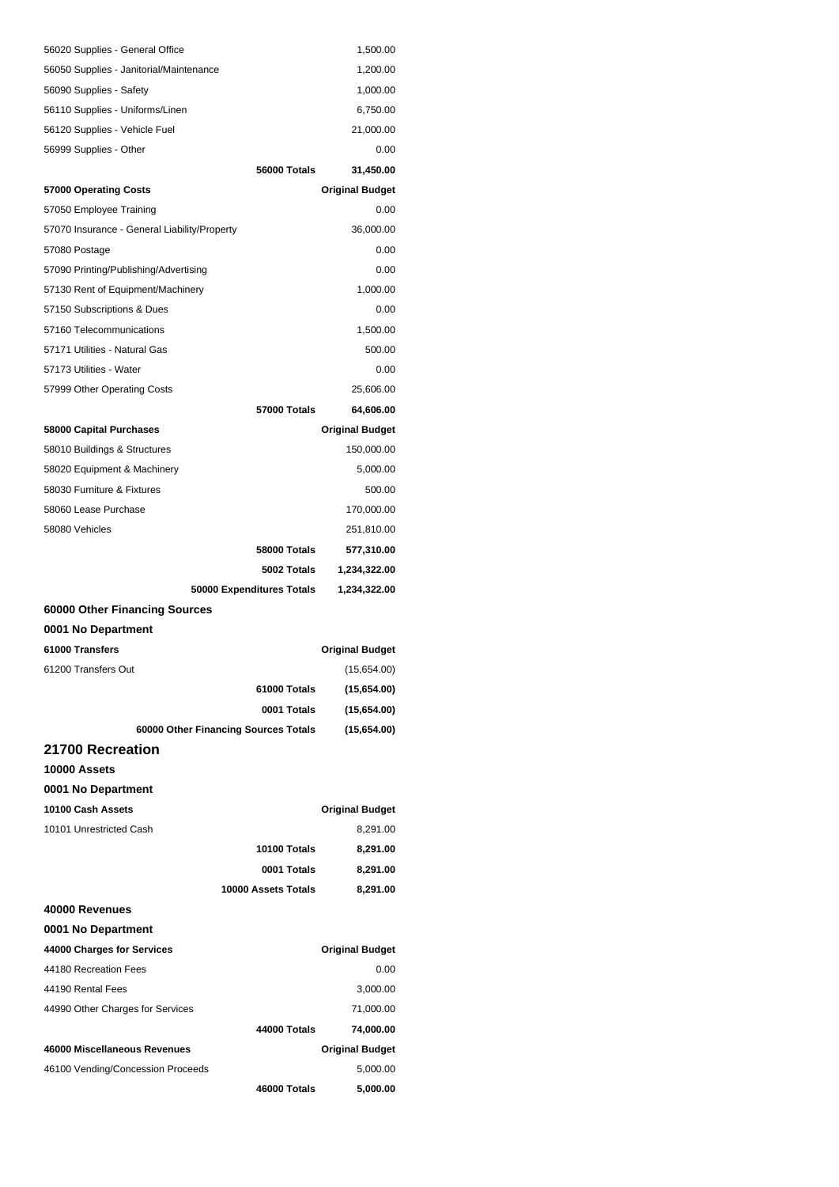| | |
|---|---|
| 56020 Supplies - General Office | 1,500.00 |
| 56050 Supplies - Janitorial/Maintenance | 1,200.00 |
| 56090 Supplies - Safety | 1,000.00 |
| 56110 Supplies - Uniforms/Linen | 6,750.00 |
| 56120 Supplies - Vehicle Fuel | 21,000.00 |
| 56999 Supplies - Other | 0.00 |
| **56000 Totals** | **31,450.00** |

| 57000 Operating Costs | Original Budget |
|---|---|
| 57050 Employee Training | 0.00 |
| 57070 Insurance - General Liability/Property | 36,000.00 |
| 57080 Postage | 0.00 |
| 57090 Printing/Publishing/Advertising | 0.00 |
| 57130 Rent of Equipment/Machinery | 1,000.00 |
| 57150 Subscriptions & Dues | 0.00 |
| 57160 Telecommunications | 1,500.00 |
| 57171 Utilities - Natural Gas | 500.00 |
| 57173 Utilities - Water | 0.00 |
| 57999 Other Operating Costs | 25,606.00 |
| **57000 Totals** | **64,606.00** |

| 58000 Capital Purchases | Original Budget |
|---|---|
| 58010 Buildings & Structures | 150,000.00 |
| 58020 Equipment & Machinery | 5,000.00 |
| 58030 Furniture & Fixtures | 500.00 |
| 58060 Lease Purchase | 170,000.00 |
| 58080 Vehicles | 251,810.00 |
| **58000 Totals** | **577,310.00** |
| **5002 Totals** | **1,234,322.00** |
| **50000 Expenditures Totals** | **1,234,322.00** |

### 60000 Other Financing Sources

### 0001 No Department

| 61000 Transfers | Original Budget |
|---|---|
| 61200 Transfers Out | (15,654.00) |
| **61000 Totals** | **(15,654.00)** |
| **0001 Totals** | **(15,654.00)** |
| **60000 Other Financing Sources Totals** | **(15,654.00)** |

## 21700 Recreation

### 10000 Assets

### 0001 No Department

| 10100 Cash Assets | Original Budget |
|---|---|
| 10101 Unrestricted Cash | 8,291.00 |
| **10100 Totals** | **8,291.00** |
| **0001 Totals** | **8,291.00** |
| **10000 Assets Totals** | **8,291.00** |

### 40000 Revenues

### 0001 No Department

| 44000 Charges for Services | Original Budget |
|---|---|
| 44180 Recreation Fees | 0.00 |
| 44190 Rental Fees | 3,000.00 |
| 44990 Other Charges for Services | 71,000.00 |
| **44000 Totals** | **74,000.00** |

| 46000 Miscellaneous Revenues | Original Budget |
|---|---|
| 46100 Vending/Concession Proceeds | 5,000.00 |
| **46000 Totals** | **5,000.00** |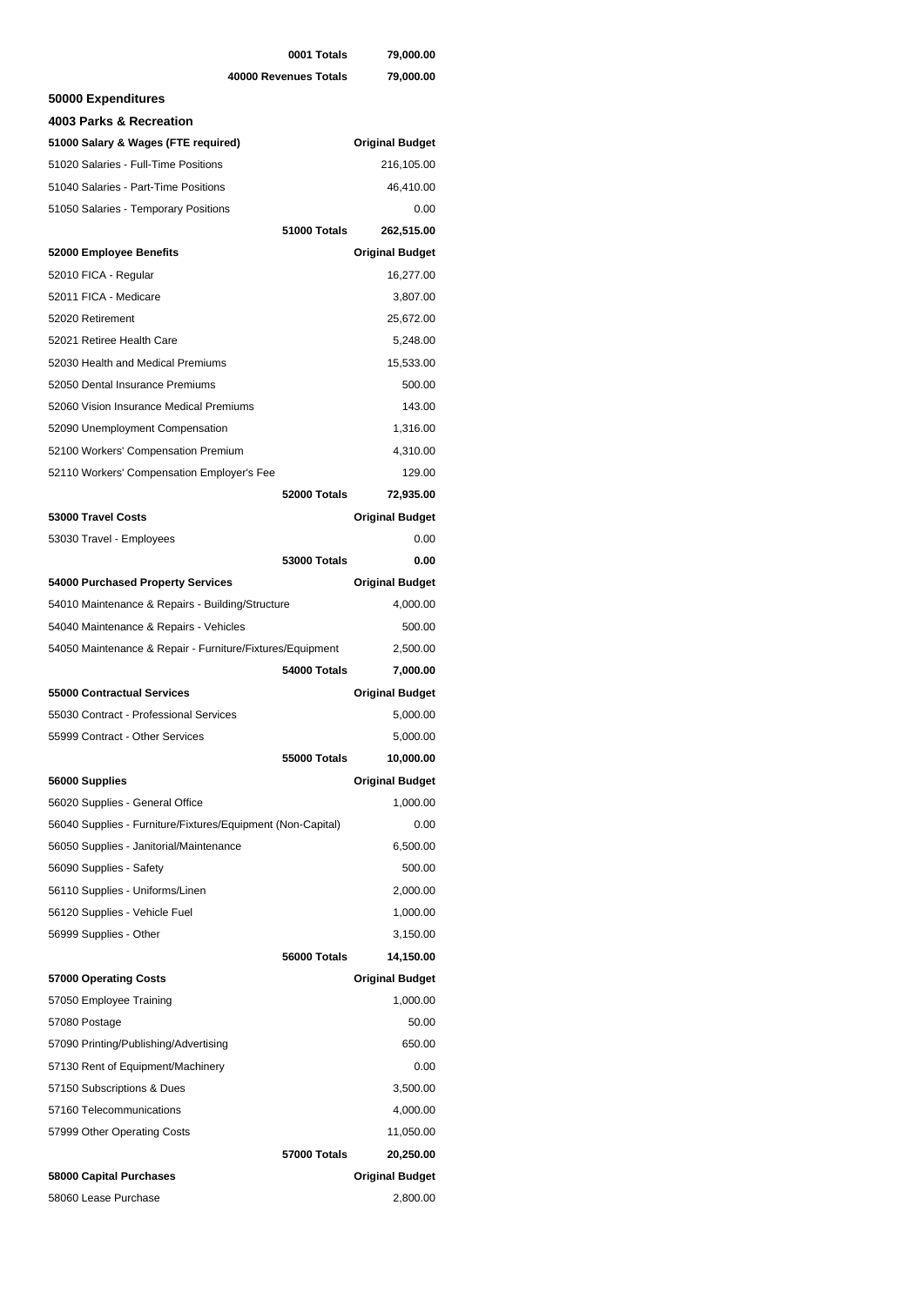| | |
|---|---|
| **0001 Totals** | **79,000.00** |
| **40000 Revenues Totals** | **79,000.00** |

**50000 Expenditures**

**4003 Parks & Recreation**

| **51000 Salary & Wages (FTE required)** | **Original Budget** |
|---|---|
| 51020 Salaries - Full-Time Positions | 216,105.00 |
| 51040 Salaries - Part-Time Positions | 46,410.00 |
| 51050 Salaries - Temporary Positions | 0.00 |
| **51000 Totals** | **262,515.00** |

| **52000 Employee Benefits** | **Original Budget** |
|---|---|
| 52010 FICA - Regular | 16,277.00 |
| 52011 FICA - Medicare | 3,807.00 |
| 52020 Retirement | 25,672.00 |
| 52021 Retiree Health Care | 5,248.00 |
| 52030 Health and Medical Premiums | 15,533.00 |
| 52050 Dental Insurance Premiums | 500.00 |
| 52060 Vision Insurance Medical Premiums | 143.00 |
| 52090 Unemployment Compensation | 1,316.00 |
| 52100 Workers' Compensation Premium | 4,310.00 |
| 52110 Workers' Compensation Employer's Fee | 129.00 |
| **52000 Totals** | **72,935.00** |

| **53000 Travel Costs** | **Original Budget** |
|---|---|
| 53030 Travel - Employees | 0.00 |
| **53000 Totals** | **0.00** |

| **54000 Purchased Property Services** | **Original Budget** |
|---|---|
| 54010 Maintenance & Repairs - Building/Structure | 4,000.00 |
| 54040 Maintenance & Repairs - Vehicles | 500.00 |
| 54050 Maintenance & Repair - Furniture/Fixtures/Equipment | 2,500.00 |
| **54000 Totals** | **7,000.00** |

| **55000 Contractual Services** | **Original Budget** |
|---|---|
| 55030 Contract - Professional Services | 5,000.00 |
| 55999 Contract - Other Services | 5,000.00 |
| **55000 Totals** | **10,000.00** |

| **56000 Supplies** | **Original Budget** |
|---|---|
| 56020 Supplies - General Office | 1,000.00 |
| 56040 Supplies - Furniture/Fixtures/Equipment (Non-Capital) | 0.00 |
| 56050 Supplies - Janitorial/Maintenance | 6,500.00 |
| 56090 Supplies - Safety | 500.00 |
| 56110 Supplies - Uniforms/Linen | 2,000.00 |
| 56120 Supplies - Vehicle Fuel | 1,000.00 |
| 56999 Supplies - Other | 3,150.00 |
| **56000 Totals** | **14,150.00** |

| **57000 Operating Costs** | **Original Budget** |
|---|---|
| 57050 Employee Training | 1,000.00 |
| 57080 Postage | 50.00 |
| 57090 Printing/Publishing/Advertising | 650.00 |
| 57130 Rent of Equipment/Machinery | 0.00 |
| 57150 Subscriptions & Dues | 3,500.00 |
| 57160 Telecommunications | 4,000.00 |
| 57999 Other Operating Costs | 11,050.00 |
| **57000 Totals** | **20,250.00** |

| **58000 Capital Purchases** | **Original Budget** |
|---|---|
| 58060 Lease Purchase | 2,800.00 |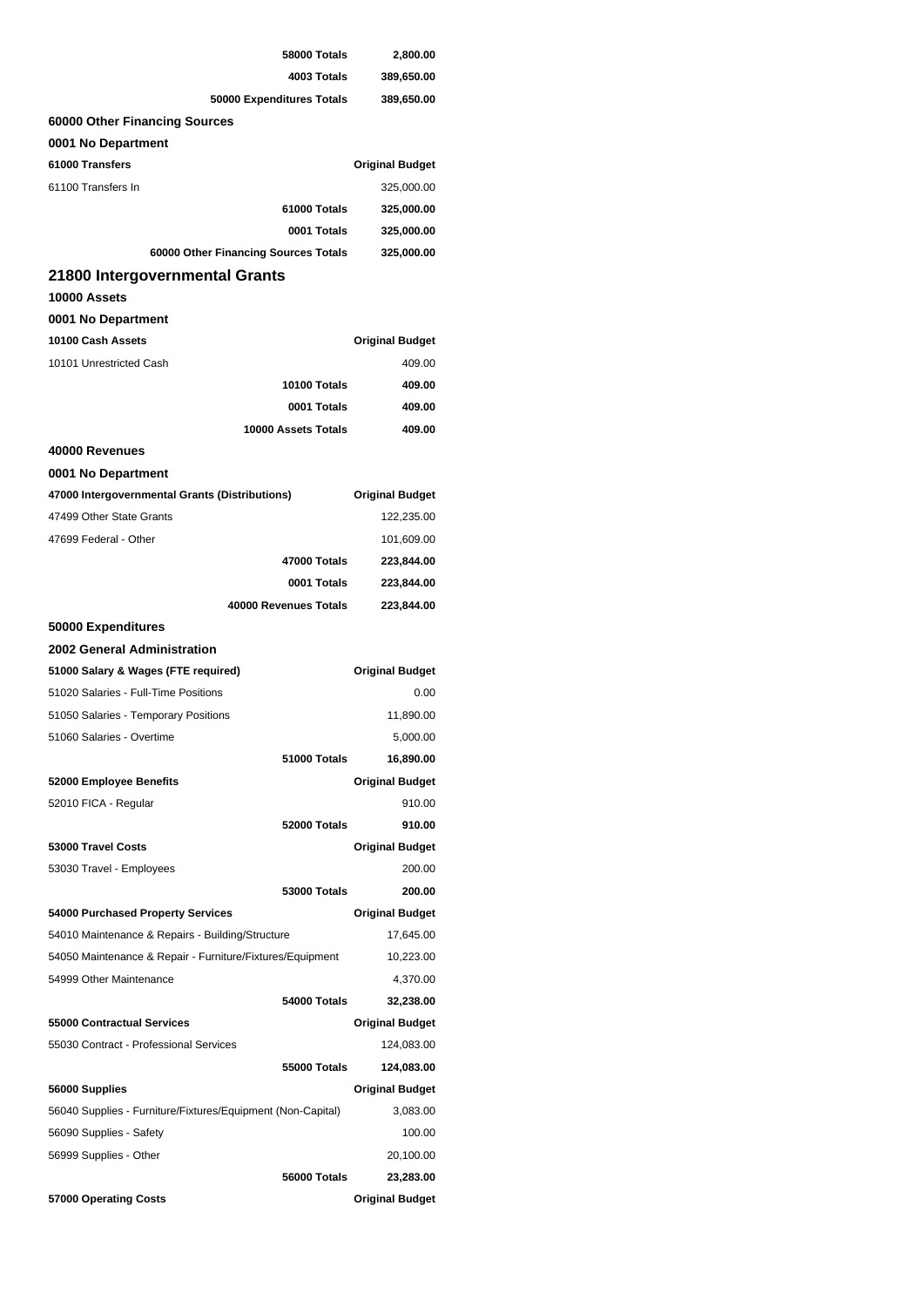| | |
|---|---|
| **58000 Totals** | **2,800.00** |
| **4003 Totals** | **389,650.00** |
| **50000 Expenditures Totals** | **389,650.00** |

**60000 Other Financing Sources**

**0001 No Department**

| 61000 Transfers | Original Budget |
|---|---|
| 61100 Transfers In | 325,000.00 |
| **61000 Totals** | **325,000.00** |
| **0001 Totals** | **325,000.00** |
| **60000 Other Financing Sources Totals** | **325,000.00** |

## 21800 Intergovernmental Grants

**10000 Assets**

**0001 No Department**

| 10100 Cash Assets | Original Budget |
|---|---|
| 10101 Unrestricted Cash | 409.00 |
| **10100 Totals** | **409.00** |
| **0001 Totals** | **409.00** |
| **10000 Assets Totals** | **409.00** |

**40000 Revenues**

**0001 No Department**

| 47000 Intergovernmental Grants (Distributions) | Original Budget |
|---|---|
| 47499 Other State Grants | 122,235.00 |
| 47699 Federal - Other | 101,609.00 |
| **47000 Totals** | **223,844.00** |
| **0001 Totals** | **223,844.00** |
| **40000 Revenues Totals** | **223,844.00** |

**50000 Expenditures**

**2002 General Administration**

| 51000 Salary & Wages (FTE required) | Original Budget |
|---|---|
| 51020 Salaries - Full-Time Positions | 0.00 |
| 51050 Salaries - Temporary Positions | 11,890.00 |
| 51060 Salaries - Overtime | 5,000.00 |
| **51000 Totals** | **16,890.00** |

| 52000 Employee Benefits | Original Budget |
|---|---|
| 52010 FICA - Regular | 910.00 |
| **52000 Totals** | **910.00** |

| 53000 Travel Costs | Original Budget |
|---|---|
| 53030 Travel - Employees | 200.00 |
| **53000 Totals** | **200.00** |

| 54000 Purchased Property Services | Original Budget |
|---|---|
| 54010 Maintenance & Repairs - Building/Structure | 17,645.00 |
| 54050 Maintenance & Repair - Furniture/Fixtures/Equipment | 10,223.00 |
| 54999 Other Maintenance | 4,370.00 |
| **54000 Totals** | **32,238.00** |

| 55000 Contractual Services | Original Budget |
|---|---|
| 55030 Contract - Professional Services | 124,083.00 |
| **55000 Totals** | **124,083.00** |

| 56000 Supplies | Original Budget |
|---|---|
| 56040 Supplies - Furniture/Fixtures/Equipment (Non-Capital) | 3,083.00 |
| 56090 Supplies - Safety | 100.00 |
| 56999 Supplies - Other | 20,100.00 |
| **56000 Totals** | **23,283.00** |

| 57000 Operating Costs | Original Budget |
|---|---|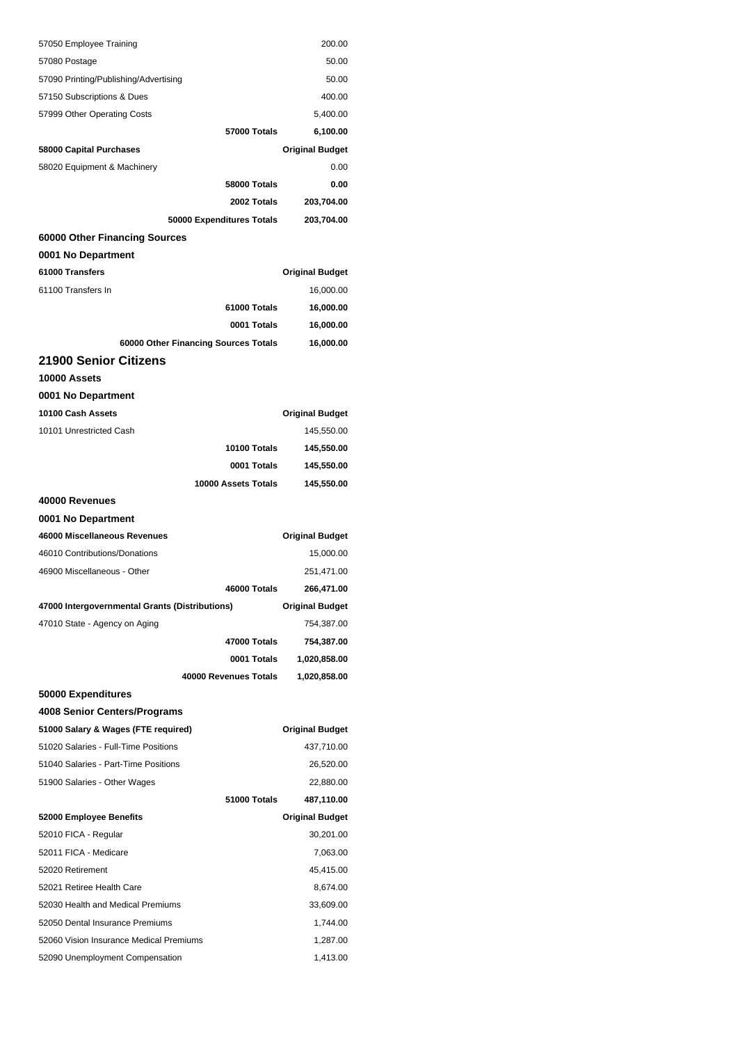| | |
|---|---:|
| 57050 Employee Training | 200.00 |
| 57080 Postage | 50.00 |
| 57090 Printing/Publishing/Advertising | 50.00 |
| 57150 Subscriptions & Dues | 400.00 |
| 57999 Other Operating Costs | 5,400.00 |
| **57000 Totals** | **6,100.00** |

| **58000 Capital Purchases** | **Original Budget** |
|---|---:|
| 58020 Equipment & Machinery | 0.00 |
| **58000 Totals** | **0.00** |
| **2002 Totals** | **203,704.00** |
| **50000 Expenditures Totals** | **203,704.00** |

### 60000 Other Financing Sources

#### 0001 No Department

| **61000 Transfers** | **Original Budget** |
|---|---:|
| 61100 Transfers In | 16,000.00 |
| **61000 Totals** | **16,000.00** |
| **0001 Totals** | **16,000.00** |
| **60000 Other Financing Sources Totals** | **16,000.00** |

## 21900 Senior Citizens

### 10000 Assets

#### 0001 No Department

| **10100 Cash Assets** | **Original Budget** |
|---|---:|
| 10101 Unrestricted Cash | 145,550.00 |
| **10100 Totals** | **145,550.00** |
| **0001 Totals** | **145,550.00** |
| **10000 Assets Totals** | **145,550.00** |

### 40000 Revenues

#### 0001 No Department

| **46000 Miscellaneous Revenues** | **Original Budget** |
|---|---:|
| 46010 Contributions/Donations | 15,000.00 |
| 46900 Miscellaneous - Other | 251,471.00 |
| **46000 Totals** | **266,471.00** |

| **47000 Intergovernmental Grants (Distributions)** | **Original Budget** |
|---|---:|
| 47010 State - Agency on Aging | 754,387.00 |
| **47000 Totals** | **754,387.00** |
| **0001 Totals** | **1,020,858.00** |
| **40000 Revenues Totals** | **1,020,858.00** |

### 50000 Expenditures

#### 4008 Senior Centers/Programs

| **51000 Salary & Wages (FTE required)** | **Original Budget** |
|---|---:|
| 51020 Salaries - Full-Time Positions | 437,710.00 |
| 51040 Salaries - Part-Time Positions | 26,520.00 |
| 51900 Salaries - Other Wages | 22,880.00 |
| **51000 Totals** | **487,110.00** |

| **52000 Employee Benefits** | **Original Budget** |
|---|---:|
| 52010 FICA - Regular | 30,201.00 |
| 52011 FICA - Medicare | 7,063.00 |
| 52020 Retirement | 45,415.00 |
| 52021 Retiree Health Care | 8,674.00 |
| 52030 Health and Medical Premiums | 33,609.00 |
| 52050 Dental Insurance Premiums | 1,744.00 |
| 52060 Vision Insurance Medical Premiums | 1,287.00 |
| 52090 Unemployment Compensation | 1,413.00 |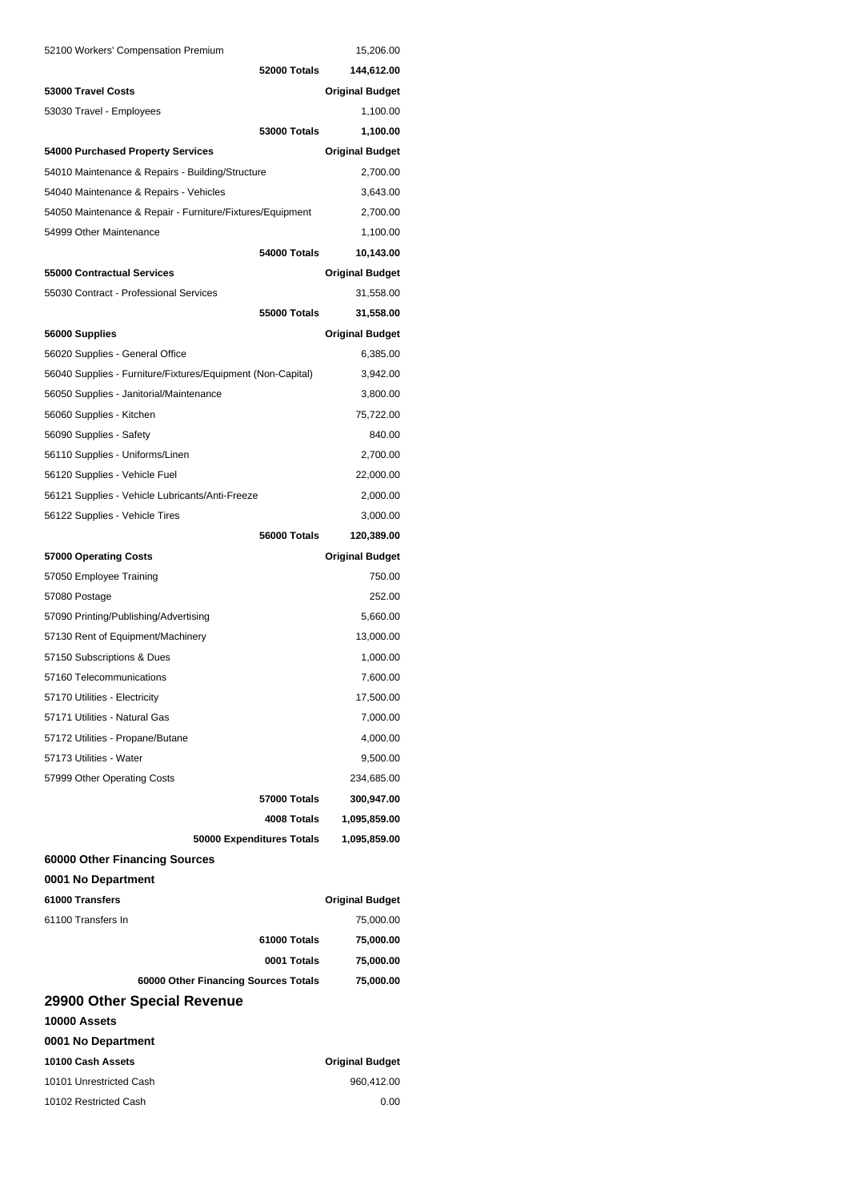| | |
|---|---|
| 52100 Workers' Compensation Premium | 15,206.00 |
| **52000 Totals** | **144,612.00** |
| **53000 Travel Costs** | **Original Budget** |
| 53030 Travel - Employees | 1,100.00 |
| **53000 Totals** | **1,100.00** |
| **54000 Purchased Property Services** | **Original Budget** |
| 54010 Maintenance & Repairs - Building/Structure | 2,700.00 |
| 54040 Maintenance & Repairs - Vehicles | 3,643.00 |
| 54050 Maintenance & Repair - Furniture/Fixtures/Equipment | 2,700.00 |
| 54999 Other Maintenance | 1,100.00 |
| **54000 Totals** | **10,143.00** |
| **55000 Contractual Services** | **Original Budget** |
| 55030 Contract - Professional Services | 31,558.00 |
| **55000 Totals** | **31,558.00** |
| **56000 Supplies** | **Original Budget** |
| 56020 Supplies - General Office | 6,385.00 |
| 56040 Supplies - Furniture/Fixtures/Equipment (Non-Capital) | 3,942.00 |
| 56050 Supplies - Janitorial/Maintenance | 3,800.00 |
| 56060 Supplies - Kitchen | 75,722.00 |
| 56090 Supplies - Safety | 840.00 |
| 56110 Supplies - Uniforms/Linen | 2,700.00 |
| 56120 Supplies - Vehicle Fuel | 22,000.00 |
| 56121 Supplies - Vehicle Lubricants/Anti-Freeze | 2,000.00 |
| 56122 Supplies - Vehicle Tires | 3,000.00 |
| **56000 Totals** | **120,389.00** |
| **57000 Operating Costs** | **Original Budget** |
| 57050 Employee Training | 750.00 |
| 57080 Postage | 252.00 |
| 57090 Printing/Publishing/Advertising | 5,660.00 |
| 57130 Rent of Equipment/Machinery | 13,000.00 |
| 57150 Subscriptions & Dues | 1,000.00 |
| 57160 Telecommunications | 7,600.00 |
| 57170 Utilities - Electricity | 17,500.00 |
| 57171 Utilities - Natural Gas | 7,000.00 |
| 57172 Utilities - Propane/Butane | 4,000.00 |
| 57173 Utilities - Water | 9,500.00 |
| 57999 Other Operating Costs | 234,685.00 |
| **57000 Totals** | **300,947.00** |
| **4008 Totals** | **1,095,859.00** |
| **50000 Expenditures Totals** | **1,095,859.00** |

### 60000 Other Financing Sources

**0001 No Department**

| | |
|---|---|
| **61000 Transfers** | **Original Budget** |
| 61100 Transfers In | 75,000.00 |
| **61000 Totals** | **75,000.00** |
| **0001 Totals** | **75,000.00** |
| **60000 Other Financing Sources Totals** | **75,000.00** |

## 29900 Other Special Revenue

**10000 Assets**

**0001 No Department**

| | |
|---|---|
| **10100 Cash Assets** | **Original Budget** |
| 10101 Unrestricted Cash | 960,412.00 |
| 10102 Restricted Cash | 0.00 |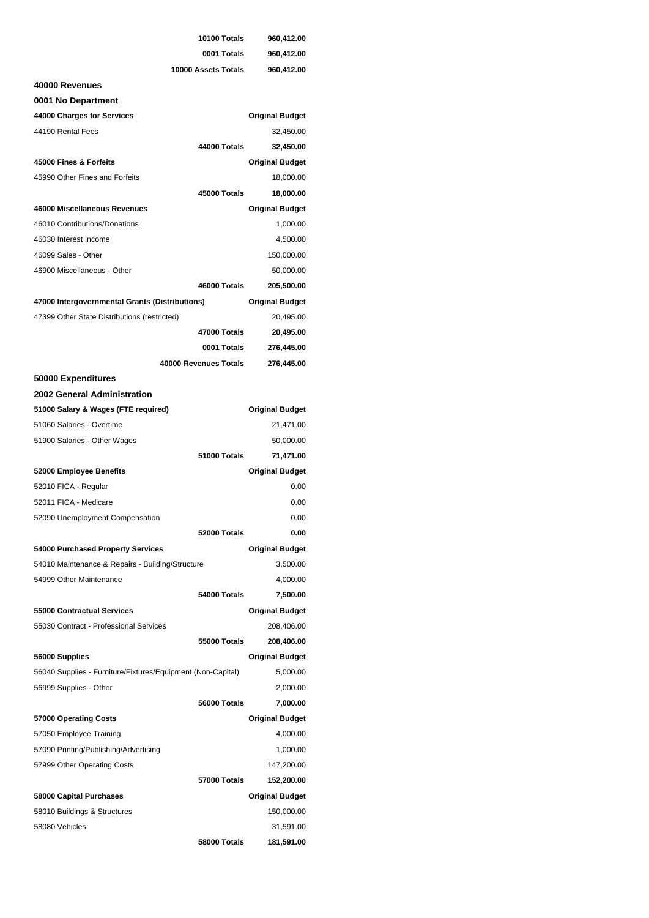| | |
|---|---|
| **10100 Totals** | **960,412.00** |
| **0001 Totals** | **960,412.00** |
| **10000 Assets Totals** | **960,412.00** |

## 40000 Revenues

### 0001 No Department

| 44000 Charges for Services | Original Budget |
|---|---|
| 44190 Rental Fees | 32,450.00 |
| **44000 Totals** | **32,450.00** |

| 45000 Fines & Forfeits | Original Budget |
|---|---|
| 45990 Other Fines and Forfeits | 18,000.00 |
| **45000 Totals** | **18,000.00** |

| 46000 Miscellaneous Revenues | Original Budget |
|---|---|
| 46010 Contributions/Donations | 1,000.00 |
| 46030 Interest Income | 4,500.00 |
| 46099 Sales - Other | 150,000.00 |
| 46900 Miscellaneous - Other | 50,000.00 |
| **46000 Totals** | **205,500.00** |

| 47000 Intergovernmental Grants (Distributions) | Original Budget |
|---|---|
| 47399 Other State Distributions (restricted) | 20,495.00 |
| **47000 Totals** | **20,495.00** |
| **0001 Totals** | **276,445.00** |
| **40000 Revenues Totals** | **276,445.00** |

## 50000 Expenditures

### 2002 General Administration

| 51000 Salary & Wages (FTE required) | Original Budget |
|---|---|
| 51060 Salaries - Overtime | 21,471.00 |
| 51900 Salaries - Other Wages | 50,000.00 |
| **51000 Totals** | **71,471.00** |

| 52000 Employee Benefits | Original Budget |
|---|---|
| 52010 FICA - Regular | 0.00 |
| 52011 FICA - Medicare | 0.00 |
| 52090 Unemployment Compensation | 0.00 |
| **52000 Totals** | **0.00** |

| 54000 Purchased Property Services | Original Budget |
|---|---|
| 54010 Maintenance & Repairs - Building/Structure | 3,500.00 |
| 54999 Other Maintenance | 4,000.00 |
| **54000 Totals** | **7,500.00** |

| 55000 Contractual Services | Original Budget |
|---|---|
| 55030 Contract - Professional Services | 208,406.00 |
| **55000 Totals** | **208,406.00** |

| 56000 Supplies | Original Budget |
|---|---|
| 56040 Supplies - Furniture/Fixtures/Equipment (Non-Capital) | 5,000.00 |
| 56999 Supplies - Other | 2,000.00 |
| **56000 Totals** | **7,000.00** |

| 57000 Operating Costs | Original Budget |
|---|---|
| 57050 Employee Training | 4,000.00 |
| 57090 Printing/Publishing/Advertising | 1,000.00 |
| 57999 Other Operating Costs | 147,200.00 |
| **57000 Totals** | **152,200.00** |

| 58000 Capital Purchases | Original Budget |
|---|---|
| 58010 Buildings & Structures | 150,000.00 |
| 58080 Vehicles | 31,591.00 |
| **58000 Totals** | **181,591.00** |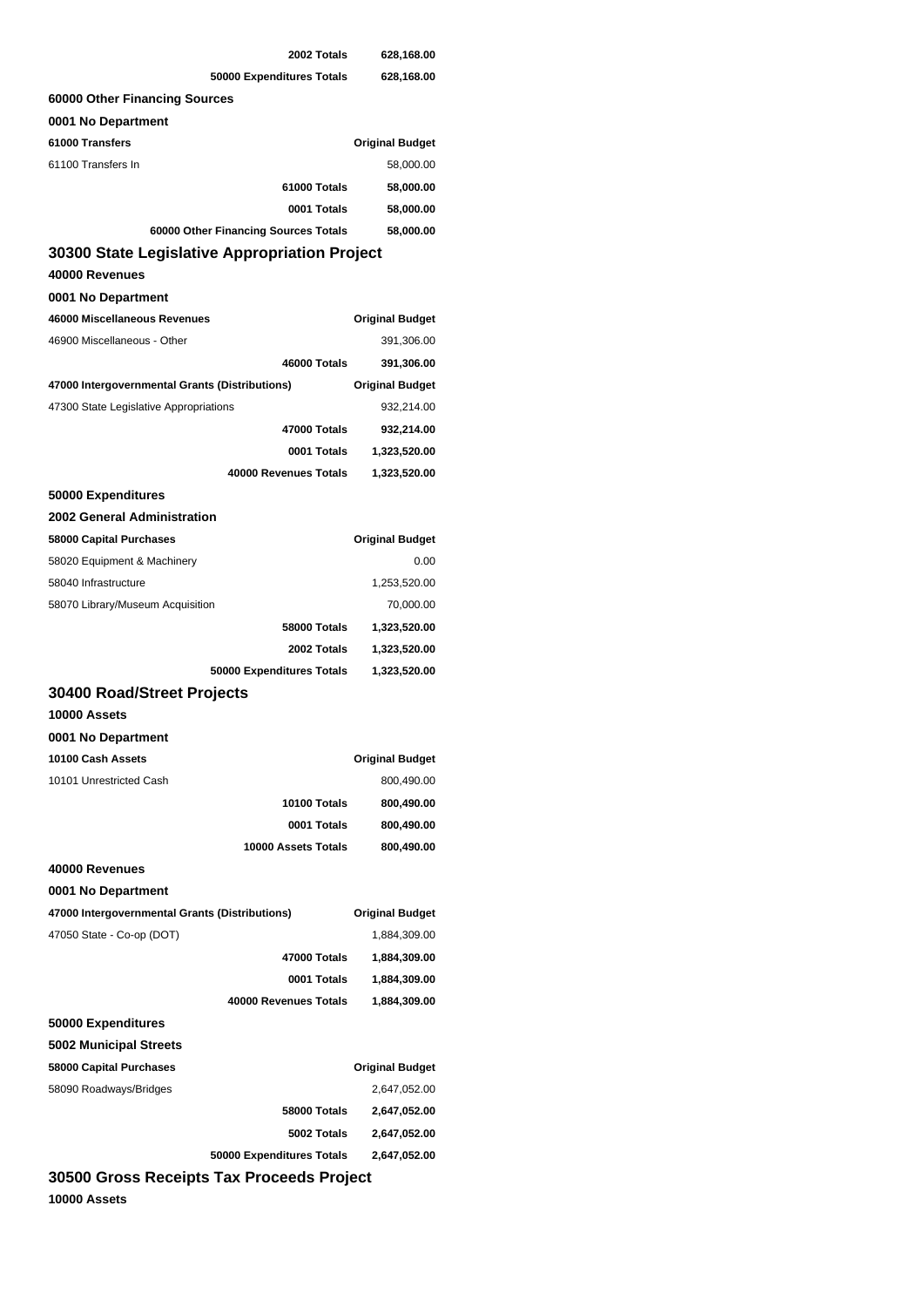| | |
|---|---|
| **2002 Totals** | **628,168.00** |
| **50000 Expenditures Totals** | **628,168.00** |

**60000 Other Financing Sources**

**0001 No Department**

| **61000 Transfers** | **Original Budget** |
|---|---|
| 61100 Transfers In | 58,000.00 |
| **61000 Totals** | **58,000.00** |
| **0001 Totals** | **58,000.00** |
| **60000 Other Financing Sources Totals** | **58,000.00** |

## 30300 State Legislative Appropriation Project

**40000 Revenues**

**0001 No Department**

| **46000 Miscellaneous Revenues** | **Original Budget** |
|---|---|
| 46900 Miscellaneous - Other | 391,306.00 |
| **46000 Totals** | **391,306.00** |
| **47000 Intergovernmental Grants (Distributions)** | **Original Budget** |
| 47300 State Legislative Appropriations | 932,214.00 |
| **47000 Totals** | **932,214.00** |
| **0001 Totals** | **1,323,520.00** |
| **40000 Revenues Totals** | **1,323,520.00** |

**50000 Expenditures**

**2002 General Administration**

| **58000 Capital Purchases** | **Original Budget** |
|---|---|
| 58020 Equipment & Machinery | 0.00 |
| 58040 Infrastructure | 1,253,520.00 |
| 58070 Library/Museum Acquisition | 70,000.00 |
| **58000 Totals** | **1,323,520.00** |
| **2002 Totals** | **1,323,520.00** |
| **50000 Expenditures Totals** | **1,323,520.00** |

## 30400 Road/Street Projects

**10000 Assets**

**0001 No Department**

| **10100 Cash Assets** | **Original Budget** |
|---|---|
| 10101 Unrestricted Cash | 800,490.00 |
| **10100 Totals** | **800,490.00** |
| **0001 Totals** | **800,490.00** |
| **10000 Assets Totals** | **800,490.00** |

**40000 Revenues**

**0001 No Department**

| **47000 Intergovernmental Grants (Distributions)** | **Original Budget** |
|---|---|
| 47050 State - Co-op (DOT) | 1,884,309.00 |
| **47000 Totals** | **1,884,309.00** |
| **0001 Totals** | **1,884,309.00** |
| **40000 Revenues Totals** | **1,884,309.00** |

**50000 Expenditures**

**5002 Municipal Streets**

| **58000 Capital Purchases** | **Original Budget** |
|---|---|
| 58090 Roadways/Bridges | 2,647,052.00 |
| **58000 Totals** | **2,647,052.00** |
| **5002 Totals** | **2,647,052.00** |
| **50000 Expenditures Totals** | **2,647,052.00** |

## 30500 Gross Receipts Tax Proceeds Project

**10000 Assets**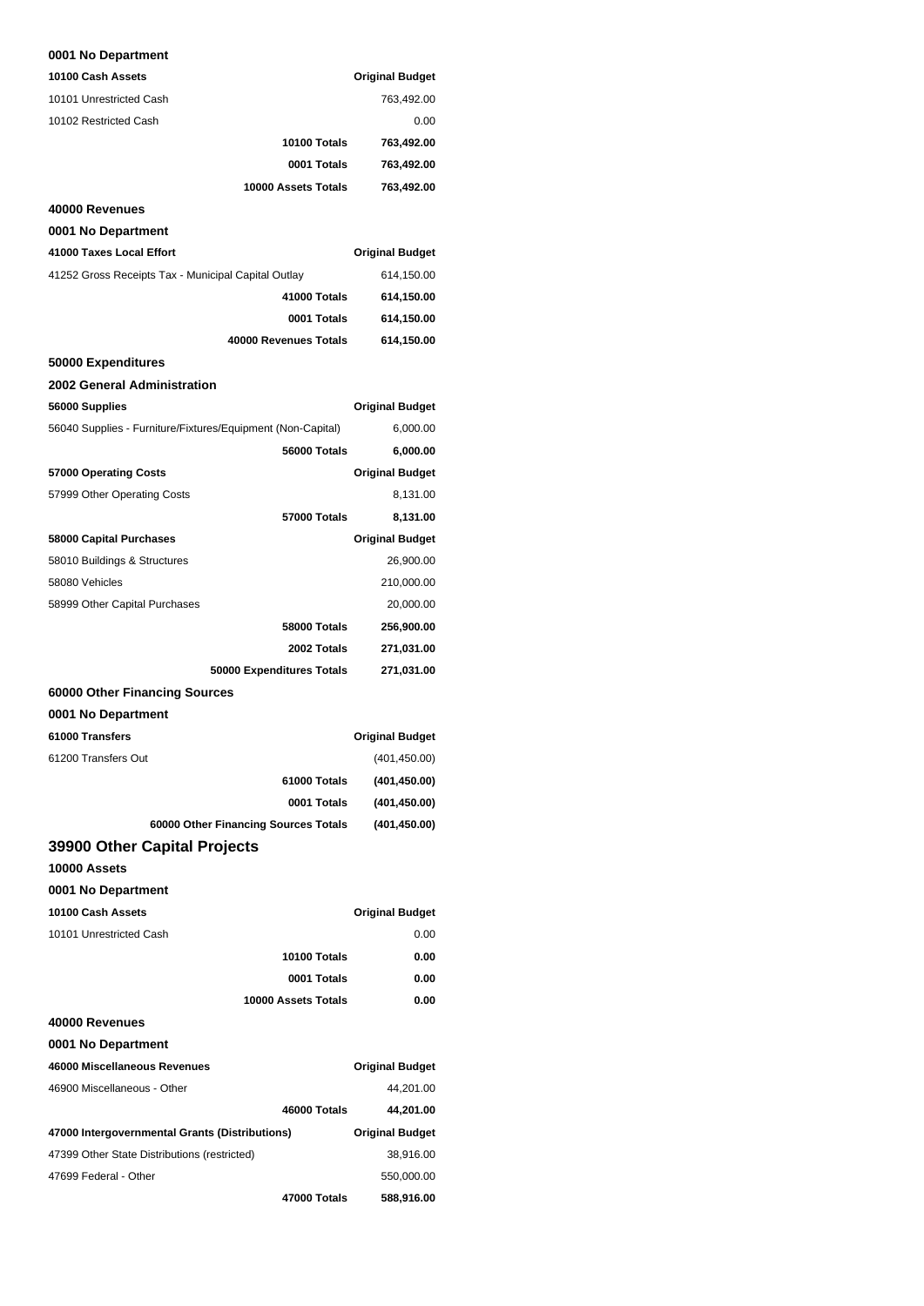**0001 No Department**

| 10100 Cash Assets | Original Budget |
|---|---|
| 10101 Unrestricted Cash | 763,492.00 |
| 10102 Restricted Cash | 0.00 |
| **10100 Totals** | **763,492.00** |
| **0001 Totals** | **763,492.00** |
| **10000 Assets Totals** | **763,492.00** |

**40000 Revenues**

**0001 No Department**

| 41000 Taxes Local Effort | Original Budget |
|---|---|
| 41252 Gross Receipts Tax - Municipal Capital Outlay | 614,150.00 |
| **41000 Totals** | **614,150.00** |
| **0001 Totals** | **614,150.00** |
| **40000 Revenues Totals** | **614,150.00** |

**50000 Expenditures**

**2002 General Administration**

| 56000 Supplies | Original Budget |
|---|---|
| 56040 Supplies - Furniture/Fixtures/Equipment (Non-Capital) | 6,000.00 |
| **56000 Totals** | **6,000.00** |

| 57000 Operating Costs | Original Budget |
|---|---|
| 57999 Other Operating Costs | 8,131.00 |
| **57000 Totals** | **8,131.00** |

| 58000 Capital Purchases | Original Budget |
|---|---|
| 58010 Buildings & Structures | 26,900.00 |
| 58080 Vehicles | 210,000.00 |
| 58999 Other Capital Purchases | 20,000.00 |
| **58000 Totals** | **256,900.00** |
| **2002 Totals** | **271,031.00** |
| **50000 Expenditures Totals** | **271,031.00** |

**60000 Other Financing Sources**

**0001 No Department**

| 61000 Transfers | Original Budget |
|---|---|
| 61200 Transfers Out | (401,450.00) |
| **61000 Totals** | **(401,450.00)** |
| **0001 Totals** | **(401,450.00)** |
| **60000 Other Financing Sources Totals** | **(401,450.00)** |

## 39900 Other Capital Projects

**10000 Assets**

**0001 No Department**

| 10100 Cash Assets | Original Budget |
|---|---|
| 10101 Unrestricted Cash | 0.00 |
| **10100 Totals** | **0.00** |
| **0001 Totals** | **0.00** |
| **10000 Assets Totals** | **0.00** |

**40000 Revenues**

**0001 No Department**

| 46000 Miscellaneous Revenues | Original Budget |
|---|---|
| 46900 Miscellaneous - Other | 44,201.00 |
| **46000 Totals** | **44,201.00** |

| 47000 Intergovernmental Grants (Distributions) | Original Budget |
|---|---|
| 47399 Other State Distributions (restricted) | 38,916.00 |
| 47699 Federal - Other | 550,000.00 |
| **47000 Totals** | **588,916.00** |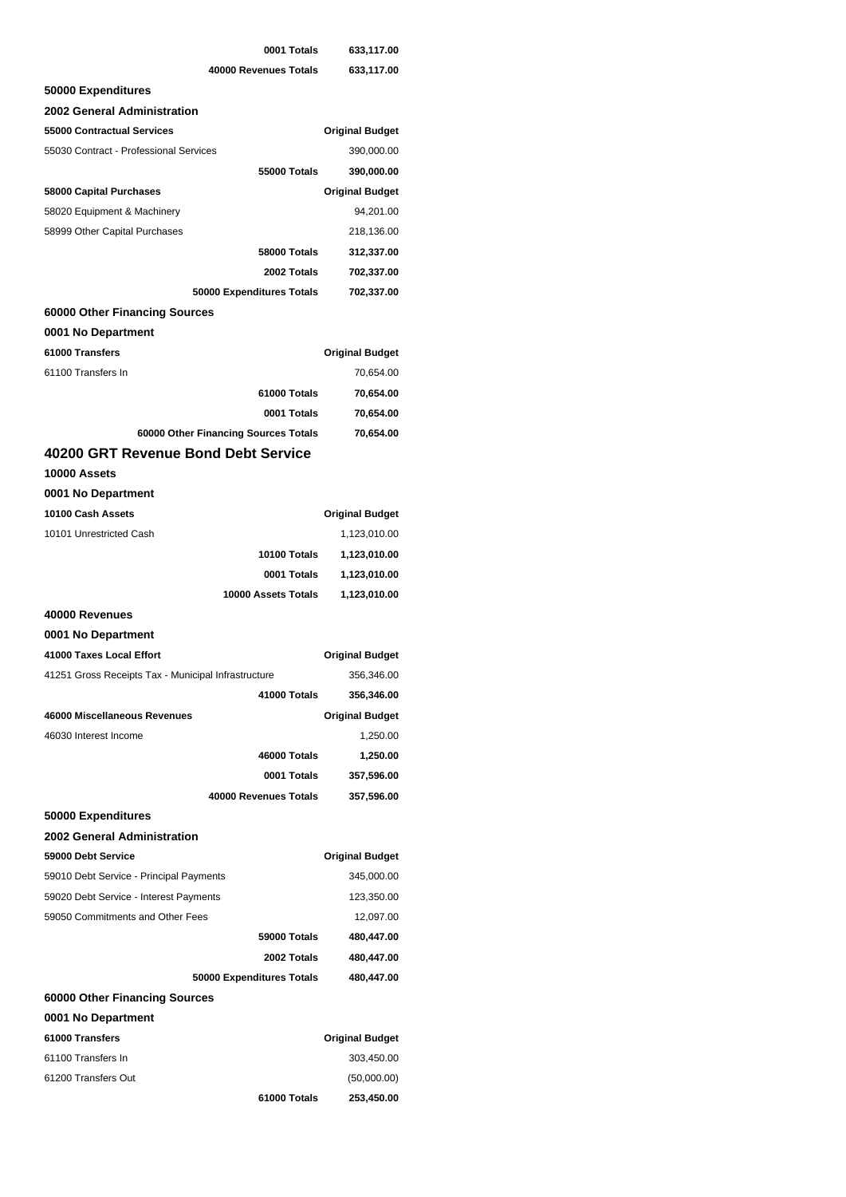| | |
|---|---|
| **0001 Totals** | **633,117.00** |
| **40000 Revenues Totals** | **633,117.00** |

**50000 Expenditures**

**2002 General Administration**

| **55000 Contractual Services** | **Original Budget** |
|---|---|
| 55030 Contract - Professional Services | 390,000.00 |
| **55000 Totals** | **390,000.00** |

| **58000 Capital Purchases** | **Original Budget** |
|---|---|
| 58020 Equipment & Machinery | 94,201.00 |
| 58999 Other Capital Purchases | 218,136.00 |
| **58000 Totals** | **312,337.00** |
| **2002 Totals** | **702,337.00** |
| **50000 Expenditures Totals** | **702,337.00** |

**60000 Other Financing Sources**

**0001 No Department**

| **61000 Transfers** | **Original Budget** |
|---|---|
| 61100 Transfers In | 70,654.00 |
| **61000 Totals** | **70,654.00** |
| **0001 Totals** | **70,654.00** |
| **60000 Other Financing Sources Totals** | **70,654.00** |

## 40200 GRT Revenue Bond Debt Service

**10000 Assets**

**0001 No Department**

| **10100 Cash Assets** | **Original Budget** |
|---|---|
| 10101 Unrestricted Cash | 1,123,010.00 |
| **10100 Totals** | **1,123,010.00** |
| **0001 Totals** | **1,123,010.00** |
| **10000 Assets Totals** | **1,123,010.00** |

**40000 Revenues**

**0001 No Department**

| **41000 Taxes Local Effort** | **Original Budget** |
|---|---|
| 41251 Gross Receipts Tax - Municipal Infrastructure | 356,346.00 |
| **41000 Totals** | **356,346.00** |

| **46000 Miscellaneous Revenues** | **Original Budget** |
|---|---|
| 46030 Interest Income | 1,250.00 |
| **46000 Totals** | **1,250.00** |
| **0001 Totals** | **357,596.00** |
| **40000 Revenues Totals** | **357,596.00** |

**50000 Expenditures**

**2002 General Administration**

| **59000 Debt Service** | **Original Budget** |
|---|---|
| 59010 Debt Service - Principal Payments | 345,000.00 |
| 59020 Debt Service - Interest Payments | 123,350.00 |
| 59050 Commitments and Other Fees | 12,097.00 |
| **59000 Totals** | **480,447.00** |
| **2002 Totals** | **480,447.00** |
| **50000 Expenditures Totals** | **480,447.00** |

**60000 Other Financing Sources**

**0001 No Department**

| **61000 Transfers** | **Original Budget** |
|---|---|
| 61100 Transfers In | 303,450.00 |
| 61200 Transfers Out | (50,000.00) |
| **61000 Totals** | **253,450.00** |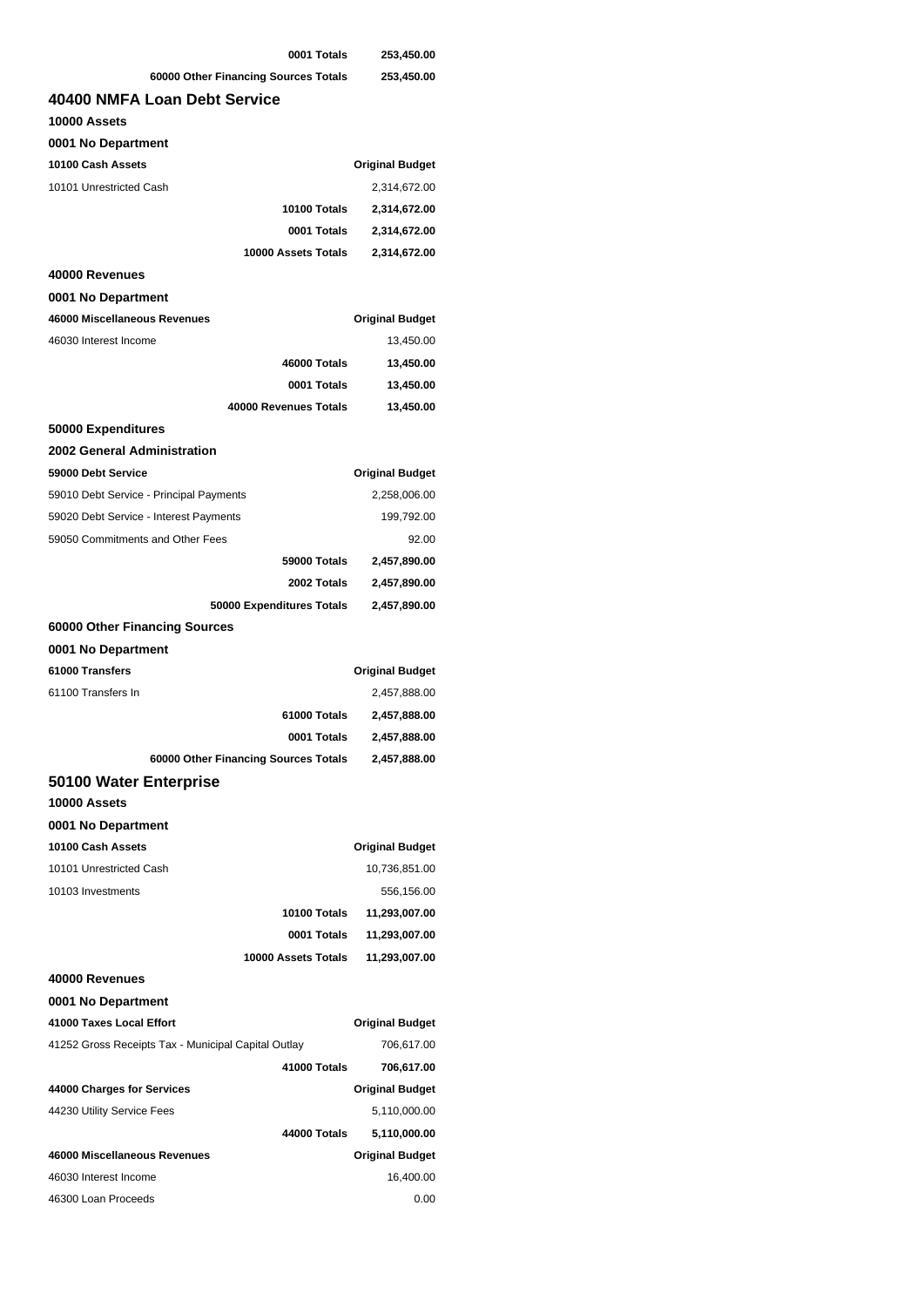| | |
|---|---|
| **0001 Totals** | **253,450.00** |
| **60000 Other Financing Sources Totals** | **253,450.00** |

## 40400 NMFA Loan Debt Service

### 10000 Assets

### 0001 No Department

| 10100 Cash Assets | Original Budget |
|---|---|
| 10101 Unrestricted Cash | 2,314,672.00 |
| **10100 Totals** | **2,314,672.00** |
| **0001 Totals** | **2,314,672.00** |
| **10000 Assets Totals** | **2,314,672.00** |

### 40000 Revenues

### 0001 No Department

| 46000 Miscellaneous Revenues | Original Budget |
|---|---|
| 46030 Interest Income | 13,450.00 |
| **46000 Totals** | **13,450.00** |
| **0001 Totals** | **13,450.00** |
| **40000 Revenues Totals** | **13,450.00** |

### 50000 Expenditures

### 2002 General Administration

| 59000 Debt Service | Original Budget |
|---|---|
| 59010 Debt Service - Principal Payments | 2,258,006.00 |
| 59020 Debt Service - Interest Payments | 199,792.00 |
| 59050 Commitments and Other Fees | 92.00 |
| **59000 Totals** | **2,457,890.00** |
| **2002 Totals** | **2,457,890.00** |
| **50000 Expenditures Totals** | **2,457,890.00** |

### 60000 Other Financing Sources

### 0001 No Department

| 61000 Transfers | Original Budget |
|---|---|
| 61100 Transfers In | 2,457,888.00 |
| **61000 Totals** | **2,457,888.00** |
| **0001 Totals** | **2,457,888.00** |
| **60000 Other Financing Sources Totals** | **2,457,888.00** |

## 50100 Water Enterprise

### 10000 Assets

### 0001 No Department

| 10100 Cash Assets | Original Budget |
|---|---|
| 10101 Unrestricted Cash | 10,736,851.00 |
| 10103 Investments | 556,156.00 |
| **10100 Totals** | **11,293,007.00** |
| **0001 Totals** | **11,293,007.00** |
| **10000 Assets Totals** | **11,293,007.00** |

### 40000 Revenues

### 0001 No Department

| 41000 Taxes Local Effort | Original Budget |
|---|---|
| 41252 Gross Receipts Tax - Municipal Capital Outlay | 706,617.00 |
| **41000 Totals** | **706,617.00** |

| 44000 Charges for Services | Original Budget |
|---|---|
| 44230 Utility Service Fees | 5,110,000.00 |
| **44000 Totals** | **5,110,000.00** |

| 46000 Miscellaneous Revenues | Original Budget |
|---|---|
| 46030 Interest Income | 16,400.00 |
| 46300 Loan Proceeds | 0.00 |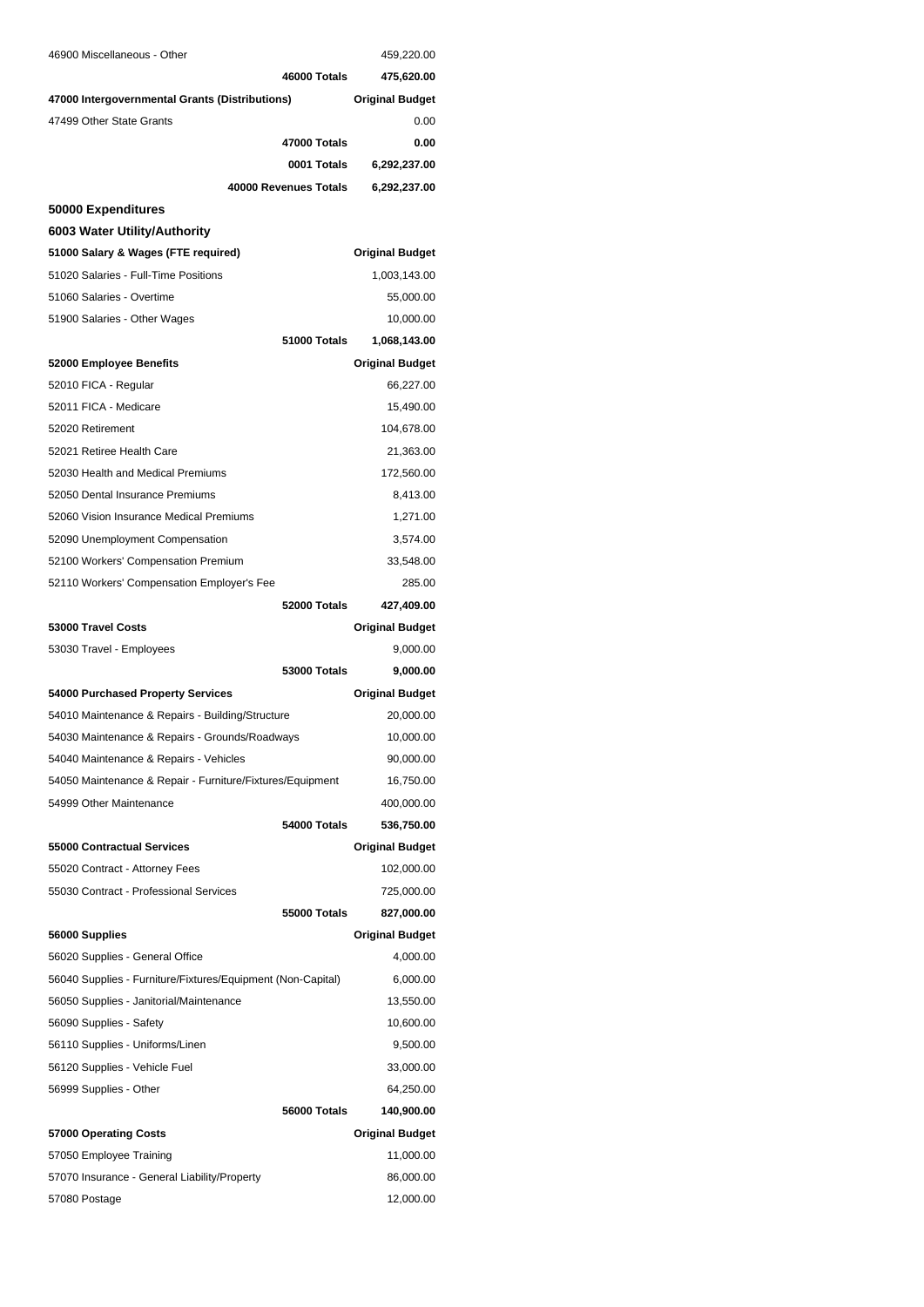| | |
|---|---|
| 46900 Miscellaneous - Other | 459,220.00 |
| **46000 Totals** | **475,620.00** |
| **47000 Intergovernmental Grants (Distributions)** | **Original Budget** |
| 47499 Other State Grants | 0.00 |
| **47000 Totals** | **0.00** |
| **0001 Totals** | **6,292,237.00** |
| **40000 Revenues Totals** | **6,292,237.00** |

**50000 Expenditures**

**6003 Water Utility/Authority**

| **51000 Salary & Wages (FTE required)** | **Original Budget** |
|---|---|
| 51020 Salaries - Full-Time Positions | 1,003,143.00 |
| 51060 Salaries - Overtime | 55,000.00 |
| 51900 Salaries - Other Wages | 10,000.00 |
| **51000 Totals** | **1,068,143.00** |

| **52000 Employee Benefits** | **Original Budget** |
|---|---|
| 52010 FICA - Regular | 66,227.00 |
| 52011 FICA - Medicare | 15,490.00 |
| 52020 Retirement | 104,678.00 |
| 52021 Retiree Health Care | 21,363.00 |
| 52030 Health and Medical Premiums | 172,560.00 |
| 52050 Dental Insurance Premiums | 8,413.00 |
| 52060 Vision Insurance Medical Premiums | 1,271.00 |
| 52090 Unemployment Compensation | 3,574.00 |
| 52100 Workers' Compensation Premium | 33,548.00 |
| 52110 Workers' Compensation Employer's Fee | 285.00 |
| **52000 Totals** | **427,409.00** |

| **53000 Travel Costs** | **Original Budget** |
|---|---|
| 53030 Travel - Employees | 9,000.00 |
| **53000 Totals** | **9,000.00** |

| **54000 Purchased Property Services** | **Original Budget** |
|---|---|
| 54010 Maintenance & Repairs - Building/Structure | 20,000.00 |
| 54030 Maintenance & Repairs - Grounds/Roadways | 10,000.00 |
| 54040 Maintenance & Repairs - Vehicles | 90,000.00 |
| 54050 Maintenance & Repair - Furniture/Fixtures/Equipment | 16,750.00 |
| 54999 Other Maintenance | 400,000.00 |
| **54000 Totals** | **536,750.00** |

| **55000 Contractual Services** | **Original Budget** |
|---|---|
| 55020 Contract - Attorney Fees | 102,000.00 |
| 55030 Contract - Professional Services | 725,000.00 |
| **55000 Totals** | **827,000.00** |

| **56000 Supplies** | **Original Budget** |
|---|---|
| 56020 Supplies - General Office | 4,000.00 |
| 56040 Supplies - Furniture/Fixtures/Equipment (Non-Capital) | 6,000.00 |
| 56050 Supplies - Janitorial/Maintenance | 13,550.00 |
| 56090 Supplies - Safety | 10,600.00 |
| 56110 Supplies - Uniforms/Linen | 9,500.00 |
| 56120 Supplies - Vehicle Fuel | 33,000.00 |
| 56999 Supplies - Other | 64,250.00 |
| **56000 Totals** | **140,900.00** |

| **57000 Operating Costs** | **Original Budget** |
|---|---|
| 57050 Employee Training | 11,000.00 |
| 57070 Insurance - General Liability/Property | 86,000.00 |
| 57080 Postage | 12,000.00 |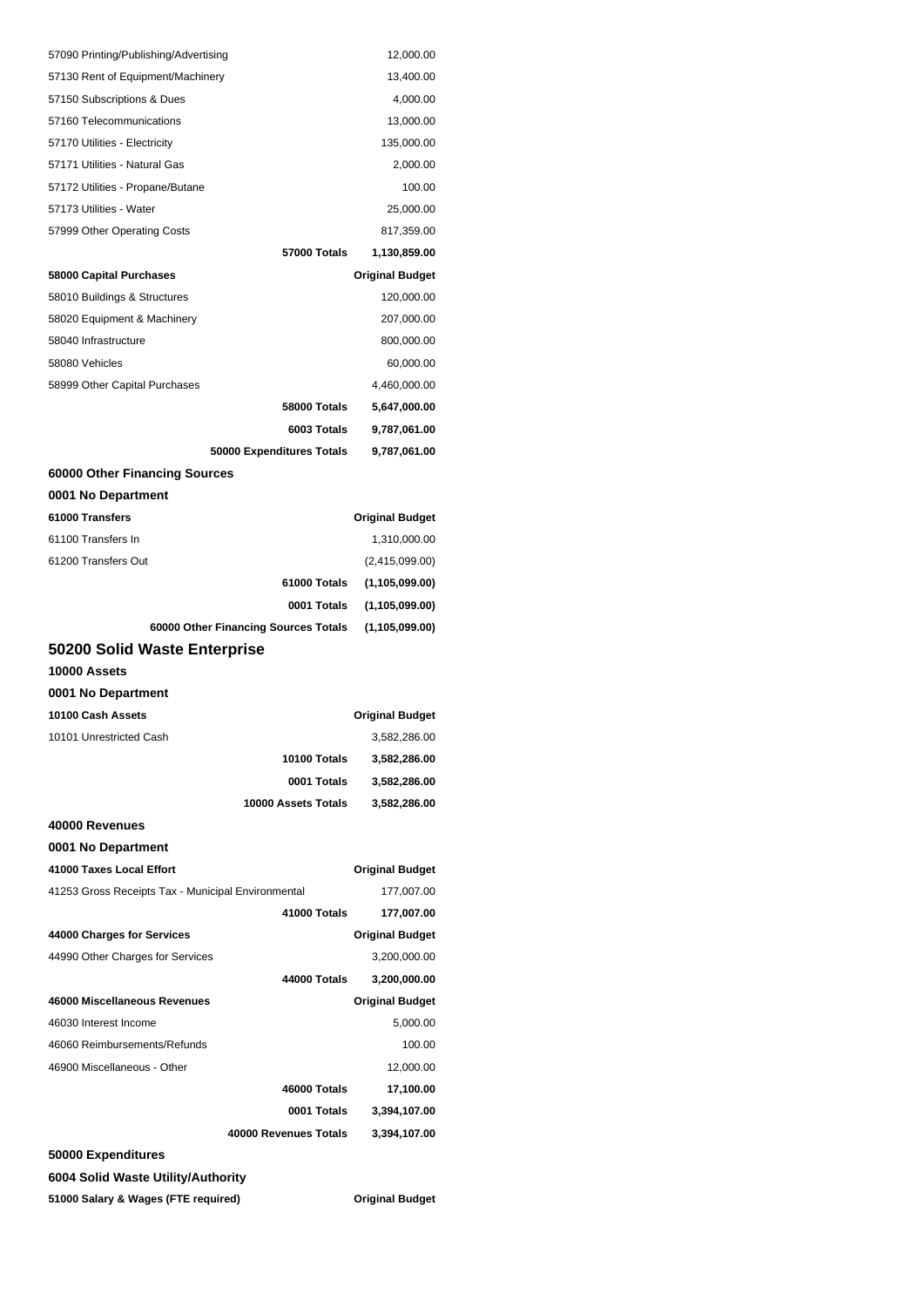| | |
|---|---|
| 57090 Printing/Publishing/Advertising | 12,000.00 |
| 57130 Rent of Equipment/Machinery | 13,400.00 |
| 57150 Subscriptions & Dues | 4,000.00 |
| 57160 Telecommunications | 13,000.00 |
| 57170 Utilities - Electricity | 135,000.00 |
| 57171 Utilities - Natural Gas | 2,000.00 |
| 57172 Utilities - Propane/Butane | 100.00 |
| 57173 Utilities - Water | 25,000.00 |
| 57999 Other Operating Costs | 817,359.00 |
| **57000 Totals** | **1,130,859.00** |

| **58000 Capital Purchases** | **Original Budget** |
|---|---|
| 58010 Buildings & Structures | 120,000.00 |
| 58020 Equipment & Machinery | 207,000.00 |
| 58040 Infrastructure | 800,000.00 |
| 58080 Vehicles | 60,000.00 |
| 58999 Other Capital Purchases | 4,460,000.00 |
| **58000 Totals** | **5,647,000.00** |
| **6003 Totals** | **9,787,061.00** |
| **50000 Expenditures Totals** | **9,787,061.00** |

**60000 Other Financing Sources**

**0001 No Department**

| **61000 Transfers** | **Original Budget** |
|---|---|
| 61100 Transfers In | 1,310,000.00 |
| 61200 Transfers Out | (2,415,099.00) |
| **61000 Totals** | **(1,105,099.00)** |
| **0001 Totals** | **(1,105,099.00)** |
| **60000 Other Financing Sources Totals** | **(1,105,099.00)** |

## 50200 Solid Waste Enterprise

**10000 Assets**

**0001 No Department**

| **10100 Cash Assets** | **Original Budget** |
|---|---|
| 10101 Unrestricted Cash | 3,582,286.00 |
| **10100 Totals** | **3,582,286.00** |
| **0001 Totals** | **3,582,286.00** |
| **10000 Assets Totals** | **3,582,286.00** |

**40000 Revenues**

**0001 No Department**

| **41000 Taxes Local Effort** | **Original Budget** |
|---|---|
| 41253 Gross Receipts Tax - Municipal Environmental | 177,007.00 |
| **41000 Totals** | **177,007.00** |

| **44000 Charges for Services** | **Original Budget** |
|---|---|
| 44990 Other Charges for Services | 3,200,000.00 |
| **44000 Totals** | **3,200,000.00** |

| **46000 Miscellaneous Revenues** | **Original Budget** |
|---|---|
| 46030 Interest Income | 5,000.00 |
| 46060 Reimbursements/Refunds | 100.00 |
| 46900 Miscellaneous - Other | 12,000.00 |
| **46000 Totals** | **17,100.00** |
| **0001 Totals** | **3,394,107.00** |
| **40000 Revenues Totals** | **3,394,107.00** |

**50000 Expenditures**

**6004 Solid Waste Utility/Authority**

| **51000 Salary & Wages (FTE required)** | **Original Budget** |
|---|---|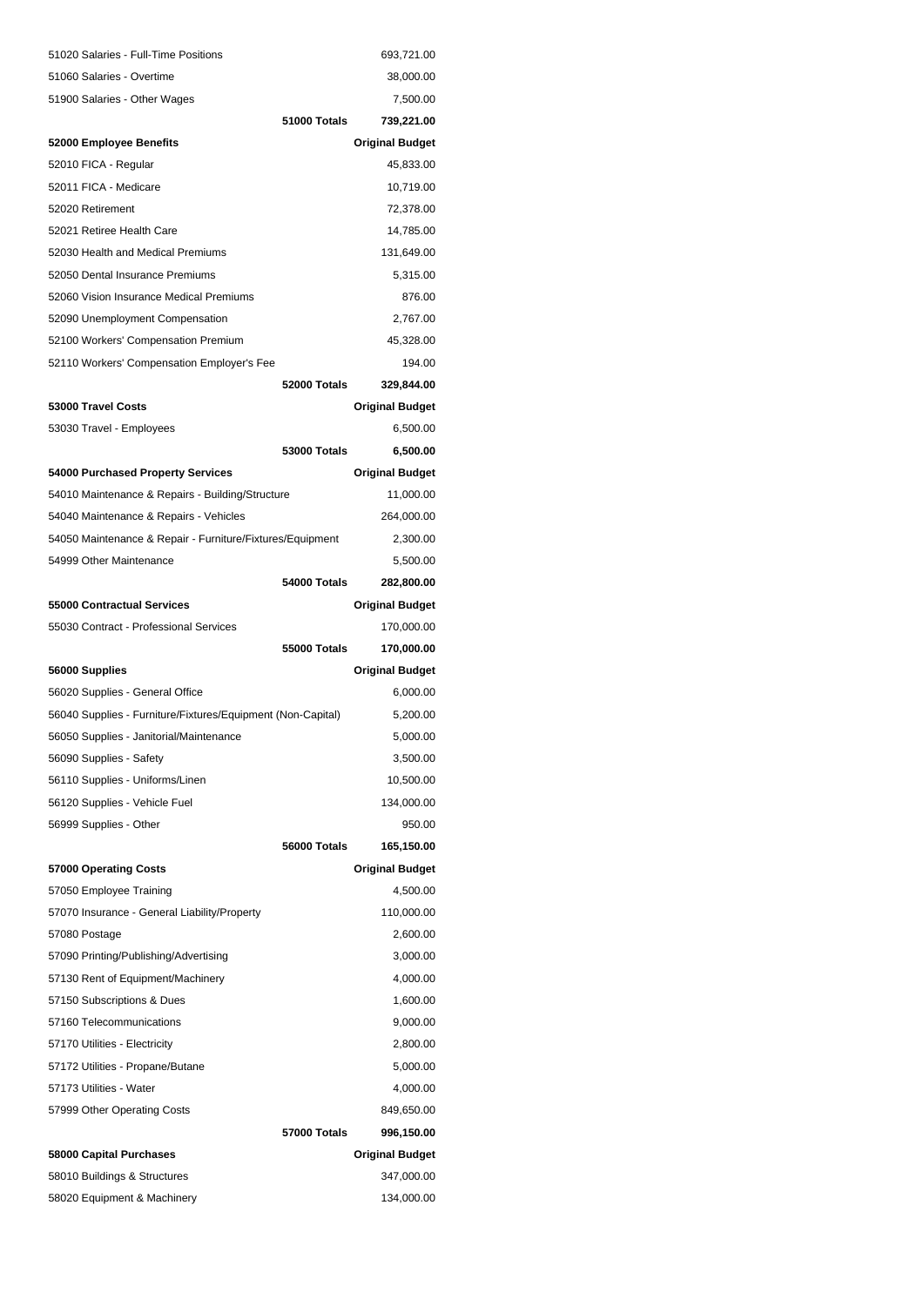| | |
|---|---|
| 51020 Salaries - Full-Time Positions | 693,721.00 |
| 51060 Salaries - Overtime | 38,000.00 |
| 51900 Salaries - Other Wages | 7,500.00 |
| **51000 Totals** | **739,221.00** |
| **52000 Employee Benefits** | **Original Budget** |
| 52010 FICA - Regular | 45,833.00 |
| 52011 FICA - Medicare | 10,719.00 |
| 52020 Retirement | 72,378.00 |
| 52021 Retiree Health Care | 14,785.00 |
| 52030 Health and Medical Premiums | 131,649.00 |
| 52050 Dental Insurance Premiums | 5,315.00 |
| 52060 Vision Insurance Medical Premiums | 876.00 |
| 52090 Unemployment Compensation | 2,767.00 |
| 52100 Workers' Compensation Premium | 45,328.00 |
| 52110 Workers' Compensation Employer's Fee | 194.00 |
| **52000 Totals** | **329,844.00** |
| **53000 Travel Costs** | **Original Budget** |
| 53030 Travel - Employees | 6,500.00 |
| **53000 Totals** | **6,500.00** |
| **54000 Purchased Property Services** | **Original Budget** |
| 54010 Maintenance & Repairs - Building/Structure | 11,000.00 |
| 54040 Maintenance & Repairs - Vehicles | 264,000.00 |
| 54050 Maintenance & Repair - Furniture/Fixtures/Equipment | 2,300.00 |
| 54999 Other Maintenance | 5,500.00 |
| **54000 Totals** | **282,800.00** |
| **55000 Contractual Services** | **Original Budget** |
| 55030 Contract - Professional Services | 170,000.00 |
| **55000 Totals** | **170,000.00** |
| **56000 Supplies** | **Original Budget** |
| 56020 Supplies - General Office | 6,000.00 |
| 56040 Supplies - Furniture/Fixtures/Equipment (Non-Capital) | 5,200.00 |
| 56050 Supplies - Janitorial/Maintenance | 5,000.00 |
| 56090 Supplies - Safety | 3,500.00 |
| 56110 Supplies - Uniforms/Linen | 10,500.00 |
| 56120 Supplies - Vehicle Fuel | 134,000.00 |
| 56999 Supplies - Other | 950.00 |
| **56000 Totals** | **165,150.00** |
| **57000 Operating Costs** | **Original Budget** |
| 57050 Employee Training | 4,500.00 |
| 57070 Insurance - General Liability/Property | 110,000.00 |
| 57080 Postage | 2,600.00 |
| 57090 Printing/Publishing/Advertising | 3,000.00 |
| 57130 Rent of Equipment/Machinery | 4,000.00 |
| 57150 Subscriptions & Dues | 1,600.00 |
| 57160 Telecommunications | 9,000.00 |
| 57170 Utilities - Electricity | 2,800.00 |
| 57172 Utilities - Propane/Butane | 5,000.00 |
| 57173 Utilities - Water | 4,000.00 |
| 57999 Other Operating Costs | 849,650.00 |
| **57000 Totals** | **996,150.00** |
| **58000 Capital Purchases** | **Original Budget** |
| 58010 Buildings & Structures | 347,000.00 |
| 58020 Equipment & Machinery | 134,000.00 |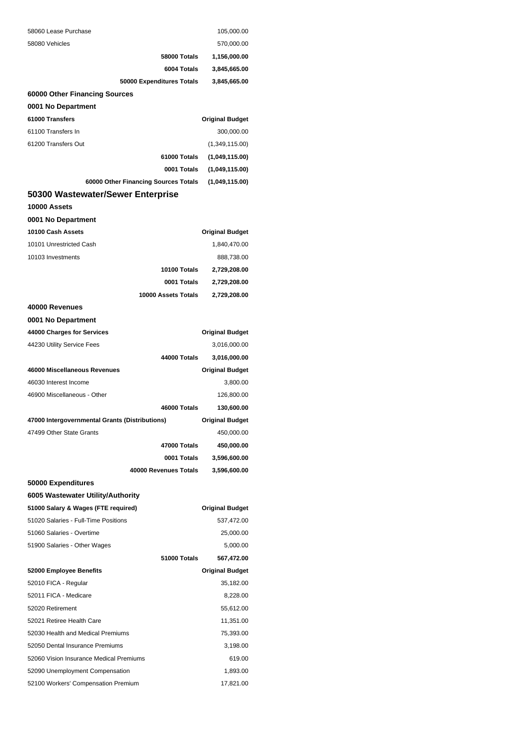| | |
|---|---|
| 58060 Lease Purchase | 105,000.00 |
| 58080 Vehicles | 570,000.00 |
| **58000 Totals** | **1,156,000.00** |
| **6004 Totals** | **3,845,665.00** |
| **50000 Expenditures Totals** | **3,845,665.00** |

**60000 Other Financing Sources**

**0001 No Department**

| 61000 Transfers | Original Budget |
|---|---|
| 61100 Transfers In | 300,000.00 |
| 61200 Transfers Out | (1,349,115.00) |
| **61000 Totals** | **(1,049,115.00)** |
| **0001 Totals** | **(1,049,115.00)** |
| **60000 Other Financing Sources Totals** | **(1,049,115.00)** |

## 50300 Wastewater/Sewer Enterprise

**10000 Assets**

**0001 No Department**

| 10100 Cash Assets | Original Budget |
|---|---|
| 10101 Unrestricted Cash | 1,840,470.00 |
| 10103 Investments | 888,738.00 |
| **10100 Totals** | **2,729,208.00** |
| **0001 Totals** | **2,729,208.00** |
| **10000 Assets Totals** | **2,729,208.00** |

**40000 Revenues**

**0001 No Department**

| 44000 Charges for Services | Original Budget |
|---|---|
| 44230 Utility Service Fees | 3,016,000.00 |
| **44000 Totals** | **3,016,000.00** |
| **46000 Miscellaneous Revenues** | **Original Budget** |
| 46030 Interest Income | 3,800.00 |
| 46900 Miscellaneous - Other | 126,800.00 |
| **46000 Totals** | **130,600.00** |
| **47000 Intergovernmental Grants (Distributions)** | **Original Budget** |
| 47499 Other State Grants | 450,000.00 |
| **47000 Totals** | **450,000.00** |
| **0001 Totals** | **3,596,600.00** |
| **40000 Revenues Totals** | **3,596,600.00** |

**50000 Expenditures**

**6005 Wastewater Utility/Authority**

| 51000 Salary & Wages (FTE required) | Original Budget |
|---|---|
| 51020 Salaries - Full-Time Positions | 537,472.00 |
| 51060 Salaries - Overtime | 25,000.00 |
| 51900 Salaries - Other Wages | 5,000.00 |
| **51000 Totals** | **567,472.00** |
| **52000 Employee Benefits** | **Original Budget** |
| 52010 FICA - Regular | 35,182.00 |
| 52011 FICA - Medicare | 8,228.00 |
| 52020 Retirement | 55,612.00 |
| 52021 Retiree Health Care | 11,351.00 |
| 52030 Health and Medical Premiums | 75,393.00 |
| 52050 Dental Insurance Premiums | 3,198.00 |
| 52060 Vision Insurance Medical Premiums | 619.00 |
| 52090 Unemployment Compensation | 1,893.00 |
| 52100 Workers' Compensation Premium | 17,821.00 |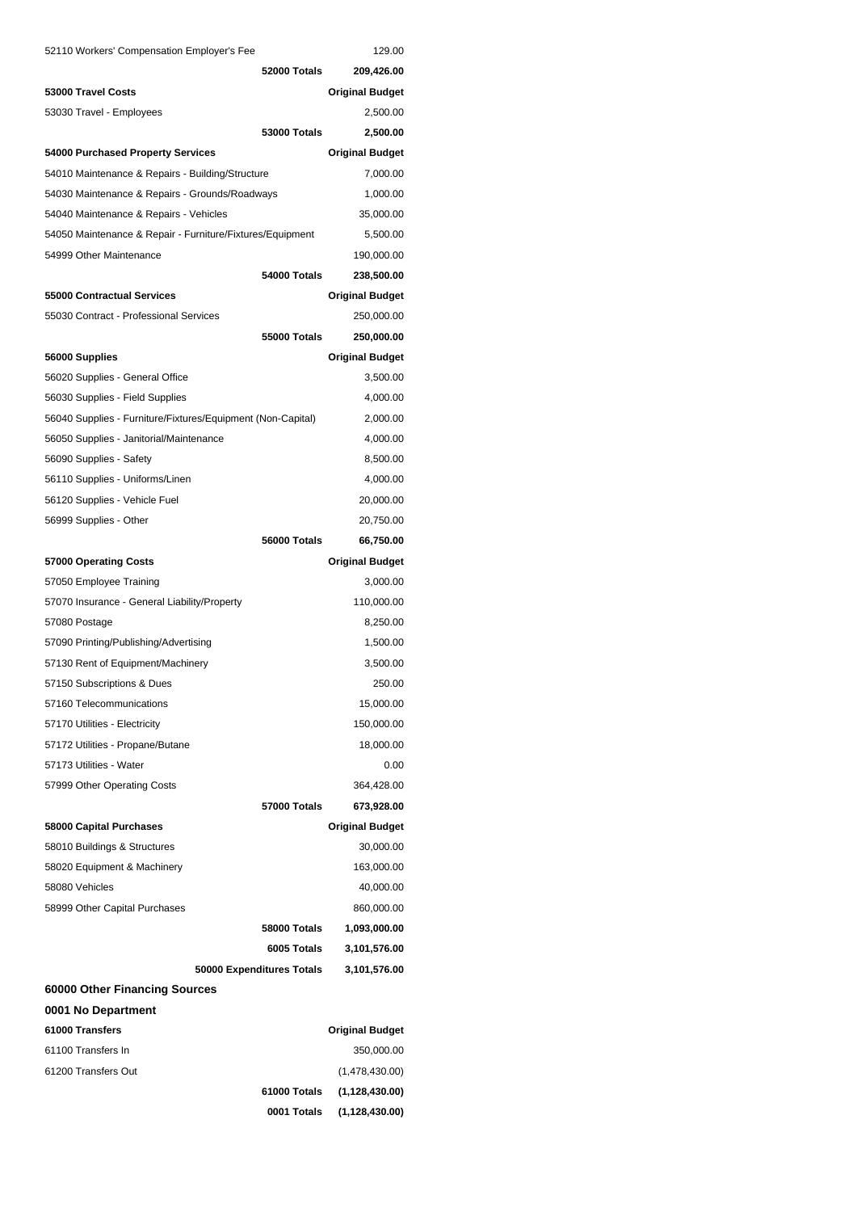| | |
|---|---|
| 52110 Workers' Compensation Employer's Fee | 129.00 |
| **52000 Totals** | **209,426.00** |
| **53000 Travel Costs** | **Original Budget** |
| 53030 Travel - Employees | 2,500.00 |
| **53000 Totals** | **2,500.00** |
| **54000 Purchased Property Services** | **Original Budget** |
| 54010 Maintenance & Repairs - Building/Structure | 7,000.00 |
| 54030 Maintenance & Repairs - Grounds/Roadways | 1,000.00 |
| 54040 Maintenance & Repairs - Vehicles | 35,000.00 |
| 54050 Maintenance & Repair - Furniture/Fixtures/Equipment | 5,500.00 |
| 54999 Other Maintenance | 190,000.00 |
| **54000 Totals** | **238,500.00** |
| **55000 Contractual Services** | **Original Budget** |
| 55030 Contract - Professional Services | 250,000.00 |
| **55000 Totals** | **250,000.00** |
| **56000 Supplies** | **Original Budget** |
| 56020 Supplies - General Office | 3,500.00 |
| 56030 Supplies - Field Supplies | 4,000.00 |
| 56040 Supplies - Furniture/Fixtures/Equipment (Non-Capital) | 2,000.00 |
| 56050 Supplies - Janitorial/Maintenance | 4,000.00 |
| 56090 Supplies - Safety | 8,500.00 |
| 56110 Supplies - Uniforms/Linen | 4,000.00 |
| 56120 Supplies - Vehicle Fuel | 20,000.00 |
| 56999 Supplies - Other | 20,750.00 |
| **56000 Totals** | **66,750.00** |
| **57000 Operating Costs** | **Original Budget** |
| 57050 Employee Training | 3,000.00 |
| 57070 Insurance - General Liability/Property | 110,000.00 |
| 57080 Postage | 8,250.00 |
| 57090 Printing/Publishing/Advertising | 1,500.00 |
| 57130 Rent of Equipment/Machinery | 3,500.00 |
| 57150 Subscriptions & Dues | 250.00 |
| 57160 Telecommunications | 15,000.00 |
| 57170 Utilities - Electricity | 150,000.00 |
| 57172 Utilities - Propane/Butane | 18,000.00 |
| 57173 Utilities - Water | 0.00 |
| 57999 Other Operating Costs | 364,428.00 |
| **57000 Totals** | **673,928.00** |
| **58000 Capital Purchases** | **Original Budget** |
| 58010 Buildings & Structures | 30,000.00 |
| 58020 Equipment & Machinery | 163,000.00 |
| 58080 Vehicles | 40,000.00 |
| 58999 Other Capital Purchases | 860,000.00 |
| **58000 Totals** | **1,093,000.00** |
| **6005 Totals** | **3,101,576.00** |
| **50000 Expenditures Totals** | **3,101,576.00** |

## 60000 Other Financing Sources

### 0001 No Department

| **61000 Transfers** | **Original Budget** |
|---|---|
| 61100 Transfers In | 350,000.00 |
| 61200 Transfers Out | (1,478,430.00) |
| **61000 Totals** | **(1,128,430.00)** |
| **0001 Totals** | **(1,128,430.00)** |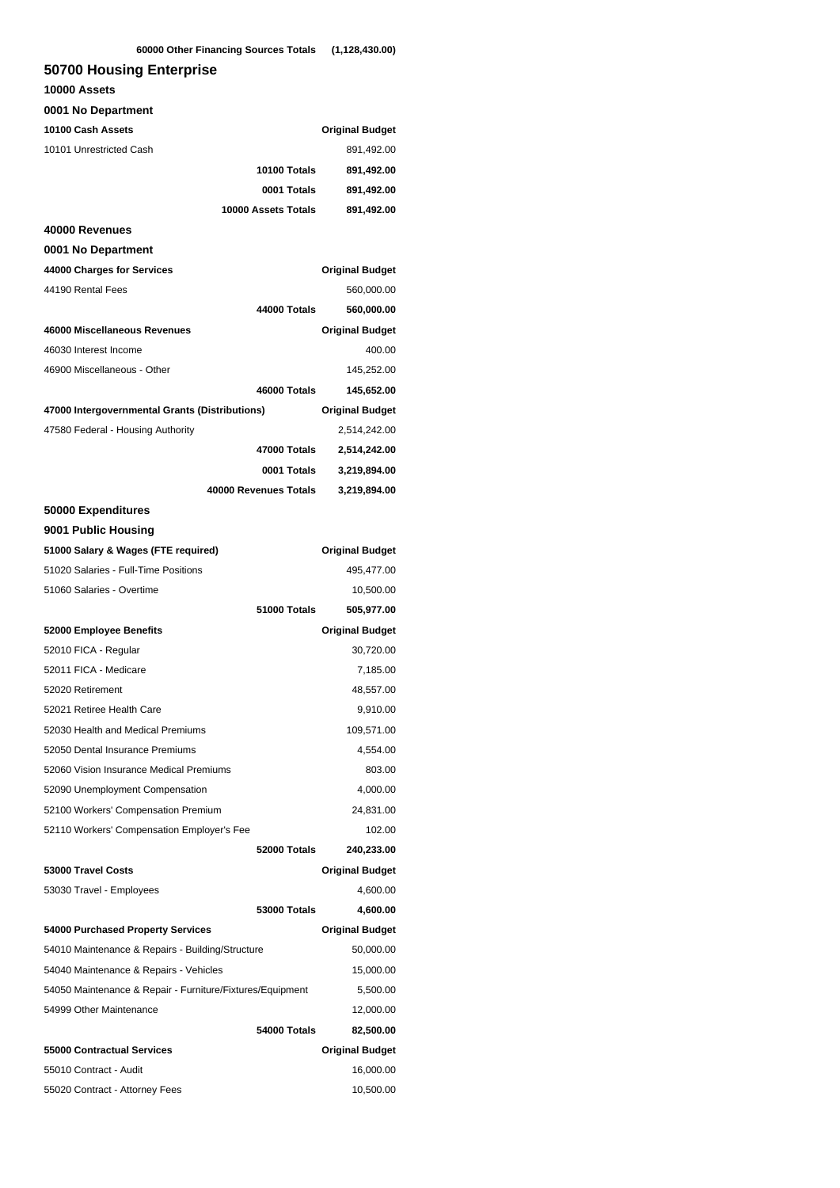| 60000 Other Financing Sources Totals | (1,128,430.00) |
|---|---|

## 50700 Housing Enterprise

### 10000 Assets

#### 0001 No Department

| 10100 Cash Assets | Original Budget |
|---|---|
| 10101 Unrestricted Cash | 891,492.00 |
| **10100 Totals** | **891,492.00** |
| **0001 Totals** | **891,492.00** |
| **10000 Assets Totals** | **891,492.00** |

### 40000 Revenues

#### 0001 No Department

| 44000 Charges for Services | Original Budget |
|---|---|
| 44190 Rental Fees | 560,000.00 |
| **44000 Totals** | **560,000.00** |

| 46000 Miscellaneous Revenues | Original Budget |
|---|---|
| 46030 Interest Income | 400.00 |
| 46900 Miscellaneous - Other | 145,252.00 |
| **46000 Totals** | **145,652.00** |

| 47000 Intergovernmental Grants (Distributions) | Original Budget |
|---|---|
| 47580 Federal - Housing Authority | 2,514,242.00 |
| **47000 Totals** | **2,514,242.00** |
| **0001 Totals** | **3,219,894.00** |
| **40000 Revenues Totals** | **3,219,894.00** |

### 50000 Expenditures

#### 9001 Public Housing

| 51000 Salary & Wages (FTE required) | Original Budget |
|---|---|
| 51020 Salaries - Full-Time Positions | 495,477.00 |
| 51060 Salaries - Overtime | 10,500.00 |
| **51000 Totals** | **505,977.00** |

| 52000 Employee Benefits | Original Budget |
|---|---|
| 52010 FICA - Regular | 30,720.00 |
| 52011 FICA - Medicare | 7,185.00 |
| 52020 Retirement | 48,557.00 |
| 52021 Retiree Health Care | 9,910.00 |
| 52030 Health and Medical Premiums | 109,571.00 |
| 52050 Dental Insurance Premiums | 4,554.00 |
| 52060 Vision Insurance Medical Premiums | 803.00 |
| 52090 Unemployment Compensation | 4,000.00 |
| 52100 Workers' Compensation Premium | 24,831.00 |
| 52110 Workers' Compensation Employer's Fee | 102.00 |
| **52000 Totals** | **240,233.00** |

| 53000 Travel Costs | Original Budget |
|---|---|
| 53030 Travel - Employees | 4,600.00 |
| **53000 Totals** | **4,600.00** |

| 54000 Purchased Property Services | Original Budget |
|---|---|
| 54010 Maintenance & Repairs - Building/Structure | 50,000.00 |
| 54040 Maintenance & Repairs - Vehicles | 15,000.00 |
| 54050 Maintenance & Repair - Furniture/Fixtures/Equipment | 5,500.00 |
| 54999 Other Maintenance | 12,000.00 |
| **54000 Totals** | **82,500.00** |

| 55000 Contractual Services | Original Budget |
|---|---|
| 55010 Contract - Audit | 16,000.00 |
| 55020 Contract - Attorney Fees | 10,500.00 |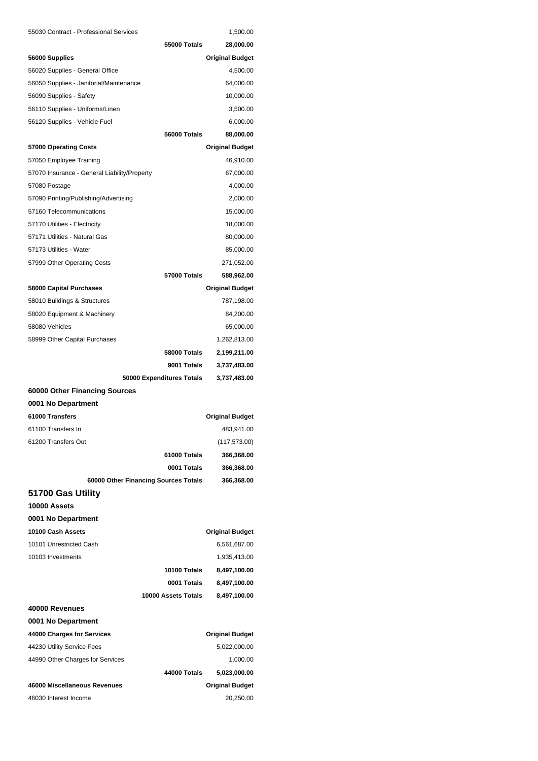| | |
|---|---|
| 55030 Contract - Professional Services | 1,500.00 |
| **55000 Totals** | **28,000.00** |
| **56000 Supplies** | **Original Budget** |
| 56020 Supplies - General Office | 4,500.00 |
| 56050 Supplies - Janitorial/Maintenance | 64,000.00 |
| 56090 Supplies - Safety | 10,000.00 |
| 56110 Supplies - Uniforms/Linen | 3,500.00 |
| 56120 Supplies - Vehicle Fuel | 6,000.00 |
| **56000 Totals** | **88,000.00** |
| **57000 Operating Costs** | **Original Budget** |
| 57050 Employee Training | 46,910.00 |
| 57070 Insurance - General Liability/Property | 67,000.00 |
| 57080 Postage | 4,000.00 |
| 57090 Printing/Publishing/Advertising | 2,000.00 |
| 57160 Telecommunications | 15,000.00 |
| 57170 Utilities - Electricity | 18,000.00 |
| 57171 Utilities - Natural Gas | 80,000.00 |
| 57173 Utilities - Water | 85,000.00 |
| 57999 Other Operating Costs | 271,052.00 |
| **57000 Totals** | **588,962.00** |
| **58000 Capital Purchases** | **Original Budget** |
| 58010 Buildings & Structures | 787,198.00 |
| 58020 Equipment & Machinery | 84,200.00 |
| 58080 Vehicles | 65,000.00 |
| 58999 Other Capital Purchases | 1,262,813.00 |
| **58000 Totals** | **2,199,211.00** |
| **9001 Totals** | **3,737,483.00** |
| **50000 Expenditures Totals** | **3,737,483.00** |

**60000 Other Financing Sources**

**0001 No Department**

| | |
|---|---|
| **61000 Transfers** | **Original Budget** |
| 61100 Transfers In | 483,941.00 |
| 61200 Transfers Out | (117,573.00) |
| **61000 Totals** | **366,368.00** |
| **0001 Totals** | **366,368.00** |
| **60000 Other Financing Sources Totals** | **366,368.00** |

## 51700 Gas Utility

**10000 Assets**

**0001 No Department**

| | |
|---|---|
| **10100 Cash Assets** | **Original Budget** |
| 10101 Unrestricted Cash | 6,561,687.00 |
| 10103 Investments | 1,935,413.00 |
| **10100 Totals** | **8,497,100.00** |
| **0001 Totals** | **8,497,100.00** |
| **10000 Assets Totals** | **8,497,100.00** |

**40000 Revenues**

**0001 No Department**

| | |
|---|---|
| **44000 Charges for Services** | **Original Budget** |
| 44230 Utility Service Fees | 5,022,000.00 |
| 44990 Other Charges for Services | 1,000.00 |
| **44000 Totals** | **5,023,000.00** |
| **46000 Miscellaneous Revenues** | **Original Budget** |
| 46030 Interest Income | 20,250.00 |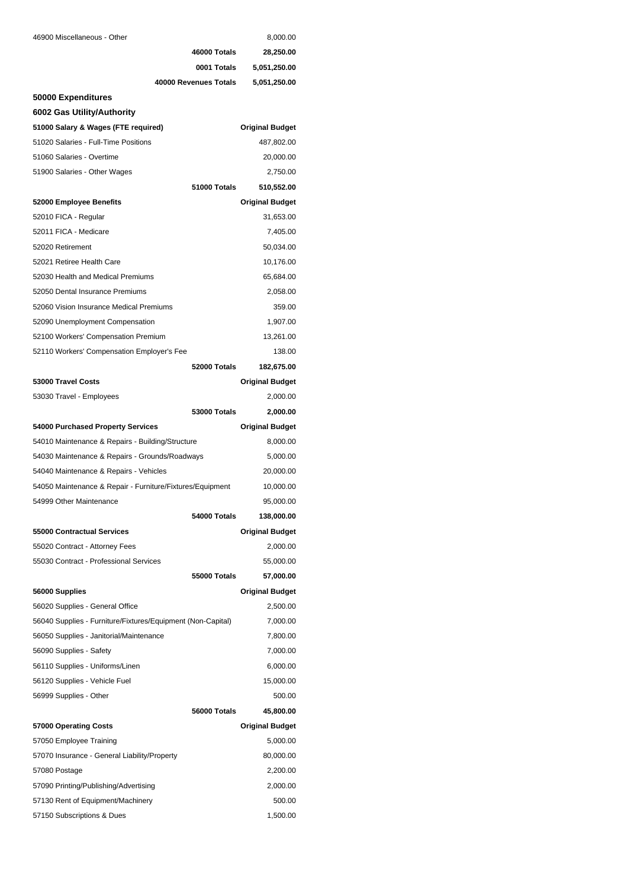| | |
|---|---|
| 46900 Miscellaneous - Other | 8,000.00 |
| **46000 Totals** | **28,250.00** |
| **0001 Totals** | **5,051,250.00** |
| **40000 Revenues Totals** | **5,051,250.00** |

## 50000 Expenditures

### 6002 Gas Utility/Authority

| 51000 Salary & Wages (FTE required) | Original Budget |
|---|---|
| 51020 Salaries - Full-Time Positions | 487,802.00 |
| 51060 Salaries - Overtime | 20,000.00 |
| 51900 Salaries - Other Wages | 2,750.00 |
| **51000 Totals** | **510,552.00** |

| 52000 Employee Benefits | Original Budget |
|---|---|
| 52010 FICA - Regular | 31,653.00 |
| 52011 FICA - Medicare | 7,405.00 |
| 52020 Retirement | 50,034.00 |
| 52021 Retiree Health Care | 10,176.00 |
| 52030 Health and Medical Premiums | 65,684.00 |
| 52050 Dental Insurance Premiums | 2,058.00 |
| 52060 Vision Insurance Medical Premiums | 359.00 |
| 52090 Unemployment Compensation | 1,907.00 |
| 52100 Workers' Compensation Premium | 13,261.00 |
| 52110 Workers' Compensation Employer's Fee | 138.00 |
| **52000 Totals** | **182,675.00** |

| 53000 Travel Costs | Original Budget |
|---|---|
| 53030 Travel - Employees | 2,000.00 |
| **53000 Totals** | **2,000.00** |

| 54000 Purchased Property Services | Original Budget |
|---|---|
| 54010 Maintenance & Repairs - Building/Structure | 8,000.00 |
| 54030 Maintenance & Repairs - Grounds/Roadways | 5,000.00 |
| 54040 Maintenance & Repairs - Vehicles | 20,000.00 |
| 54050 Maintenance & Repair - Furniture/Fixtures/Equipment | 10,000.00 |
| 54999 Other Maintenance | 95,000.00 |
| **54000 Totals** | **138,000.00** |

| 55000 Contractual Services | Original Budget |
|---|---|
| 55020 Contract - Attorney Fees | 2,000.00 |
| 55030 Contract - Professional Services | 55,000.00 |
| **55000 Totals** | **57,000.00** |

| 56000 Supplies | Original Budget |
|---|---|
| 56020 Supplies - General Office | 2,500.00 |
| 56040 Supplies - Furniture/Fixtures/Equipment (Non-Capital) | 7,000.00 |
| 56050 Supplies - Janitorial/Maintenance | 7,800.00 |
| 56090 Supplies - Safety | 7,000.00 |
| 56110 Supplies - Uniforms/Linen | 6,000.00 |
| 56120 Supplies - Vehicle Fuel | 15,000.00 |
| 56999 Supplies - Other | 500.00 |
| **56000 Totals** | **45,800.00** |

| 57000 Operating Costs | Original Budget |
|---|---|
| 57050 Employee Training | 5,000.00 |
| 57070 Insurance - General Liability/Property | 80,000.00 |
| 57080 Postage | 2,200.00 |
| 57090 Printing/Publishing/Advertising | 2,000.00 |
| 57130 Rent of Equipment/Machinery | 500.00 |
| 57150 Subscriptions & Dues | 1,500.00 |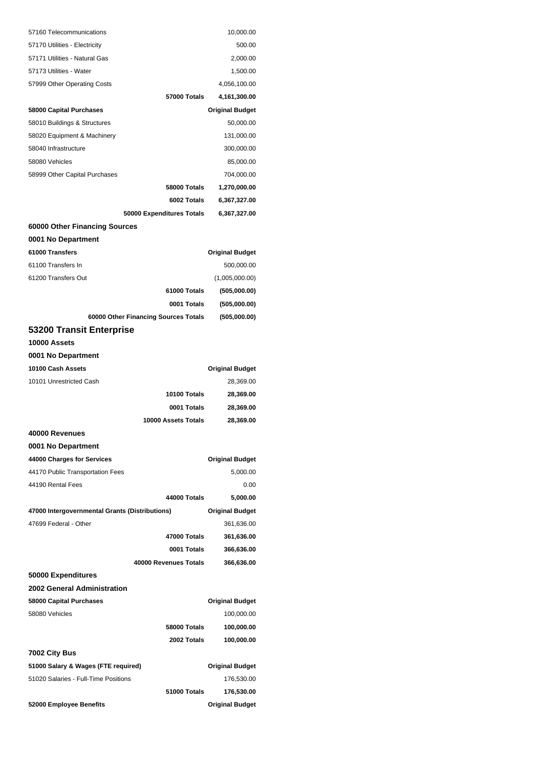| | |
|---|---|
| 57160 Telecommunications | 10,000.00 |
| 57170 Utilities - Electricity | 500.00 |
| 57171 Utilities - Natural Gas | 2,000.00 |
| 57173 Utilities - Water | 1,500.00 |
| 57999 Other Operating Costs | 4,056,100.00 |
| **57000 Totals** | **4,161,300.00** |

| **58000 Capital Purchases** | **Original Budget** |
|---|---|
| 58010 Buildings & Structures | 50,000.00 |
| 58020 Equipment & Machinery | 131,000.00 |
| 58040 Infrastructure | 300,000.00 |
| 58080 Vehicles | 85,000.00 |
| 58999 Other Capital Purchases | 704,000.00 |
| **58000 Totals** | **1,270,000.00** |
| **6002 Totals** | **6,367,327.00** |
| **50000 Expenditures Totals** | **6,367,327.00** |

### 60000 Other Financing Sources

### 0001 No Department

| **61000 Transfers** | **Original Budget** |
|---|---|
| 61100 Transfers In | 500,000.00 |
| 61200 Transfers Out | (1,005,000.00) |
| **61000 Totals** | **(505,000.00)** |
| **0001 Totals** | **(505,000.00)** |
| **60000 Other Financing Sources Totals** | **(505,000.00)** |

## 53200 Transit Enterprise

### 10000 Assets

### 0001 No Department

| **10100 Cash Assets** | **Original Budget** |
|---|---|
| 10101 Unrestricted Cash | 28,369.00 |
| **10100 Totals** | **28,369.00** |
| **0001 Totals** | **28,369.00** |
| **10000 Assets Totals** | **28,369.00** |

### 40000 Revenues

### 0001 No Department

| **44000 Charges for Services** | **Original Budget** |
|---|---|
| 44170 Public Transportation Fees | 5,000.00 |
| 44190 Rental Fees | 0.00 |
| **44000 Totals** | **5,000.00** |

| **47000 Intergovernmental Grants (Distributions)** | **Original Budget** |
|---|---|
| 47699 Federal - Other | 361,636.00 |
| **47000 Totals** | **361,636.00** |
| **0001 Totals** | **366,636.00** |
| **40000 Revenues Totals** | **366,636.00** |

### 50000 Expenditures

### 2002 General Administration

| **58000 Capital Purchases** | **Original Budget** |
|---|---|
| 58080 Vehicles | 100,000.00 |
| **58000 Totals** | **100,000.00** |
| **2002 Totals** | **100,000.00** |

### 7002 City Bus

| **51000 Salary & Wages (FTE required)** | **Original Budget** |
|---|---|
| 51020 Salaries - Full-Time Positions | 176,530.00 |
| **51000 Totals** | **176,530.00** |

| **52000 Employee Benefits** | **Original Budget** |
|---|---|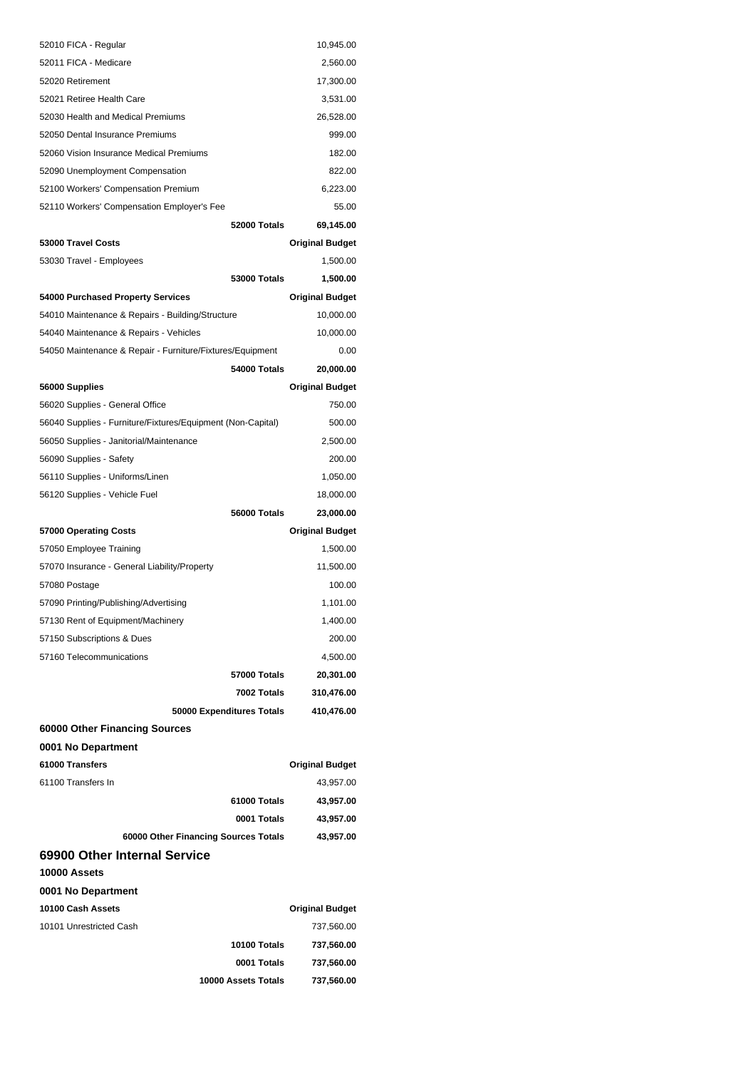| | |
|---|---|
| 52010 FICA - Regular | 10,945.00 |
| 52011 FICA - Medicare | 2,560.00 |
| 52020 Retirement | 17,300.00 |
| 52021 Retiree Health Care | 3,531.00 |
| 52030 Health and Medical Premiums | 26,528.00 |
| 52050 Dental Insurance Premiums | 999.00 |
| 52060 Vision Insurance Medical Premiums | 182.00 |
| 52090 Unemployment Compensation | 822.00 |
| 52100 Workers' Compensation Premium | 6,223.00 |
| 52110 Workers' Compensation Employer's Fee | 55.00 |
| **52000 Totals** | **69,145.00** |

| 53000 Travel Costs | Original Budget |
|---|---|
| 53030 Travel - Employees | 1,500.00 |
| **53000 Totals** | **1,500.00** |

| 54000 Purchased Property Services | Original Budget |
|---|---|
| 54010 Maintenance & Repairs - Building/Structure | 10,000.00 |
| 54040 Maintenance & Repairs - Vehicles | 10,000.00 |
| 54050 Maintenance & Repair - Furniture/Fixtures/Equipment | 0.00 |
| **54000 Totals** | **20,000.00** |

| 56000 Supplies | Original Budget |
|---|---|
| 56020 Supplies - General Office | 750.00 |
| 56040 Supplies - Furniture/Fixtures/Equipment (Non-Capital) | 500.00 |
| 56050 Supplies - Janitorial/Maintenance | 2,500.00 |
| 56090 Supplies - Safety | 200.00 |
| 56110 Supplies - Uniforms/Linen | 1,050.00 |
| 56120 Supplies - Vehicle Fuel | 18,000.00 |
| **56000 Totals** | **23,000.00** |

| 57000 Operating Costs | Original Budget |
|---|---|
| 57050 Employee Training | 1,500.00 |
| 57070 Insurance - General Liability/Property | 11,500.00 |
| 57080 Postage | 100.00 |
| 57090 Printing/Publishing/Advertising | 1,101.00 |
| 57130 Rent of Equipment/Machinery | 1,400.00 |
| 57150 Subscriptions & Dues | 200.00 |
| 57160 Telecommunications | 4,500.00 |
| **57000 Totals** | **20,301.00** |
| **7002 Totals** | **310,476.00** |
| **50000 Expenditures Totals** | **410,476.00** |

### 60000 Other Financing Sources

**0001 No Department**

| 61000 Transfers | Original Budget |
|---|---|
| 61100 Transfers In | 43,957.00 |
| **61000 Totals** | **43,957.00** |
| **0001 Totals** | **43,957.00** |
| **60000 Other Financing Sources Totals** | **43,957.00** |

## 69900 Other Internal Service

**10000 Assets**

**0001 No Department**

| 10100 Cash Assets | Original Budget |
|---|---|
| 10101 Unrestricted Cash | 737,560.00 |
| **10100 Totals** | **737,560.00** |
| **0001 Totals** | **737,560.00** |
| **10000 Assets Totals** | **737,560.00** |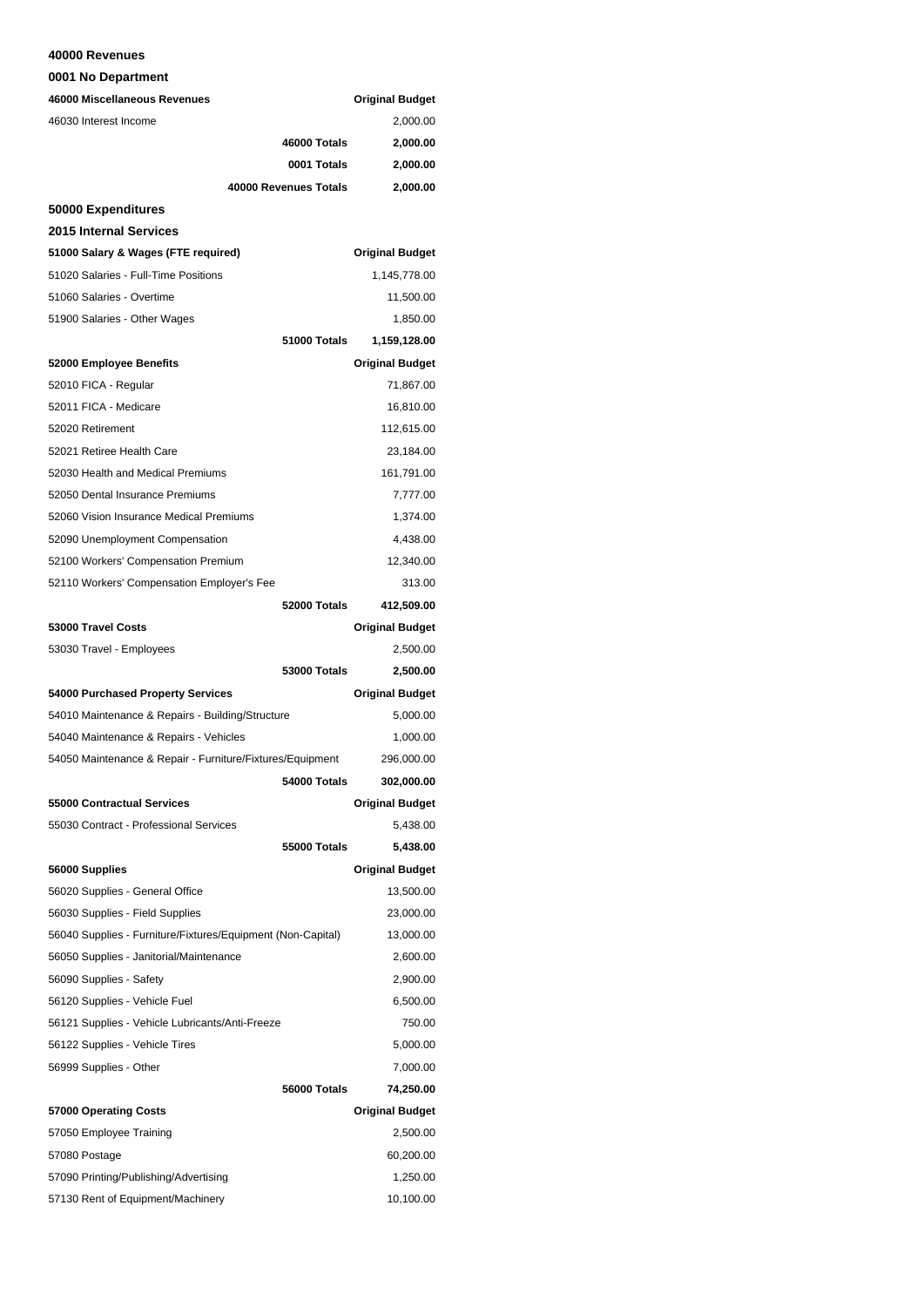**40000 Revenues**

**0001 No Department**

| **46000 Miscellaneous Revenues** | **Original Budget** |
|---|---|
| 46030 Interest Income | 2,000.00 |
| **46000 Totals** | **2,000.00** |
| **0001 Totals** | **2,000.00** |
| **40000 Revenues Totals** | **2,000.00** |

**50000 Expenditures**

**2015 Internal Services**

| **51000 Salary & Wages (FTE required)** | **Original Budget** |
|---|---|
| 51020 Salaries - Full-Time Positions | 1,145,778.00 |
| 51060 Salaries - Overtime | 11,500.00 |
| 51900 Salaries - Other Wages | 1,850.00 |
| **51000 Totals** | **1,159,128.00** |

| **52000 Employee Benefits** | **Original Budget** |
|---|---|
| 52010 FICA - Regular | 71,867.00 |
| 52011 FICA - Medicare | 16,810.00 |
| 52020 Retirement | 112,615.00 |
| 52021 Retiree Health Care | 23,184.00 |
| 52030 Health and Medical Premiums | 161,791.00 |
| 52050 Dental Insurance Premiums | 7,777.00 |
| 52060 Vision Insurance Medical Premiums | 1,374.00 |
| 52090 Unemployment Compensation | 4,438.00 |
| 52100 Workers' Compensation Premium | 12,340.00 |
| 52110 Workers' Compensation Employer's Fee | 313.00 |
| **52000 Totals** | **412,509.00** |

| **53000 Travel Costs** | **Original Budget** |
|---|---|
| 53030 Travel - Employees | 2,500.00 |
| **53000 Totals** | **2,500.00** |

| **54000 Purchased Property Services** | **Original Budget** |
|---|---|
| 54010 Maintenance & Repairs - Building/Structure | 5,000.00 |
| 54040 Maintenance & Repairs - Vehicles | 1,000.00 |
| 54050 Maintenance & Repair - Furniture/Fixtures/Equipment | 296,000.00 |
| **54000 Totals** | **302,000.00** |

| **55000 Contractual Services** | **Original Budget** |
|---|---|
| 55030 Contract - Professional Services | 5,438.00 |
| **55000 Totals** | **5,438.00** |

| **56000 Supplies** | **Original Budget** |
|---|---|
| 56020 Supplies - General Office | 13,500.00 |
| 56030 Supplies - Field Supplies | 23,000.00 |
| 56040 Supplies - Furniture/Fixtures/Equipment (Non-Capital) | 13,000.00 |
| 56050 Supplies - Janitorial/Maintenance | 2,600.00 |
| 56090 Supplies - Safety | 2,900.00 |
| 56120 Supplies - Vehicle Fuel | 6,500.00 |
| 56121 Supplies - Vehicle Lubricants/Anti-Freeze | 750.00 |
| 56122 Supplies - Vehicle Tires | 5,000.00 |
| 56999 Supplies - Other | 7,000.00 |
| **56000 Totals** | **74,250.00** |

| **57000 Operating Costs** | **Original Budget** |
|---|---|
| 57050 Employee Training | 2,500.00 |
| 57080 Postage | 60,200.00 |
| 57090 Printing/Publishing/Advertising | 1,250.00 |
| 57130 Rent of Equipment/Machinery | 10,100.00 |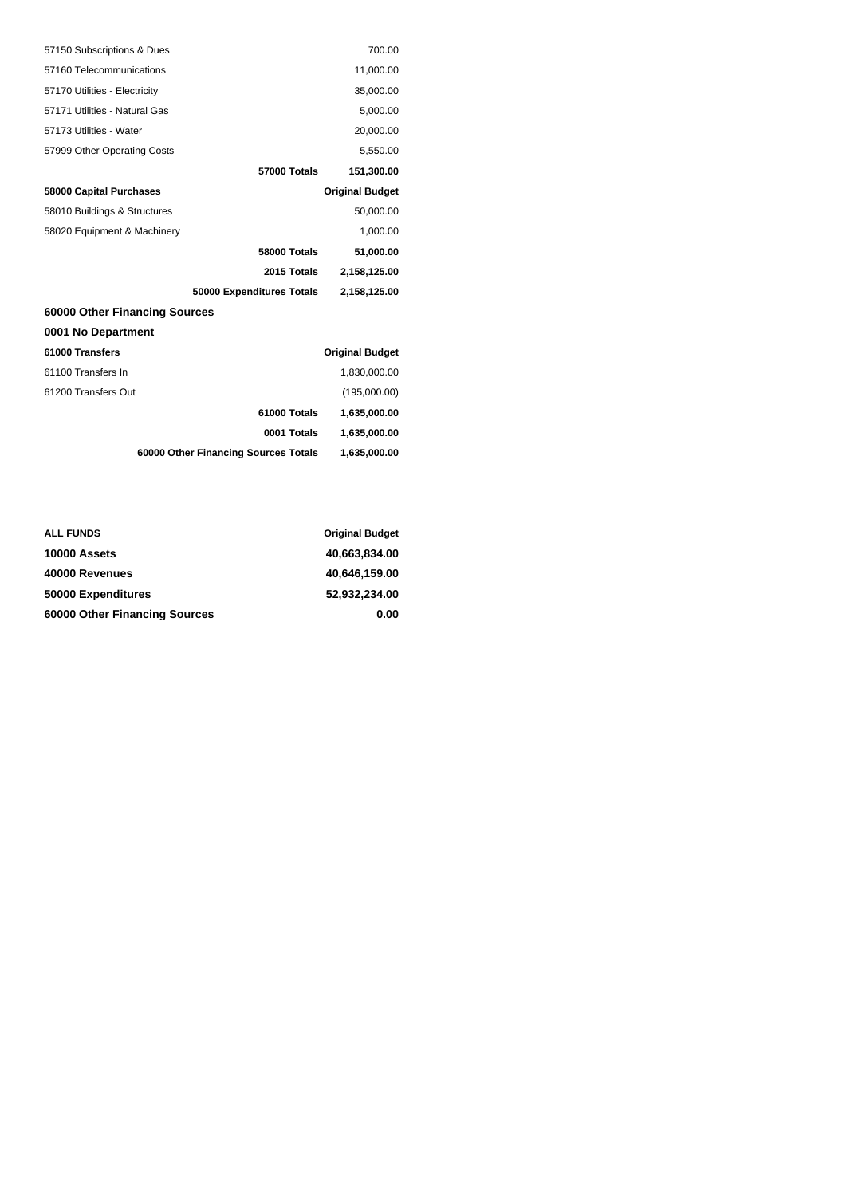| | |
|---|---|
| 57150 Subscriptions & Dues | 700.00 |
| 57160 Telecommunications | 11,000.00 |
| 57170 Utilities - Electricity | 35,000.00 |
| 57171 Utilities - Natural Gas | 5,000.00 |
| 57173 Utilities - Water | 20,000.00 |
| 57999 Other Operating Costs | 5,550.00 |
| **57000 Totals** | **151,300.00** |

| 58000 Capital Purchases | Original Budget |
|---|---|
| 58010 Buildings & Structures | 50,000.00 |
| 58020 Equipment & Machinery | 1,000.00 |
| **58000 Totals** | **51,000.00** |
| **2015 Totals** | **2,158,125.00** |
| **50000 Expenditures Totals** | **2,158,125.00** |

## 60000 Other Financing Sources

### 0001 No Department

| 61000 Transfers | Original Budget |
|---|---|
| 61100 Transfers In | 1,830,000.00 |
| 61200 Transfers Out | (195,000.00) |
| **61000 Totals** | **1,635,000.00** |
| **0001 Totals** | **1,635,000.00** |
| **60000 Other Financing Sources Totals** | **1,635,000.00** |

| ALL FUNDS | Original Budget |
|---|---|
| **10000 Assets** | **40,663,834.00** |
| **40000 Revenues** | **40,646,159.00** |
| **50000 Expenditures** | **52,932,234.00** |
| **60000 Other Financing Sources** | **0.00** |